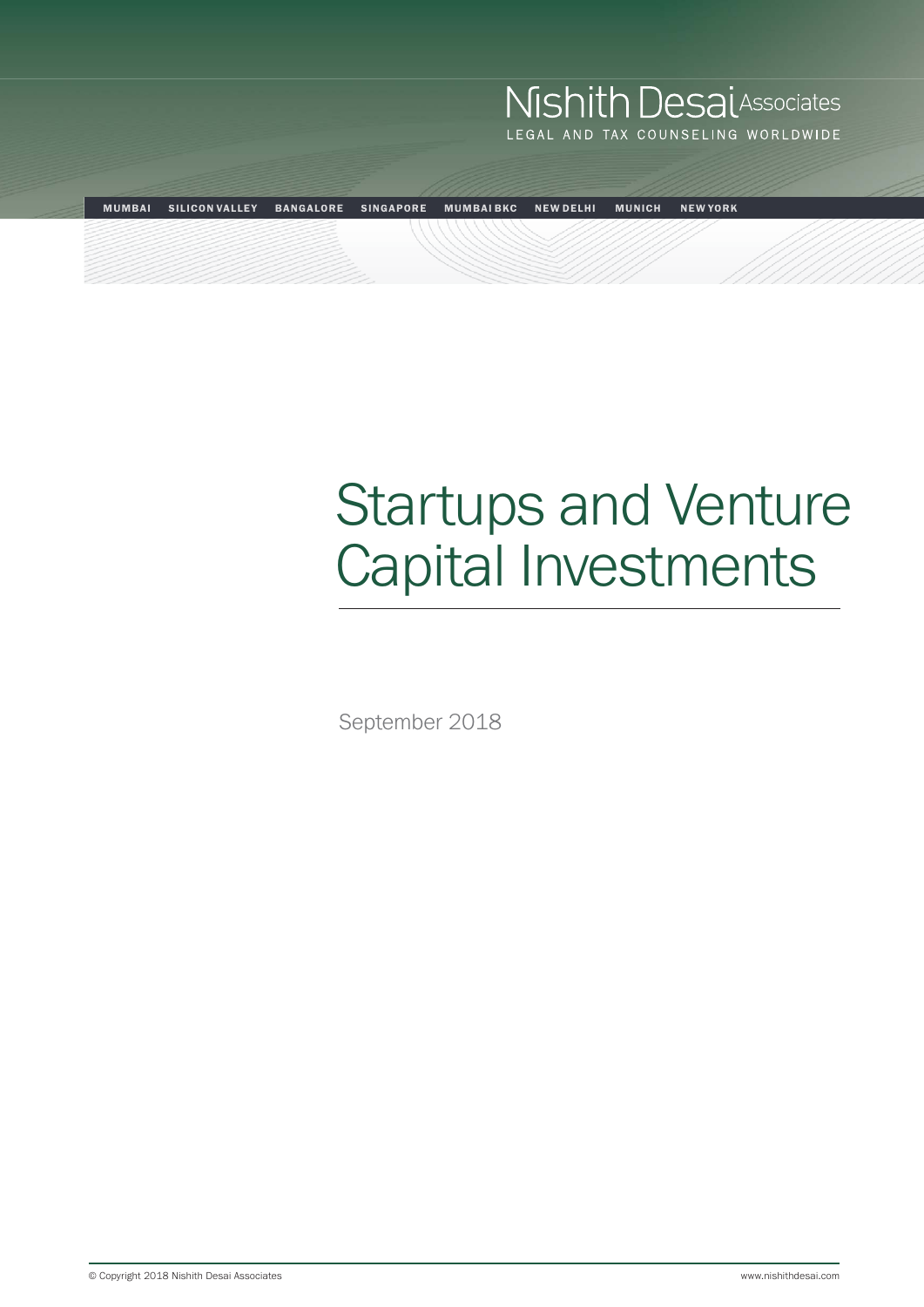Nishith Desai Associates

LEGAL AND TAX COUNSELING WORLDWIDE

MUMBAI SILICON VALLEY BANGALORE SINGAPORE MUMBAI BKC NEW DELHI MUNICH NEW YORK

# Startups and Venture Capital Investments

September 2018

© Copyright 2018 Nishith Desai Associates

www.nishithdesai.com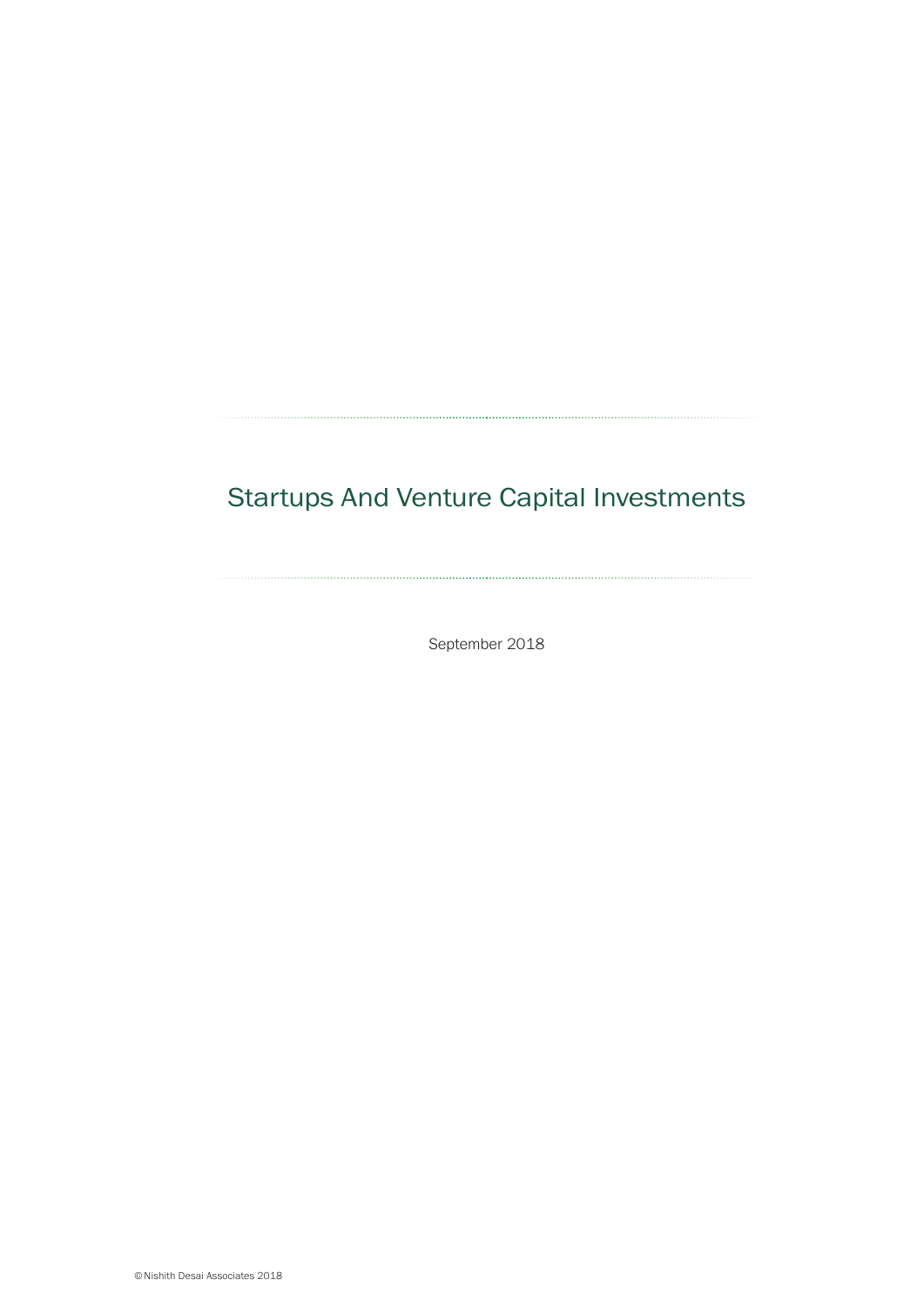# Startups And Venture Capital Investments

September 2018

© Nishith Desai Associates 2018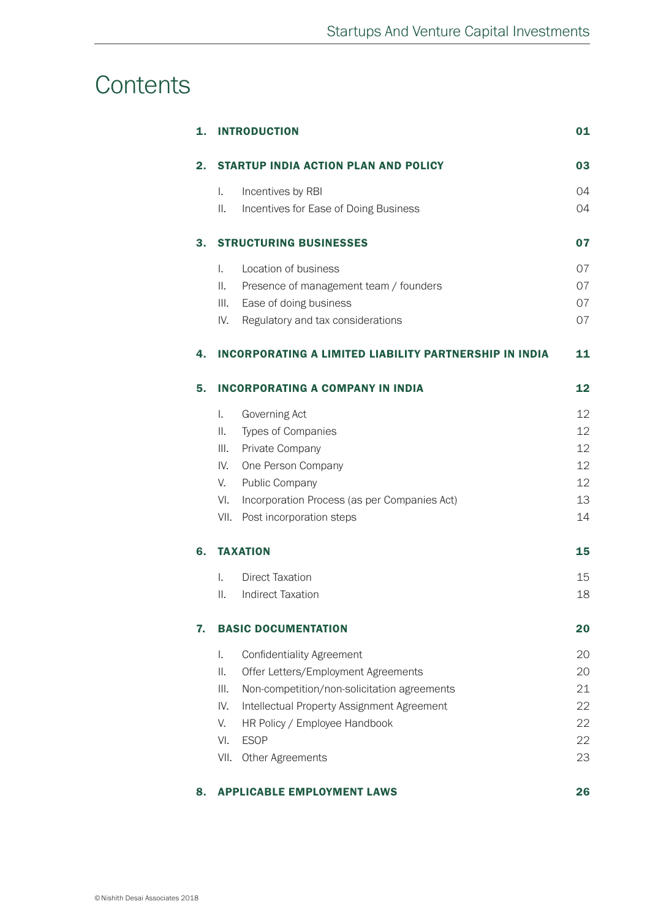# Contents

| | | |
|---|---|---|
| **1.** | **INTRODUCTION** | **01** |
| **2.** | **STARTUP INDIA ACTION PLAN AND POLICY** | **03** |
| | I. Incentives by RBI | 04 |
| | II. Incentives for Ease of Doing Business | 04 |
| **3.** | **STRUCTURING BUSINESSES** | **07** |
| | I. Location of business | 07 |
| | II. Presence of management team / founders | 07 |
| | III. Ease of doing business | 07 |
| | IV. Regulatory and tax considerations | 07 |
| **4.** | **INCORPORATING A LIMITED LIABILITY PARTNERSHIP IN INDIA** | **11** |
| **5.** | **INCORPORATING A COMPANY IN INDIA** | **12** |
| | I. Governing Act | 12 |
| | II. Types of Companies | 12 |
| | III. Private Company | 12 |
| | IV. One Person Company | 12 |
| | V. Public Company | 12 |
| | VI. Incorporation Process (as per Companies Act) | 13 |
| | VII. Post incorporation steps | 14 |
| **6.** | **TAXATION** | **15** |
| | I. Direct Taxation | 15 |
| | II. Indirect Taxation | 18 |
| **7.** | **BASIC DOCUMENTATION** | **20** |
| | I. Confidentiality Agreement | 20 |
| | II. Offer Letters/Employment Agreements | 20 |
| | III. Non-competition/non-solicitation agreements | 21 |
| | IV. Intellectual Property Assignment Agreement | 22 |
| | V. HR Policy / Employee Handbook | 22 |
| | VI. ESOP | 22 |
| | VII. Other Agreements | 23 |
| **8.** | **APPLICABLE EMPLOYMENT LAWS** | **26** |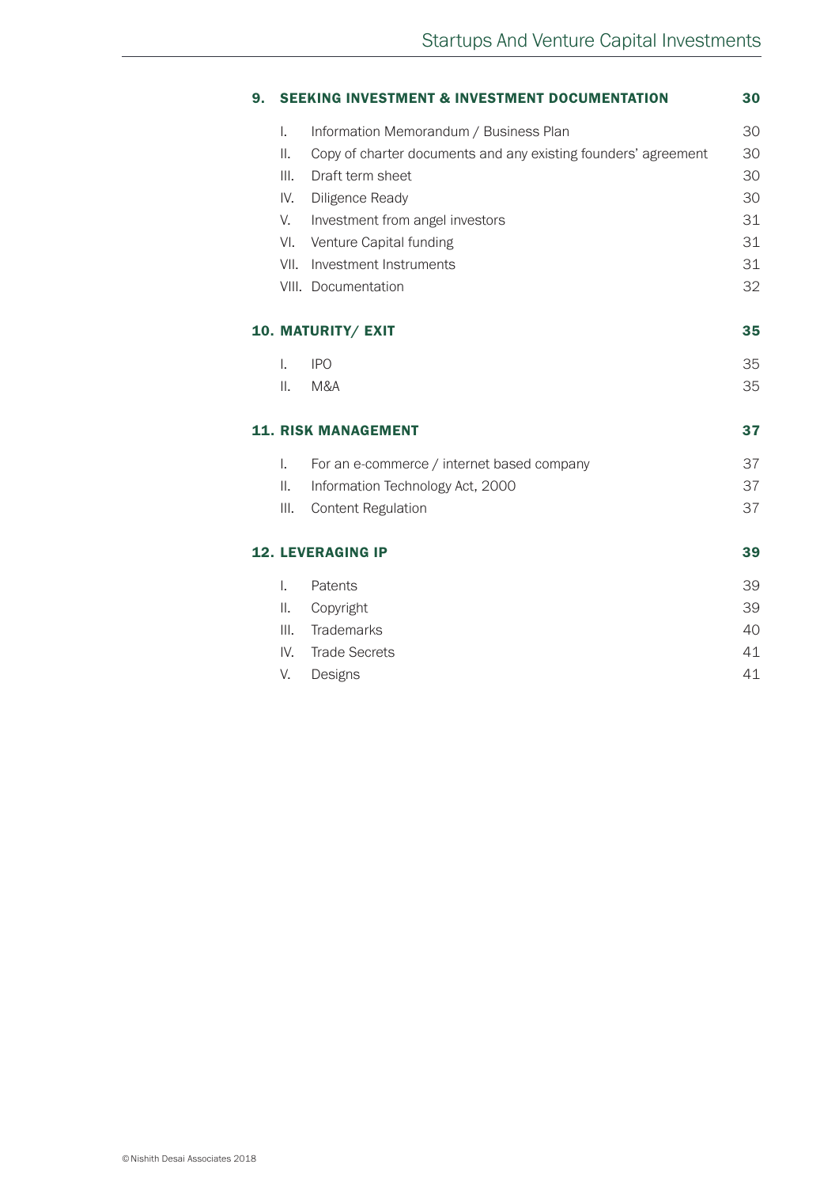| | | |
|---|---|---|
| **9.** | **SEEKING INVESTMENT & INVESTMENT DOCUMENTATION** | **30** |
| I. | Information Memorandum / Business Plan | 30 |
| II. | Copy of charter documents and any existing founders' agreement | 30 |
| III. | Draft term sheet | 30 |
| IV. | Diligence Ready | 30 |
| V. | Investment from angel investors | 31 |
| VI. | Venture Capital funding | 31 |
| VII. | Investment Instruments | 31 |
| VIII. | Documentation | 32 |
| **10.** | **MATURITY/ EXIT** | **35** |
| I. | IPO | 35 |
| II. | M&A | 35 |
| **11.** | **RISK MANAGEMENT** | **37** |
| I. | For an e-commerce / internet based company | 37 |
| II. | Information Technology Act, 2000 | 37 |
| III. | Content Regulation | 37 |
| **12.** | **LEVERAGING IP** | **39** |
| I. | Patents | 39 |
| II. | Copyright | 39 |
| III. | Trademarks | 40 |
| IV. | Trade Secrets | 41 |
| V. | Designs | 41 |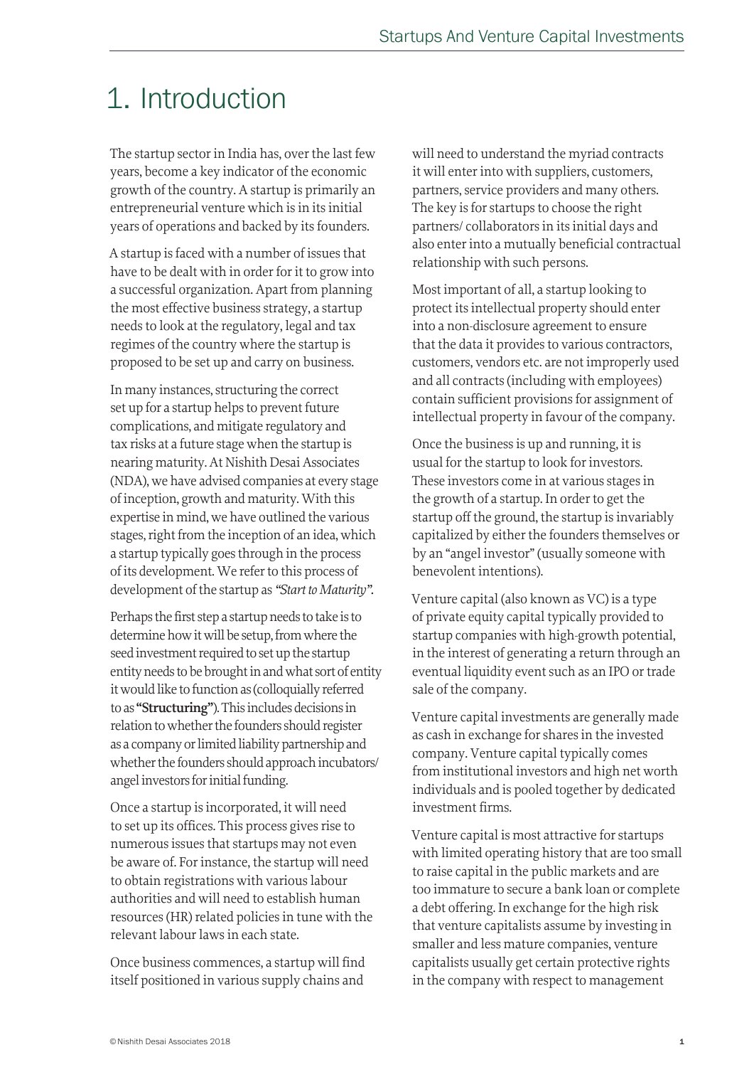# 1. Introduction

The startup sector in India has, over the last few years, become a key indicator of the economic growth of the country. A startup is primarily an entrepreneurial venture which is in its initial years of operations and backed by its founders.

A startup is faced with a number of issues that have to be dealt with in order for it to grow into a successful organization. Apart from planning the most effective business strategy, a startup needs to look at the regulatory, legal and tax regimes of the country where the startup is proposed to be set up and carry on business.

In many instances, structuring the correct set up for a startup helps to prevent future complications, and mitigate regulatory and tax risks at a future stage when the startup is nearing maturity. At Nishith Desai Associates (NDA), we have advised companies at every stage of inception, growth and maturity. With this expertise in mind, we have outlined the various stages, right from the inception of an idea, which a startup typically goes through in the process of its development. We refer to this process of development of the startup as *"Start to Maturity"*.

Perhaps the first step a startup needs to take is to determine how it will be setup, from where the seed investment required to set up the startup entity needs to be brought in and what sort of entity it would like to function as (colloquially referred to as **"Structuring"**). This includes decisions in relation to whether the founders should register as a company or limited liability partnership and whether the founders should approach incubators/ angel investors for initial funding.

Once a startup is incorporated, it will need to set up its offices. This process gives rise to numerous issues that startups may not even be aware of. For instance, the startup will need to obtain registrations with various labour authorities and will need to establish human resources (HR) related policies in tune with the relevant labour laws in each state.

Once business commences, a startup will find itself positioned in various supply chains and will need to understand the myriad contracts it will enter into with suppliers, customers, partners, service providers and many others. The key is for startups to choose the right partners/ collaborators in its initial days and also enter into a mutually beneficial contractual relationship with such persons.

Most important of all, a startup looking to protect its intellectual property should enter into a non-disclosure agreement to ensure that the data it provides to various contractors, customers, vendors etc. are not improperly used and all contracts (including with employees) contain sufficient provisions for assignment of intellectual property in favour of the company.

Once the business is up and running, it is usual for the startup to look for investors. These investors come in at various stages in the growth of a startup. In order to get the startup off the ground, the startup is invariably capitalized by either the founders themselves or by an "angel investor" (usually someone with benevolent intentions).

Venture capital (also known as VC) is a type of private equity capital typically provided to startup companies with high-growth potential, in the interest of generating a return through an eventual liquidity event such as an IPO or trade sale of the company.

Venture capital investments are generally made as cash in exchange for shares in the invested company. Venture capital typically comes from institutional investors and high net worth individuals and is pooled together by dedicated investment firms.

Venture capital is most attractive for startups with limited operating history that are too small to raise capital in the public markets and are too immature to secure a bank loan or complete a debt offering. In exchange for the high risk that venture capitalists assume by investing in smaller and less mature companies, venture capitalists usually get certain protective rights in the company with respect to management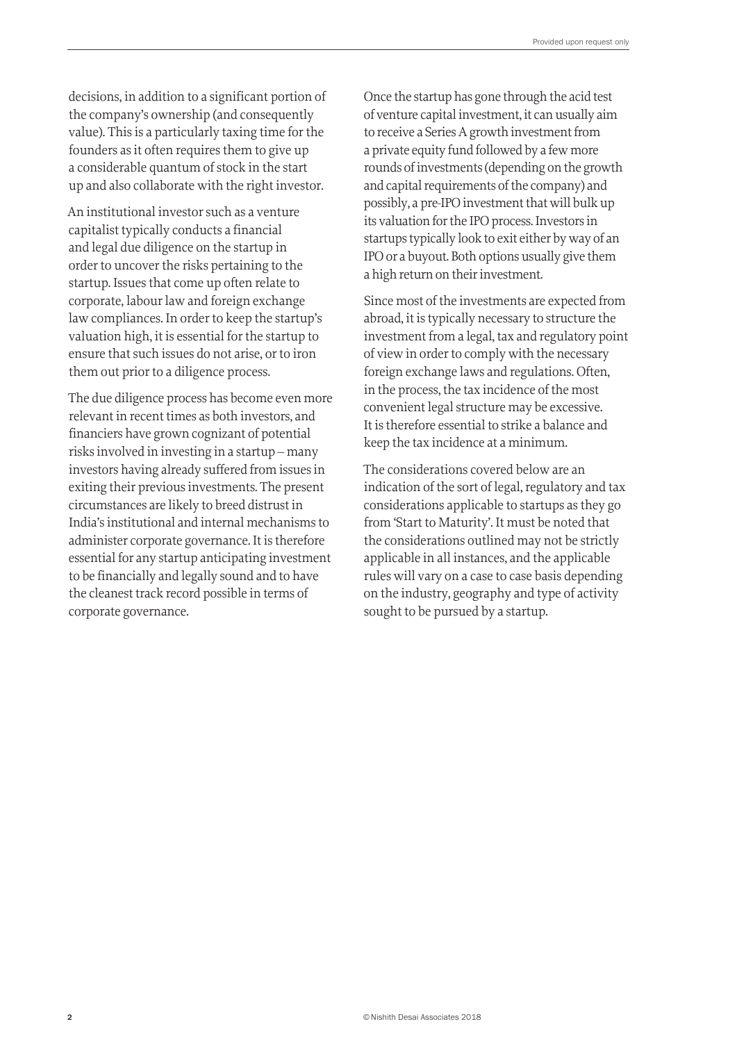decisions, in addition to a significant portion of the company's ownership (and consequently value). This is a particularly taxing time for the founders as it often requires them to give up a considerable quantum of stock in the start up and also collaborate with the right investor.

An institutional investor such as a venture capitalist typically conducts a financial and legal due diligence on the startup in order to uncover the risks pertaining to the startup. Issues that come up often relate to corporate, labour law and foreign exchange law compliances. In order to keep the startup's valuation high, it is essential for the startup to ensure that such issues do not arise, or to iron them out prior to a diligence process.

The due diligence process has become even more relevant in recent times as both investors, and financiers have grown cognizant of potential risks involved in investing in a startup – many investors having already suffered from issues in exiting their previous investments. The present circumstances are likely to breed distrust in India's institutional and internal mechanisms to administer corporate governance. It is therefore essential for any startup anticipating investment to be financially and legally sound and to have the cleanest track record possible in terms of corporate governance.

Once the startup has gone through the acid test of venture capital investment, it can usually aim to receive a Series A growth investment from a private equity fund followed by a few more rounds of investments (depending on the growth and capital requirements of the company) and possibly, a pre-IPO investment that will bulk up its valuation for the IPO process. Investors in startups typically look to exit either by way of an IPO or a buyout. Both options usually give them a high return on their investment.

Since most of the investments are expected from abroad, it is typically necessary to structure the investment from a legal, tax and regulatory point of view in order to comply with the necessary foreign exchange laws and regulations. Often, in the process, the tax incidence of the most convenient legal structure may be excessive. It is therefore essential to strike a balance and keep the tax incidence at a minimum.

The considerations covered below are an indication of the sort of legal, regulatory and tax considerations applicable to startups as they go from 'Start to Maturity'. It must be noted that the considerations outlined may not be strictly applicable in all instances, and the applicable rules will vary on a case to case basis depending on the industry, geography and type of activity sought to be pursued by a startup.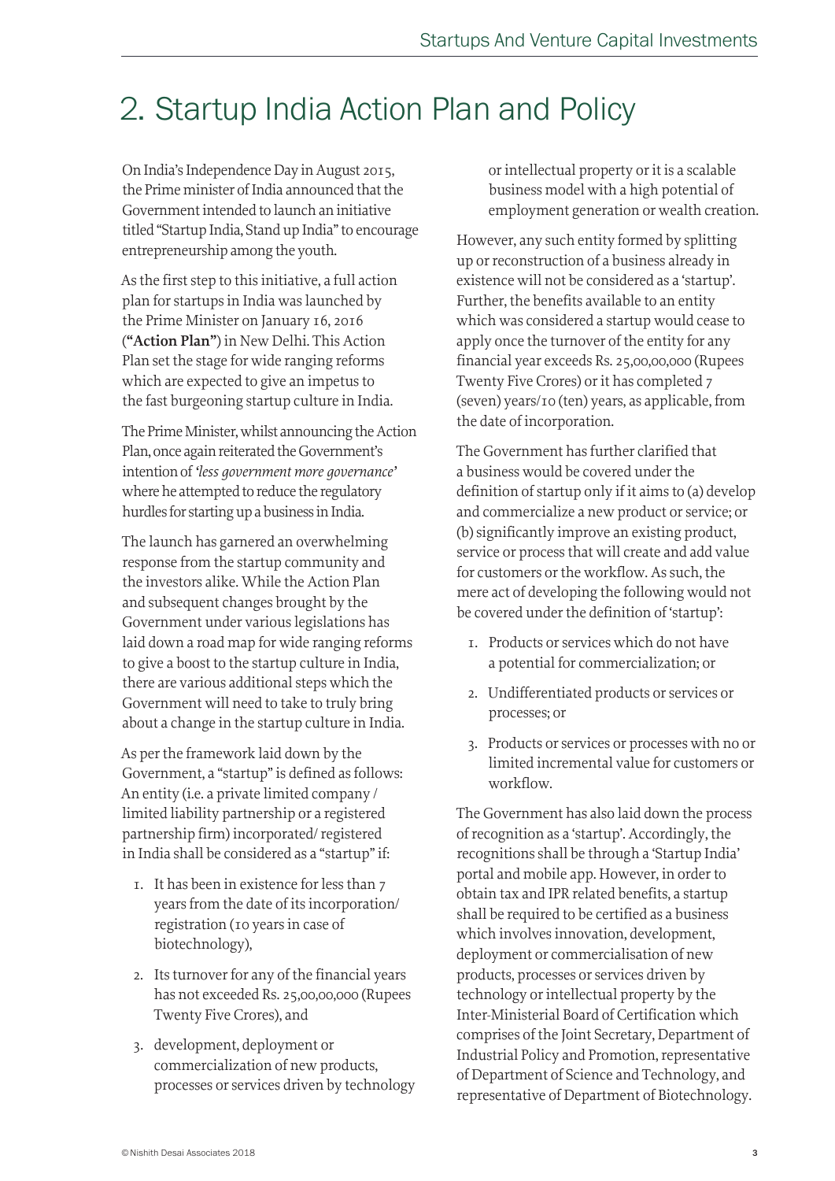# 2. Startup India Action Plan and Policy

On India's Independence Day in August 2015, the Prime minister of India announced that the Government intended to launch an initiative titled "Startup India, Stand up India" to encourage entrepreneurship among the youth.

As the first step to this initiative, a full action plan for startups in India was launched by the Prime Minister on January 16, 2016 (**"Action Plan"**) in New Delhi. This Action Plan set the stage for wide ranging reforms which are expected to give an impetus to the fast burgeoning startup culture in India.

The Prime Minister, whilst announcing the Action Plan, once again reiterated the Government's intention of *'less government more governance'* where he attempted to reduce the regulatory hurdles for starting up a business in India.

The launch has garnered an overwhelming response from the startup community and the investors alike. While the Action Plan and subsequent changes brought by the Government under various legislations has laid down a road map for wide ranging reforms to give a boost to the startup culture in India, there are various additional steps which the Government will need to take to truly bring about a change in the startup culture in India.

As per the framework laid down by the Government, a "startup" is defined as follows: An entity (i.e. a private limited company / limited liability partnership or a registered partnership firm) incorporated/ registered in India shall be considered as a "startup" if:

1. It has been in existence for less than 7 years from the date of its incorporation/ registration (10 years in case of biotechnology),
2. Its turnover for any of the financial years has not exceeded Rs. 25,00,00,000 (Rupees Twenty Five Crores), and
3. development, deployment or commercialization of new products, processes or services driven by technology or intellectual property or it is a scalable business model with a high potential of employment generation or wealth creation.

However, any such entity formed by splitting up or reconstruction of a business already in existence will not be considered as a 'startup'. Further, the benefits available to an entity which was considered a startup would cease to apply once the turnover of the entity for any financial year exceeds Rs. 25,00,00,000 (Rupees Twenty Five Crores) or it has completed 7 (seven) years/10 (ten) years, as applicable, from the date of incorporation.

The Government has further clarified that a business would be covered under the definition of startup only if it aims to (a) develop and commercialize a new product or service; or (b) significantly improve an existing product, service or process that will create and add value for customers or the workflow. As such, the mere act of developing the following would not be covered under the definition of 'startup':

1. Products or services which do not have a potential for commercialization; or
2. Undifferentiated products or services or processes; or
3. Products or services or processes with no or limited incremental value for customers or workflow.

The Government has also laid down the process of recognition as a 'startup'. Accordingly, the recognitions shall be through a 'Startup India' portal and mobile app. However, in order to obtain tax and IPR related benefits, a startup shall be required to be certified as a business which involves innovation, development, deployment or commercialisation of new products, processes or services driven by technology or intellectual property by the Inter-Ministerial Board of Certification which comprises of the Joint Secretary, Department of Industrial Policy and Promotion, representative of Department of Science and Technology, and representative of Department of Biotechnology.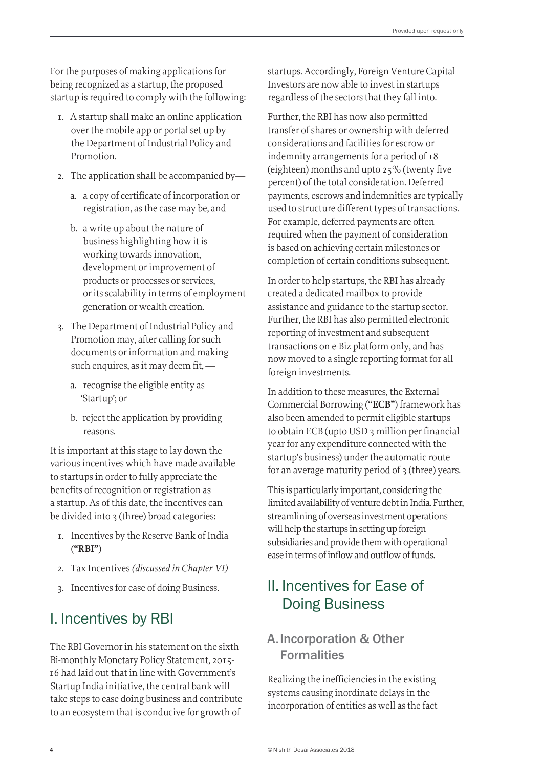For the purposes of making applications for being recognized as a startup, the proposed startup is required to comply with the following:

1. A startup shall make an online application over the mobile app or portal set up by the Department of Industrial Policy and Promotion.
2. The application shall be accompanied by—
   a. a copy of certificate of incorporation or registration, as the case may be, and
   b. a write-up about the nature of business highlighting how it is working towards innovation, development or improvement of products or processes or services, or its scalability in terms of employment generation or wealth creation.
3. The Department of Industrial Policy and Promotion may, after calling for such documents or information and making such enquires, as it may deem fit, —
   a. recognise the eligible entity as 'Startup'; or
   b. reject the application by providing reasons.

It is important at this stage to lay down the various incentives which have made available to startups in order to fully appreciate the benefits of recognition or registration as a startup. As of this date, the incentives can be divided into 3 (three) broad categories:

1. Incentives by the Reserve Bank of India (**"RBI"**)
2. Tax Incentives *(discussed in Chapter VI)*
3. Incentives for ease of doing Business.

## I. Incentives by RBI

The RBI Governor in his statement on the sixth Bi-monthly Monetary Policy Statement, 2015-16 had laid out that in line with Government's Startup India initiative, the central bank will take steps to ease doing business and contribute to an ecosystem that is conducive for growth of startups. Accordingly, Foreign Venture Capital Investors are now able to invest in startups regardless of the sectors that they fall into.

Further, the RBI has now also permitted transfer of shares or ownership with deferred considerations and facilities for escrow or indemnity arrangements for a period of 18 (eighteen) months and upto 25% (twenty five percent) of the total consideration. Deferred payments, escrows and indemnities are typically used to structure different types of transactions. For example, deferred payments are often required when the payment of consideration is based on achieving certain milestones or completion of certain conditions subsequent.

In order to help startups, the RBI has already created a dedicated mailbox to provide assistance and guidance to the startup sector. Further, the RBI has also permitted electronic reporting of investment and subsequent transactions on e-Biz platform only, and has now moved to a single reporting format for all foreign investments.

In addition to these measures, the External Commercial Borrowing (**"ECB"**) framework has also been amended to permit eligible startups to obtain ECB (upto USD 3 million per financial year for any expenditure connected with the startup's business) under the automatic route for an average maturity period of 3 (three) years.

This is particularly important, considering the limited availability of venture debt in India. Further, streamlining of overseas investment operations will help the startups in setting up foreign subsidiaries and provide them with operational ease in terms of inflow and outflow of funds.

## II. Incentives for Ease of Doing Business

### A. Incorporation & Other Formalities

Realizing the inefficiencies in the existing systems causing inordinate delays in the incorporation of entities as well as the fact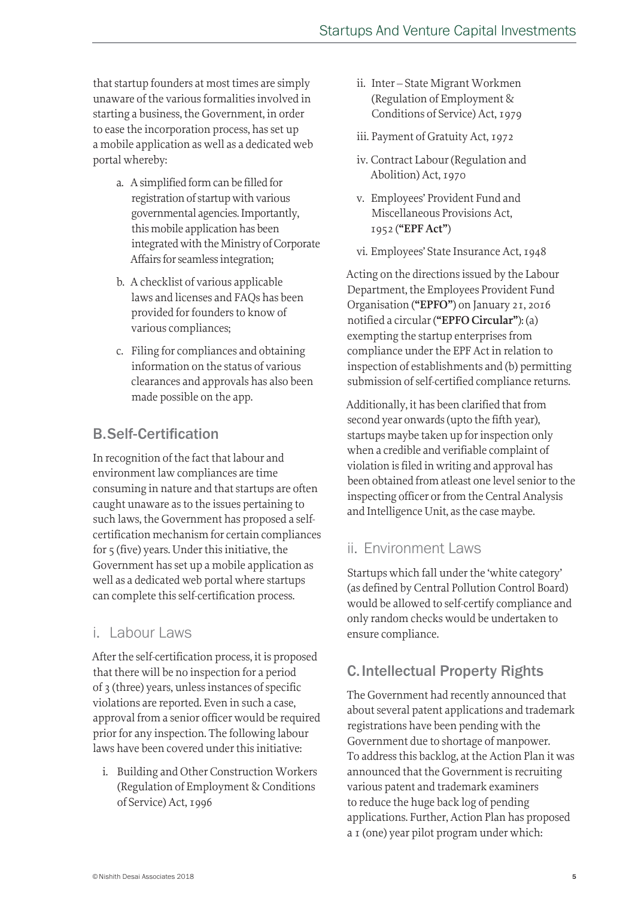that startup founders at most times are simply unaware of the various formalities involved in starting a business, the Government, in order to ease the incorporation process, has set up a mobile application as well as a dedicated web portal whereby:

a. A simplified form can be filled for registration of startup with various governmental agencies. Importantly, this mobile application has been integrated with the Ministry of Corporate Affairs for seamless integration;

b. A checklist of various applicable laws and licenses and FAQs has been provided for founders to know of various compliances;

c. Filing for compliances and obtaining information on the status of various clearances and approvals has also been made possible on the app.

## B. Self-Certification

In recognition of the fact that labour and environment law compliances are time consuming in nature and that startups are often caught unaware as to the issues pertaining to such laws, the Government has proposed a self-certification mechanism for certain compliances for 5 (five) years. Under this initiative, the Government has set up a mobile application as well as a dedicated web portal where startups can complete this self-certification process.

### i. Labour Laws

After the self-certification process, it is proposed that there will be no inspection for a period of 3 (three) years, unless instances of specific violations are reported. Even in such a case, approval from a senior officer would be required prior for any inspection. The following labour laws have been covered under this initiative:

i. Building and Other Construction Workers (Regulation of Employment & Conditions of Service) Act, 1996

ii. Inter – State Migrant Workmen (Regulation of Employment & Conditions of Service) Act, 1979

iii. Payment of Gratuity Act, 1972

iv. Contract Labour (Regulation and Abolition) Act, 1970

v. Employees' Provident Fund and Miscellaneous Provisions Act, 1952 (**"EPF Act"**)

vi. Employees' State Insurance Act, 1948

Acting on the directions issued by the Labour Department, the Employees Provident Fund Organisation (**"EPFO"**) on January 21, 2016 notified a circular (**"EPFO Circular"**): (a) exempting the startup enterprises from compliance under the EPF Act in relation to inspection of establishments and (b) permitting submission of self-certified compliance returns.

Additionally, it has been clarified that from second year onwards (upto the fifth year), startups maybe taken up for inspection only when a credible and verifiable complaint of violation is filed in writing and approval has been obtained from atleast one level senior to the inspecting officer or from the Central Analysis and Intelligence Unit, as the case maybe.

### ii. Environment Laws

Startups which fall under the 'white category' (as defined by Central Pollution Control Board) would be allowed to self-certify compliance and only random checks would be undertaken to ensure compliance.

## C. Intellectual Property Rights

The Government had recently announced that about several patent applications and trademark registrations have been pending with the Government due to shortage of manpower. To address this backlog, at the Action Plan it was announced that the Government is recruiting various patent and trademark examiners to reduce the huge back log of pending applications. Further, Action Plan has proposed a 1 (one) year pilot program under which: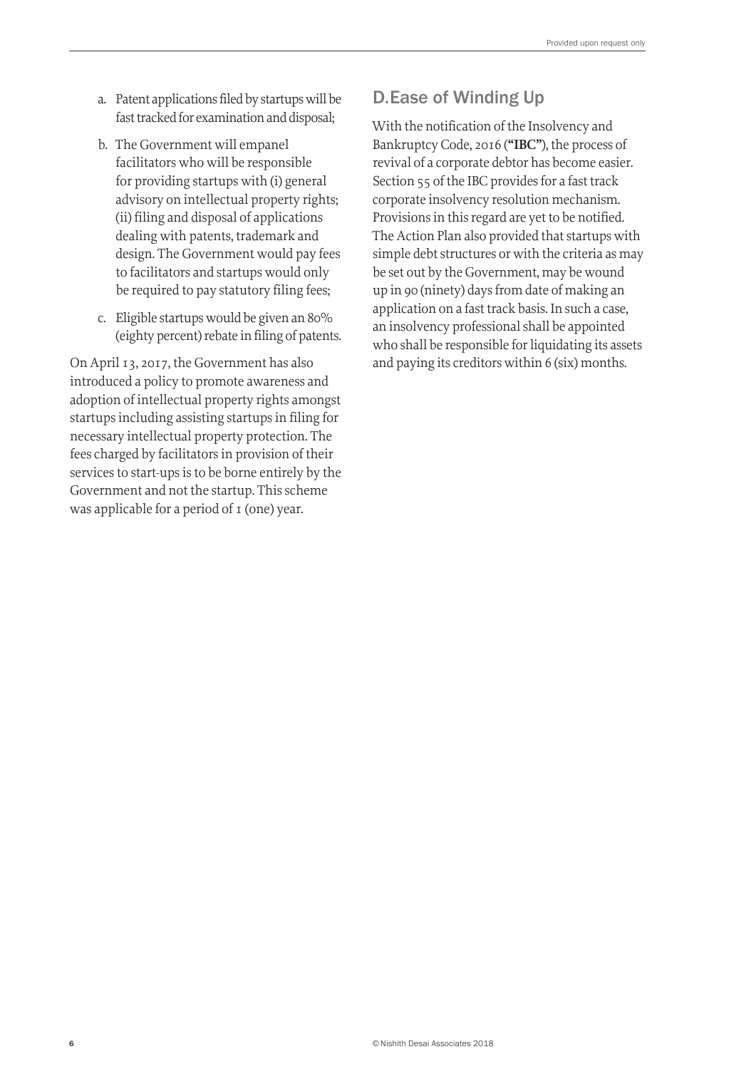a. Patent applications filed by startups will be fast tracked for examination and disposal;

b. The Government will empanel facilitators who will be responsible for providing startups with (i) general advisory on intellectual property rights; (ii) filing and disposal of applications dealing with patents, trademark and design. The Government would pay fees to facilitators and startups would only be required to pay statutory filing fees;

c. Eligible startups would be given an 80% (eighty percent) rebate in filing of patents.

On April 13, 2017, the Government has also introduced a policy to promote awareness and adoption of intellectual property rights amongst startups including assisting startups in filing for necessary intellectual property protection. The fees charged by facilitators in provision of their services to start-ups is to be borne entirely by the Government and not the startup. This scheme was applicable for a period of 1 (one) year.

## D. Ease of Winding Up

With the notification of the Insolvency and Bankruptcy Code, 2016 (**"IBC"**), the process of revival of a corporate debtor has become easier. Section 55 of the IBC provides for a fast track corporate insolvency resolution mechanism. Provisions in this regard are yet to be notified. The Action Plan also provided that startups with simple debt structures or with the criteria as may be set out by the Government, may be wound up in 90 (ninety) days from date of making an application on a fast track basis. In such a case, an insolvency professional shall be appointed who shall be responsible for liquidating its assets and paying its creditors within 6 (six) months.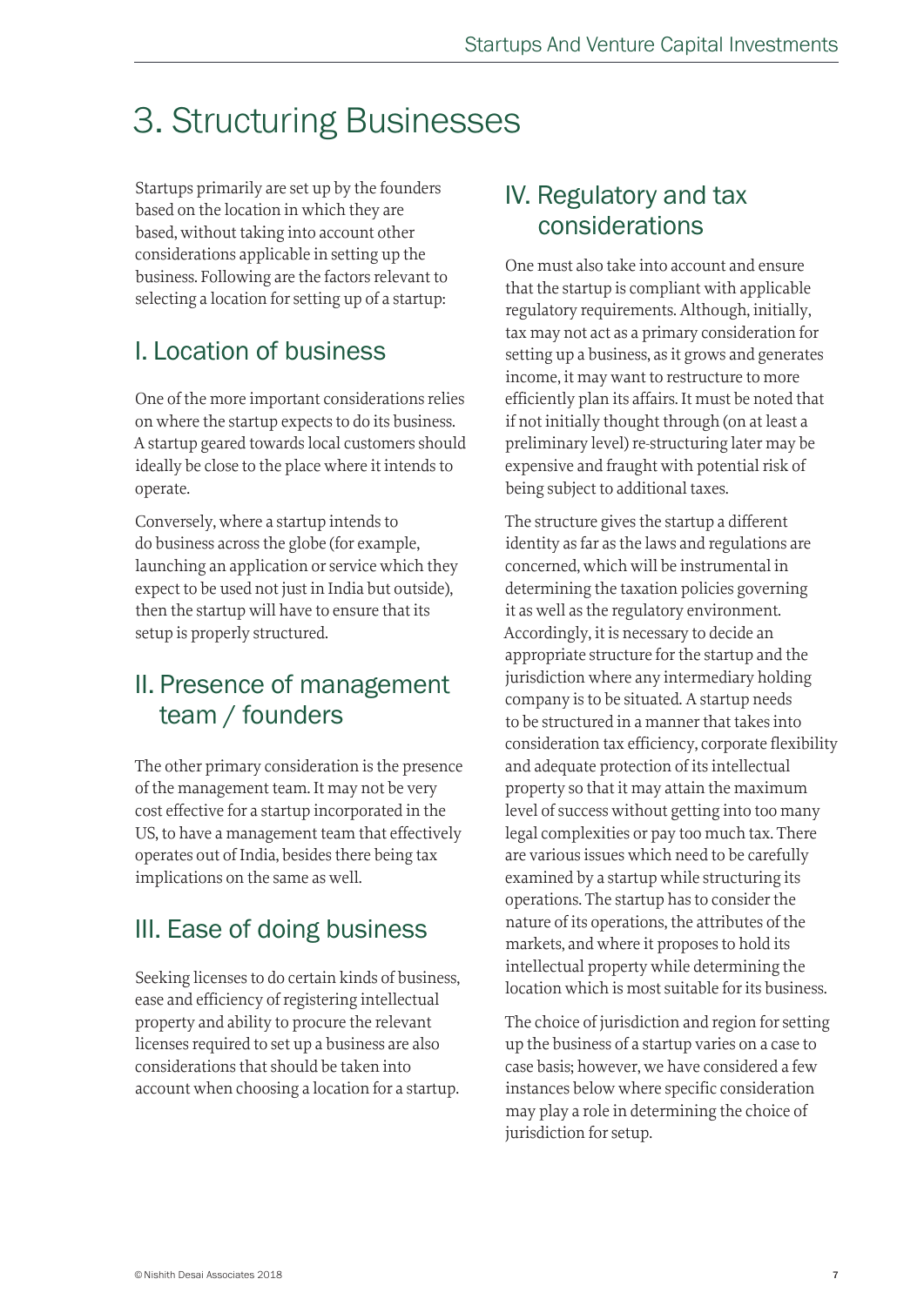# 3. Structuring Businesses

Startups primarily are set up by the founders based on the location in which they are based, without taking into account other considerations applicable in setting up the business. Following are the factors relevant to selecting a location for setting up of a startup:

## I. Location of business

One of the more important considerations relies on where the startup expects to do its business. A startup geared towards local customers should ideally be close to the place where it intends to operate.

Conversely, where a startup intends to do business across the globe (for example, launching an application or service which they expect to be used not just in India but outside), then the startup will have to ensure that its setup is properly structured.

## II. Presence of management team / founders

The other primary consideration is the presence of the management team. It may not be very cost effective for a startup incorporated in the US, to have a management team that effectively operates out of India, besides there being tax implications on the same as well.

## III. Ease of doing business

Seeking licenses to do certain kinds of business, ease and efficiency of registering intellectual property and ability to procure the relevant licenses required to set up a business are also considerations that should be taken into account when choosing a location for a startup.

## IV. Regulatory and tax considerations

One must also take into account and ensure that the startup is compliant with applicable regulatory requirements. Although, initially, tax may not act as a primary consideration for setting up a business, as it grows and generates income, it may want to restructure to more efficiently plan its affairs. It must be noted that if not initially thought through (on at least a preliminary level) re-structuring later may be expensive and fraught with potential risk of being subject to additional taxes.

The structure gives the startup a different identity as far as the laws and regulations are concerned, which will be instrumental in determining the taxation policies governing it as well as the regulatory environment. Accordingly, it is necessary to decide an appropriate structure for the startup and the jurisdiction where any intermediary holding company is to be situated. A startup needs to be structured in a manner that takes into consideration tax efficiency, corporate flexibility and adequate protection of its intellectual property so that it may attain the maximum level of success without getting into too many legal complexities or pay too much tax. There are various issues which need to be carefully examined by a startup while structuring its operations. The startup has to consider the nature of its operations, the attributes of the markets, and where it proposes to hold its intellectual property while determining the location which is most suitable for its business.

The choice of jurisdiction and region for setting up the business of a startup varies on a case to case basis; however, we have considered a few instances below where specific consideration may play a role in determining the choice of jurisdiction for setup.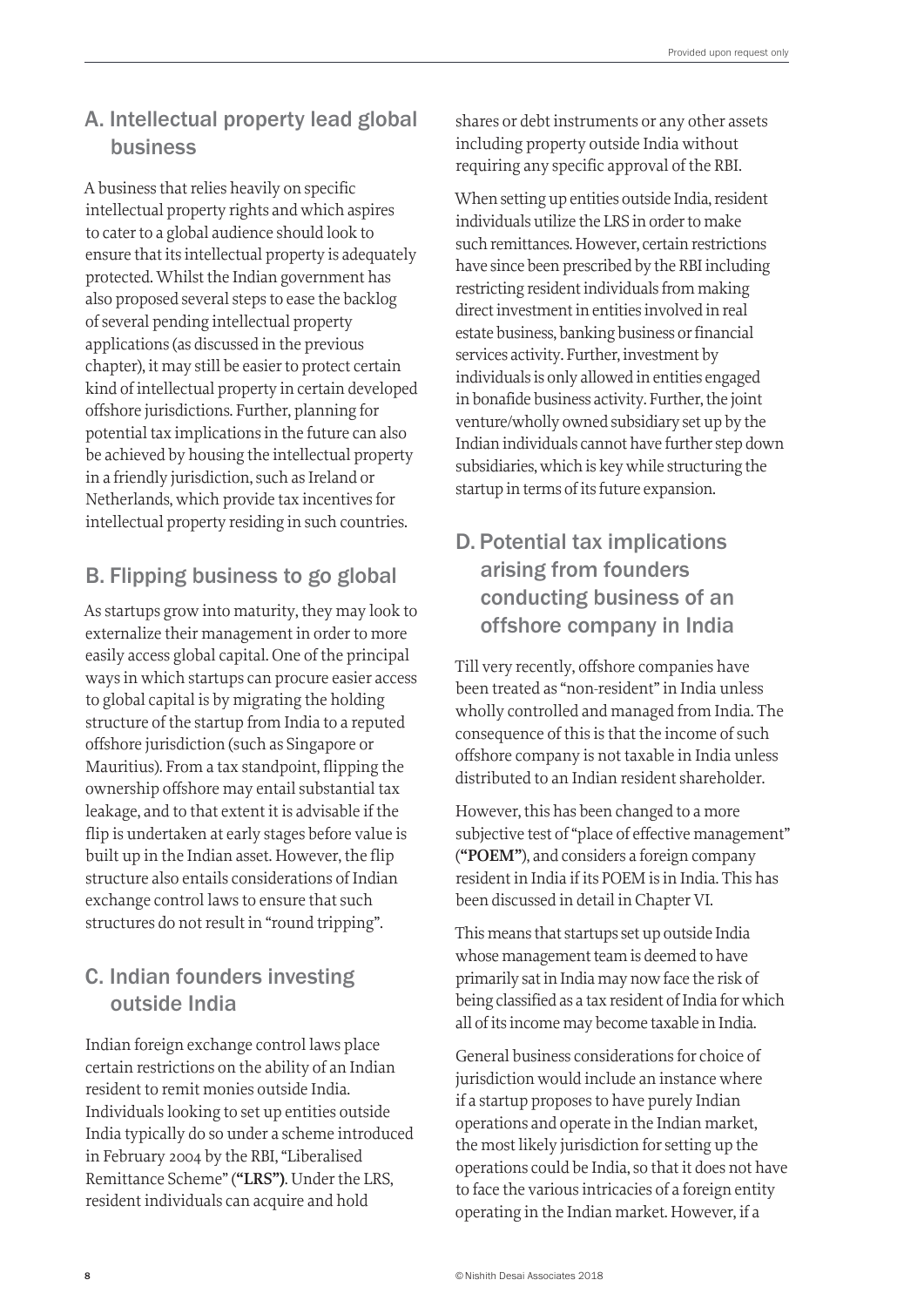## A. Intellectual property lead global business

A business that relies heavily on specific intellectual property rights and which aspires to cater to a global audience should look to ensure that its intellectual property is adequately protected. Whilst the Indian government has also proposed several steps to ease the backlog of several pending intellectual property applications (as discussed in the previous chapter), it may still be easier to protect certain kind of intellectual property in certain developed offshore jurisdictions. Further, planning for potential tax implications in the future can also be achieved by housing the intellectual property in a friendly jurisdiction, such as Ireland or Netherlands, which provide tax incentives for intellectual property residing in such countries.

## B. Flipping business to go global

As startups grow into maturity, they may look to externalize their management in order to more easily access global capital. One of the principal ways in which startups can procure easier access to global capital is by migrating the holding structure of the startup from India to a reputed offshore jurisdiction (such as Singapore or Mauritius). From a tax standpoint, flipping the ownership offshore may entail substantial tax leakage, and to that extent it is advisable if the flip is undertaken at early stages before value is built up in the Indian asset. However, the flip structure also entails considerations of Indian exchange control laws to ensure that such structures do not result in "round tripping".

## C. Indian founders investing outside India

Indian foreign exchange control laws place certain restrictions on the ability of an Indian resident to remit monies outside India. Individuals looking to set up entities outside India typically do so under a scheme introduced in February 2004 by the RBI, "Liberalised Remittance Scheme" (**"LRS")**. Under the LRS, resident individuals can acquire and hold shares or debt instruments or any other assets including property outside India without requiring any specific approval of the RBI.

When setting up entities outside India, resident individuals utilize the LRS in order to make such remittances. However, certain restrictions have since been prescribed by the RBI including restricting resident individuals from making direct investment in entities involved in real estate business, banking business or financial services activity. Further, investment by individuals is only allowed in entities engaged in bonafide business activity. Further, the joint venture/wholly owned subsidiary set up by the Indian individuals cannot have further step down subsidiaries, which is key while structuring the startup in terms of its future expansion.

## D. Potential tax implications arising from founders conducting business of an offshore company in India

Till very recently, offshore companies have been treated as "non-resident" in India unless wholly controlled and managed from India. The consequence of this is that the income of such offshore company is not taxable in India unless distributed to an Indian resident shareholder.

However, this has been changed to a more subjective test of "place of effective management" (**"POEM"**), and considers a foreign company resident in India if its POEM is in India. This has been discussed in detail in Chapter VI.

This means that startups set up outside India whose management team is deemed to have primarily sat in India may now face the risk of being classified as a tax resident of India for which all of its income may become taxable in India.

General business considerations for choice of jurisdiction would include an instance where if a startup proposes to have purely Indian operations and operate in the Indian market, the most likely jurisdiction for setting up the operations could be India, so that it does not have to face the various intricacies of a foreign entity operating in the Indian market. However, if a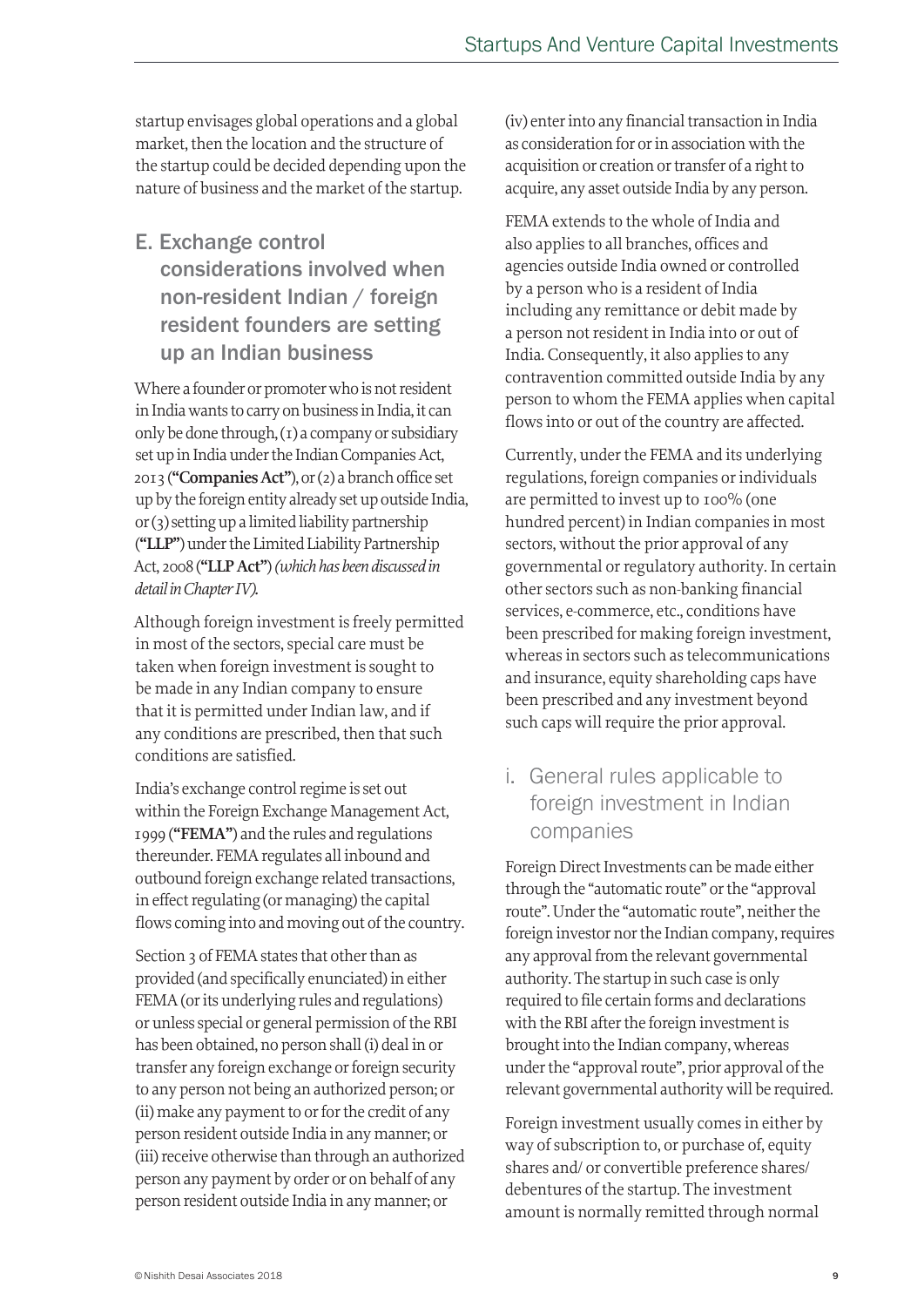startup envisages global operations and a global market, then the location and the structure of the startup could be decided depending upon the nature of business and the market of the startup.

## E. Exchange control considerations involved when non-resident Indian / foreign resident founders are setting up an Indian business

Where a founder or promoter who is not resident in India wants to carry on business in India, it can only be done through, (1) a company or subsidiary set up in India under the Indian Companies Act, 2013 (**"Companies Act"**), or (2) a branch office set up by the foreign entity already set up outside India, or (3) setting up a limited liability partnership (**"LLP"**) under the Limited Liability Partnership Act, 2008 (**"LLP Act"**) *(which has been discussed in detail in Chapter IV).*

Although foreign investment is freely permitted in most of the sectors, special care must be taken when foreign investment is sought to be made in any Indian company to ensure that it is permitted under Indian law, and if any conditions are prescribed, then that such conditions are satisfied.

India's exchange control regime is set out within the Foreign Exchange Management Act, 1999 (**"FEMA"**) and the rules and regulations thereunder. FEMA regulates all inbound and outbound foreign exchange related transactions, in effect regulating (or managing) the capital flows coming into and moving out of the country.

Section 3 of FEMA states that other than as provided (and specifically enunciated) in either FEMA (or its underlying rules and regulations) or unless special or general permission of the RBI has been obtained, no person shall (i) deal in or transfer any foreign exchange or foreign security to any person not being an authorized person; or (ii) make any payment to or for the credit of any person resident outside India in any manner; or (iii) receive otherwise than through an authorized person any payment by order or on behalf of any person resident outside India in any manner; or (iv) enter into any financial transaction in India as consideration for or in association with the acquisition or creation or transfer of a right to acquire, any asset outside India by any person.

FEMA extends to the whole of India and also applies to all branches, offices and agencies outside India owned or controlled by a person who is a resident of India including any remittance or debit made by a person not resident in India into or out of India. Consequently, it also applies to any contravention committed outside India by any person to whom the FEMA applies when capital flows into or out of the country are affected.

Currently, under the FEMA and its underlying regulations, foreign companies or individuals are permitted to invest up to 100% (one hundred percent) in Indian companies in most sectors, without the prior approval of any governmental or regulatory authority. In certain other sectors such as non-banking financial services, e-commerce, etc., conditions have been prescribed for making foreign investment, whereas in sectors such as telecommunications and insurance, equity shareholding caps have been prescribed and any investment beyond such caps will require the prior approval.

### i. General rules applicable to foreign investment in Indian companies

Foreign Direct Investments can be made either through the "automatic route" or the "approval route". Under the "automatic route", neither the foreign investor nor the Indian company, requires any approval from the relevant governmental authority. The startup in such case is only required to file certain forms and declarations with the RBI after the foreign investment is brought into the Indian company, whereas under the "approval route", prior approval of the relevant governmental authority will be required.

Foreign investment usually comes in either by way of subscription to, or purchase of, equity shares and/ or convertible preference shares/ debentures of the startup. The investment amount is normally remitted through normal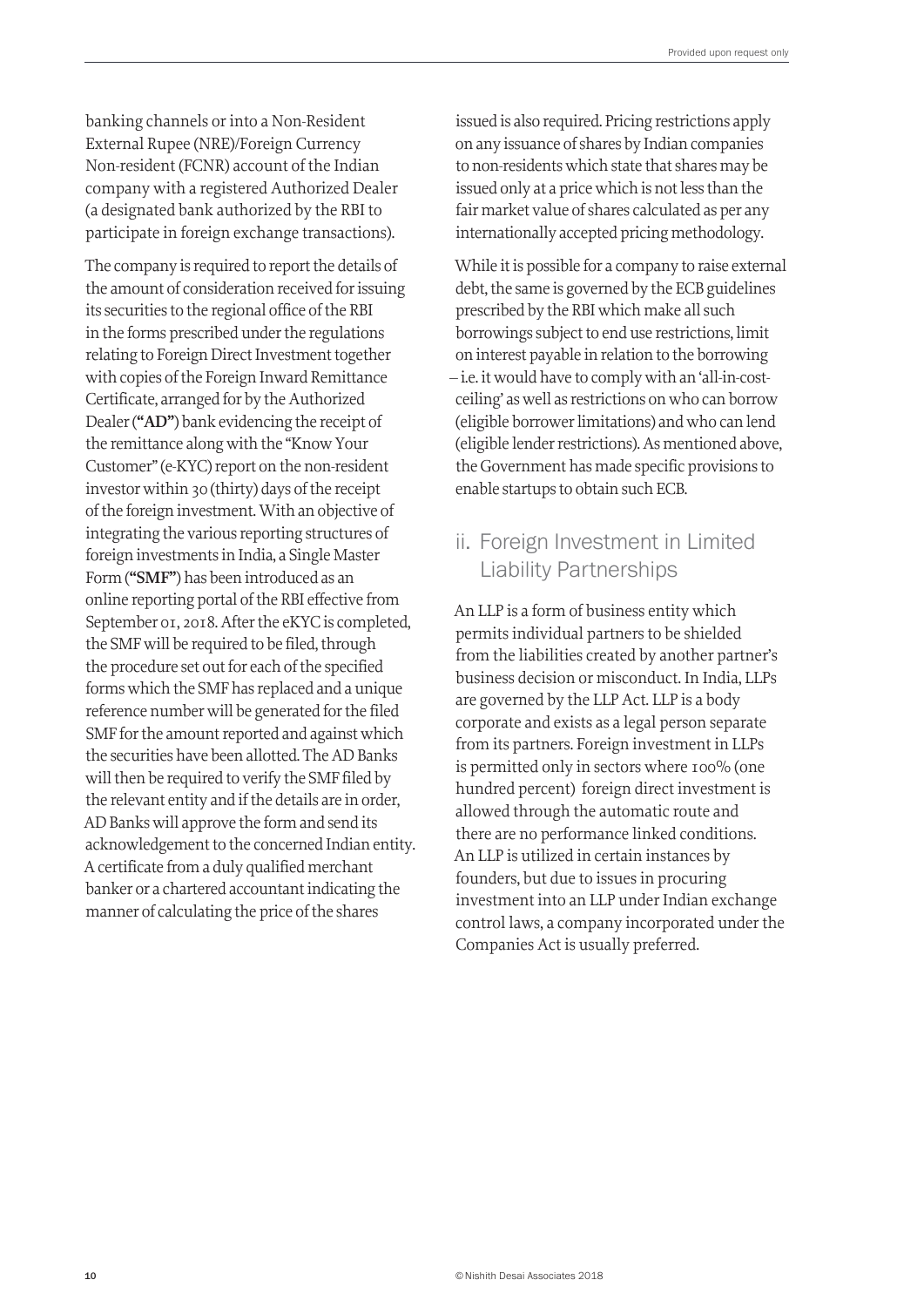banking channels or into a Non-Resident External Rupee (NRE)/Foreign Currency Non-resident (FCNR) account of the Indian company with a registered Authorized Dealer (a designated bank authorized by the RBI to participate in foreign exchange transactions).

The company is required to report the details of the amount of consideration received for issuing its securities to the regional office of the RBI in the forms prescribed under the regulations relating to Foreign Direct Investment together with copies of the Foreign Inward Remittance Certificate, arranged for by the Authorized Dealer (**"AD"**) bank evidencing the receipt of the remittance along with the "Know Your Customer" (e-KYC) report on the non-resident investor within 30 (thirty) days of the receipt of the foreign investment. With an objective of integrating the various reporting structures of foreign investments in India, a Single Master Form (**"SMF"**) has been introduced as an online reporting portal of the RBI effective from September 01, 2018. After the eKYC is completed, the SMF will be required to be filed, through the procedure set out for each of the specified forms which the SMF has replaced and a unique reference number will be generated for the filed SMF for the amount reported and against which the securities have been allotted. The AD Banks will then be required to verify the SMF filed by the relevant entity and if the details are in order, AD Banks will approve the form and send its acknowledgement to the concerned Indian entity. A certificate from a duly qualified merchant banker or a chartered accountant indicating the manner of calculating the price of the shares issued is also required. Pricing restrictions apply on any issuance of shares by Indian companies to non-residents which state that shares may be issued only at a price which is not less than the fair market value of shares calculated as per any internationally accepted pricing methodology.

While it is possible for a company to raise external debt, the same is governed by the ECB guidelines prescribed by the RBI which make all such borrowings subject to end use restrictions, limit on interest payable in relation to the borrowing – i.e. it would have to comply with an 'all-in-cost-ceiling' as well as restrictions on who can borrow (eligible borrower limitations) and who can lend (eligible lender restrictions). As mentioned above, the Government has made specific provisions to enable startups to obtain such ECB.

## ii. Foreign Investment in Limited Liability Partnerships

An LLP is a form of business entity which permits individual partners to be shielded from the liabilities created by another partner's business decision or misconduct. In India, LLPs are governed by the LLP Act. LLP is a body corporate and exists as a legal person separate from its partners. Foreign investment in LLPs is permitted only in sectors where 100% (one hundred percent) foreign direct investment is allowed through the automatic route and there are no performance linked conditions. An LLP is utilized in certain instances by founders, but due to issues in procuring investment into an LLP under Indian exchange control laws, a company incorporated under the Companies Act is usually preferred.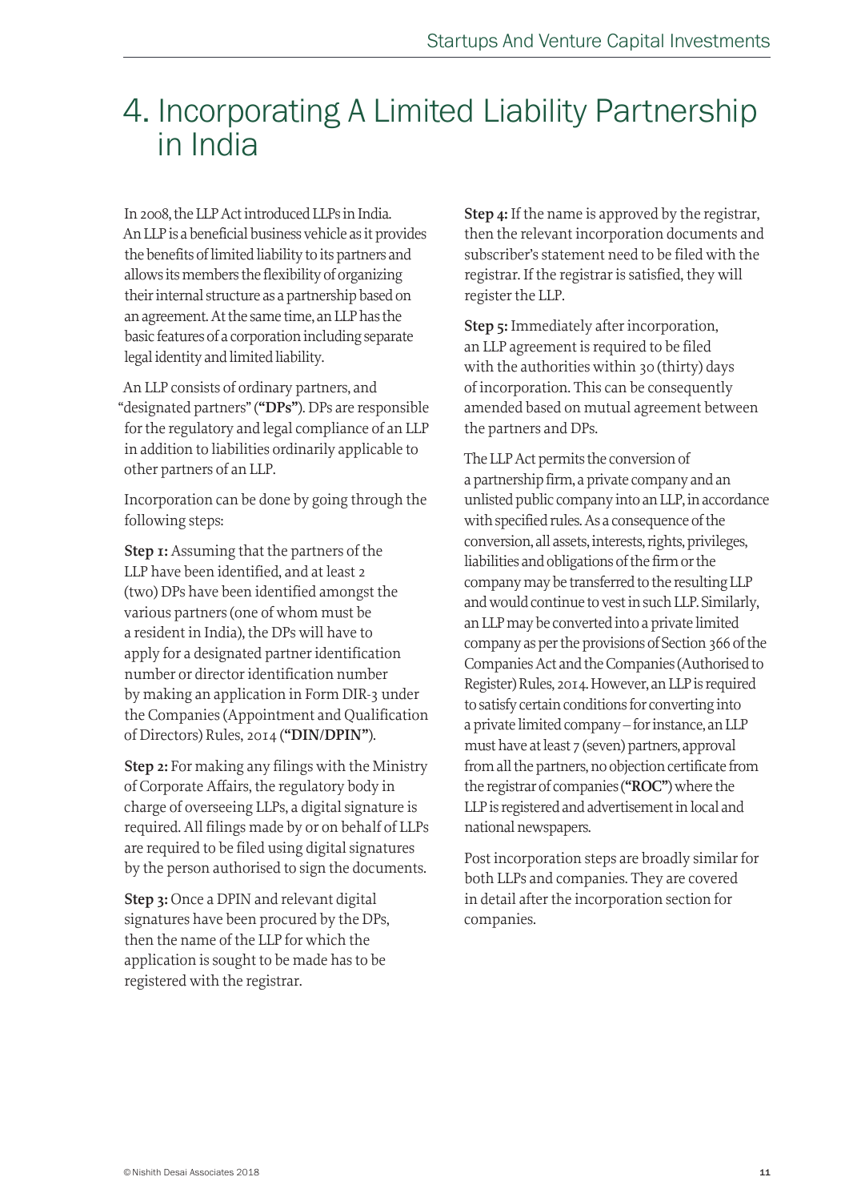# 4. Incorporating A Limited Liability Partnership in India

In 2008, the LLP Act introduced LLPs in India. An LLP is a beneficial business vehicle as it provides the benefits of limited liability to its partners and allows its members the flexibility of organizing their internal structure as a partnership based on an agreement. At the same time, an LLP has the basic features of a corporation including separate legal identity and limited liability.

An LLP consists of ordinary partners, and "designated partners" (**"DPs"**). DPs are responsible for the regulatory and legal compliance of an LLP in addition to liabilities ordinarily applicable to other partners of an LLP.

Incorporation can be done by going through the following steps:

**Step 1:** Assuming that the partners of the LLP have been identified, and at least 2 (two) DPs have been identified amongst the various partners (one of whom must be a resident in India), the DPs will have to apply for a designated partner identification number or director identification number by making an application in Form DIR-3 under the Companies (Appointment and Qualification of Directors) Rules, 2014 (**"DIN/DPIN"**).

**Step 2:** For making any filings with the Ministry of Corporate Affairs, the regulatory body in charge of overseeing LLPs, a digital signature is required. All filings made by or on behalf of LLPs are required to be filed using digital signatures by the person authorised to sign the documents.

**Step 3:** Once a DPIN and relevant digital signatures have been procured by the DPs, then the name of the LLP for which the application is sought to be made has to be registered with the registrar.

**Step 4:** If the name is approved by the registrar, then the relevant incorporation documents and subscriber's statement need to be filed with the registrar. If the registrar is satisfied, they will register the LLP.

**Step 5:** Immediately after incorporation, an LLP agreement is required to be filed with the authorities within 30 (thirty) days of incorporation. This can be consequently amended based on mutual agreement between the partners and DPs.

The LLP Act permits the conversion of a partnership firm, a private company and an unlisted public company into an LLP, in accordance with specified rules. As a consequence of the conversion, all assets, interests, rights, privileges, liabilities and obligations of the firm or the company may be transferred to the resulting LLP and would continue to vest in such LLP. Similarly, an LLP may be converted into a private limited company as per the provisions of Section 366 of the Companies Act and the Companies (Authorised to Register) Rules, 2014. However, an LLP is required to satisfy certain conditions for converting into a private limited company – for instance, an LLP must have at least 7 (seven) partners, approval from all the partners, no objection certificate from the registrar of companies (**"ROC"**) where the LLP is registered and advertisement in local and national newspapers.

Post incorporation steps are broadly similar for both LLPs and companies. They are covered in detail after the incorporation section for companies.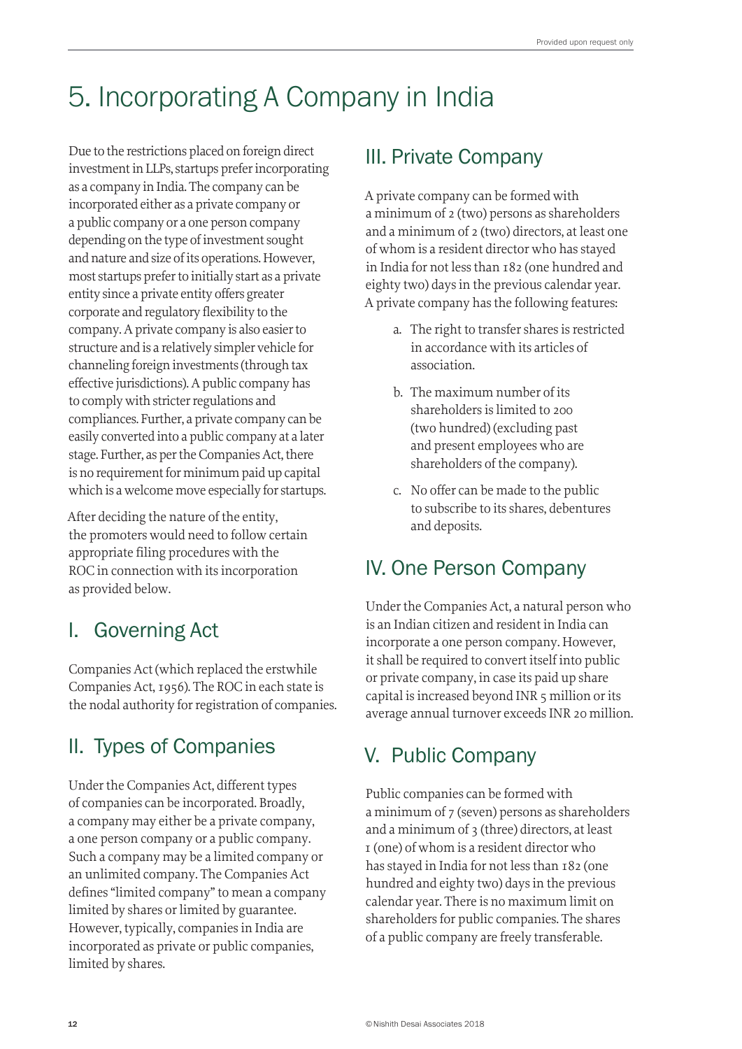# 5. Incorporating A Company in India

Due to the restrictions placed on foreign direct investment in LLPs, startups prefer incorporating as a company in India. The company can be incorporated either as a private company or a public company or a one person company depending on the type of investment sought and nature and size of its operations. However, most startups prefer to initially start as a private entity since a private entity offers greater corporate and regulatory flexibility to the company. A private company is also easier to structure and is a relatively simpler vehicle for channeling foreign investments (through tax effective jurisdictions). A public company has to comply with stricter regulations and compliances. Further, a private company can be easily converted into a public company at a later stage. Further, as per the Companies Act, there is no requirement for minimum paid up capital which is a welcome move especially for startups.

After deciding the nature of the entity, the promoters would need to follow certain appropriate filing procedures with the ROC in connection with its incorporation as provided below.

## I. Governing Act

Companies Act (which replaced the erstwhile Companies Act, 1956). The ROC in each state is the nodal authority for registration of companies.

## II. Types of Companies

Under the Companies Act, different types of companies can be incorporated. Broadly, a company may either be a private company, a one person company or a public company. Such a company may be a limited company or an unlimited company. The Companies Act defines "limited company" to mean a company limited by shares or limited by guarantee. However, typically, companies in India are incorporated as private or public companies, limited by shares.

## III. Private Company

A private company can be formed with a minimum of 2 (two) persons as shareholders and a minimum of 2 (two) directors, at least one of whom is a resident director who has stayed in India for not less than 182 (one hundred and eighty two) days in the previous calendar year. A private company has the following features:

a. The right to transfer shares is restricted in accordance with its articles of association.

b. The maximum number of its shareholders is limited to 200 (two hundred) (excluding past and present employees who are shareholders of the company).

c. No offer can be made to the public to subscribe to its shares, debentures and deposits.

## IV. One Person Company

Under the Companies Act, a natural person who is an Indian citizen and resident in India can incorporate a one person company. However, it shall be required to convert itself into public or private company, in case its paid up share capital is increased beyond INR 5 million or its average annual turnover exceeds INR 20 million.

## V. Public Company

Public companies can be formed with a minimum of 7 (seven) persons as shareholders and a minimum of 3 (three) directors, at least 1 (one) of whom is a resident director who has stayed in India for not less than 182 (one hundred and eighty two) days in the previous calendar year. There is no maximum limit on shareholders for public companies. The shares of a public company are freely transferable.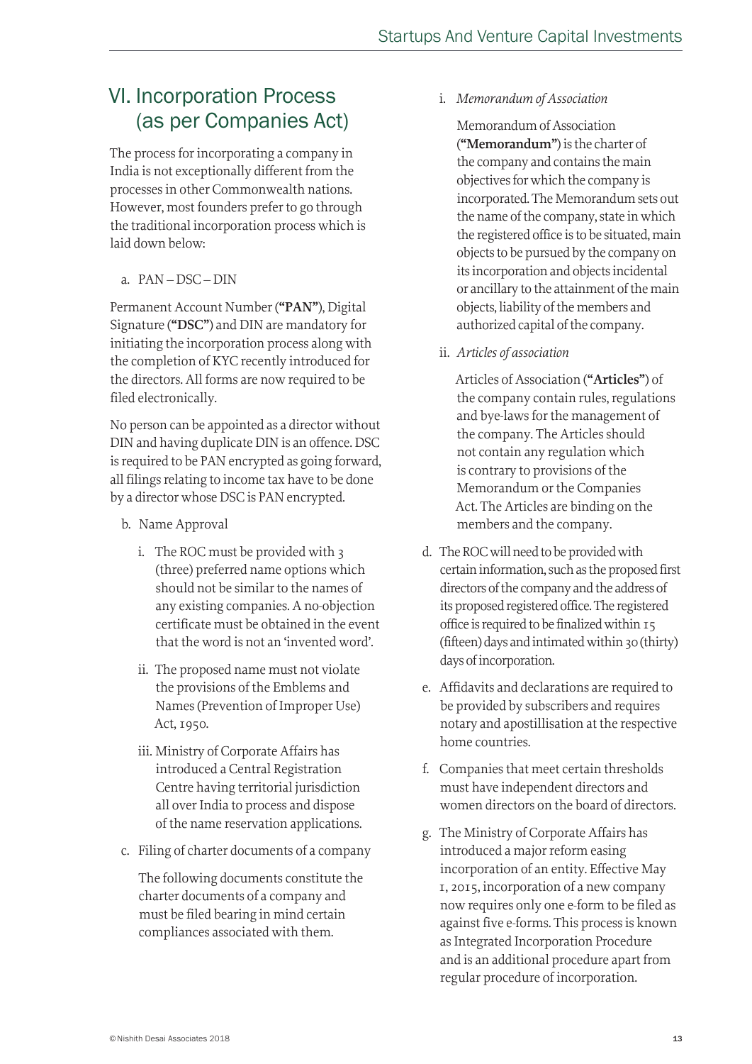## VI. Incorporation Process (as per Companies Act)

The process for incorporating a company in India is not exceptionally different from the processes in other Commonwealth nations. However, most founders prefer to go through the traditional incorporation process which is laid down below:

a. PAN – DSC – DIN

Permanent Account Number (**"PAN"**), Digital Signature (**"DSC"**) and DIN are mandatory for initiating the incorporation process along with the completion of KYC recently introduced for the directors. All forms are now required to be filed electronically.

No person can be appointed as a director without DIN and having duplicate DIN is an offence. DSC is required to be PAN encrypted as going forward, all filings relating to income tax have to be done by a director whose DSC is PAN encrypted.

b. Name Approval

   i. The ROC must be provided with 3 (three) preferred name options which should not be similar to the names of any existing companies. A no-objection certificate must be obtained in the event that the word is not an 'invented word'.

   ii. The proposed name must not violate the provisions of the Emblems and Names (Prevention of Improper Use) Act, 1950.

   iii. Ministry of Corporate Affairs has introduced a Central Registration Centre having territorial jurisdiction all over India to process and dispose of the name reservation applications.

c. Filing of charter documents of a company

   The following documents constitute the charter documents of a company and must be filed bearing in mind certain compliances associated with them.

   i. *Memorandum of Association*

   Memorandum of Association (**"Memorandum"**) is the charter of the company and contains the main objectives for which the company is incorporated. The Memorandum sets out the name of the company, state in which the registered office is to be situated, main objects to be pursued by the company on its incorporation and objects incidental or ancillary to the attainment of the main objects, liability of the members and authorized capital of the company.

   ii. *Articles of association*

   Articles of Association (**"Articles"**) of the company contain rules, regulations and bye-laws for the management of the company. The Articles should not contain any regulation which is contrary to provisions of the Memorandum or the Companies Act. The Articles are binding on the members and the company.

d. The ROC will need to be provided with certain information, such as the proposed first directors of the company and the address of its proposed registered office. The registered office is required to be finalized within 15 (fifteen) days and intimated within 30 (thirty) days of incorporation.

e. Affidavits and declarations are required to be provided by subscribers and requires notary and apostillisation at the respective home countries.

f. Companies that meet certain thresholds must have independent directors and women directors on the board of directors.

g. The Ministry of Corporate Affairs has introduced a major reform easing incorporation of an entity. Effective May 1, 2015, incorporation of a new company now requires only one e-form to be filed as against five e-forms. This process is known as Integrated Incorporation Procedure and is an additional procedure apart from regular procedure of incorporation.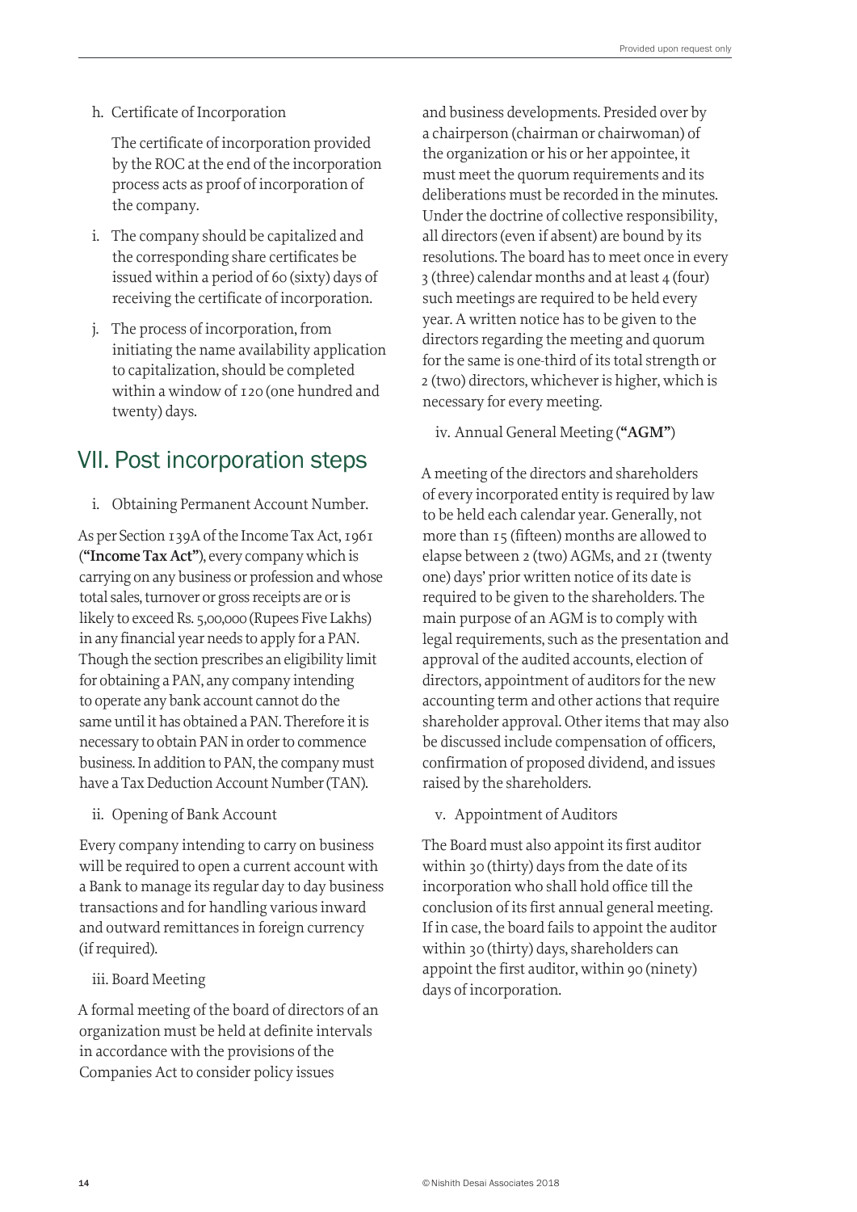h. Certificate of Incorporation

   The certificate of incorporation provided by the ROC at the end of the incorporation process acts as proof of incorporation of the company.

i. The company should be capitalized and the corresponding share certificates be issued within a period of 60 (sixty) days of receiving the certificate of incorporation.

j. The process of incorporation, from initiating the name availability application to capitalization, should be completed within a window of 120 (one hundred and twenty) days.

## VII. Post incorporation steps

i. Obtaining Permanent Account Number.

As per Section 139A of the Income Tax Act, 1961 (**"Income Tax Act"**), every company which is carrying on any business or profession and whose total sales, turnover or gross receipts are or is likely to exceed Rs. 5,00,000 (Rupees Five Lakhs) in any financial year needs to apply for a PAN. Though the section prescribes an eligibility limit for obtaining a PAN, any company intending to operate any bank account cannot do the same until it has obtained a PAN. Therefore it is necessary to obtain PAN in order to commence business. In addition to PAN, the company must have a Tax Deduction Account Number (TAN).

ii. Opening of Bank Account

Every company intending to carry on business will be required to open a current account with a Bank to manage its regular day to day business transactions and for handling various inward and outward remittances in foreign currency (if required).

iii. Board Meeting

A formal meeting of the board of directors of an organization must be held at definite intervals in accordance with the provisions of the Companies Act to consider policy issues and business developments. Presided over by a chairperson (chairman or chairwoman) of the organization or his or her appointee, it must meet the quorum requirements and its deliberations must be recorded in the minutes. Under the doctrine of collective responsibility, all directors (even if absent) are bound by its resolutions. The board has to meet once in every 3 (three) calendar months and at least 4 (four) such meetings are required to be held every year. A written notice has to be given to the directors regarding the meeting and quorum for the same is one-third of its total strength or 2 (two) directors, whichever is higher, which is necessary for every meeting.

iv. Annual General Meeting (**"AGM"**)

A meeting of the directors and shareholders of every incorporated entity is required by law to be held each calendar year. Generally, not more than 15 (fifteen) months are allowed to elapse between 2 (two) AGMs, and 21 (twenty one) days' prior written notice of its date is required to be given to the shareholders. The main purpose of an AGM is to comply with legal requirements, such as the presentation and approval of the audited accounts, election of directors, appointment of auditors for the new accounting term and other actions that require shareholder approval. Other items that may also be discussed include compensation of officers, confirmation of proposed dividend, and issues raised by the shareholders.

v. Appointment of Auditors

The Board must also appoint its first auditor within 30 (thirty) days from the date of its incorporation who shall hold office till the conclusion of its first annual general meeting. If in case, the board fails to appoint the auditor within 30 (thirty) days, shareholders can appoint the first auditor, within 90 (ninety) days of incorporation.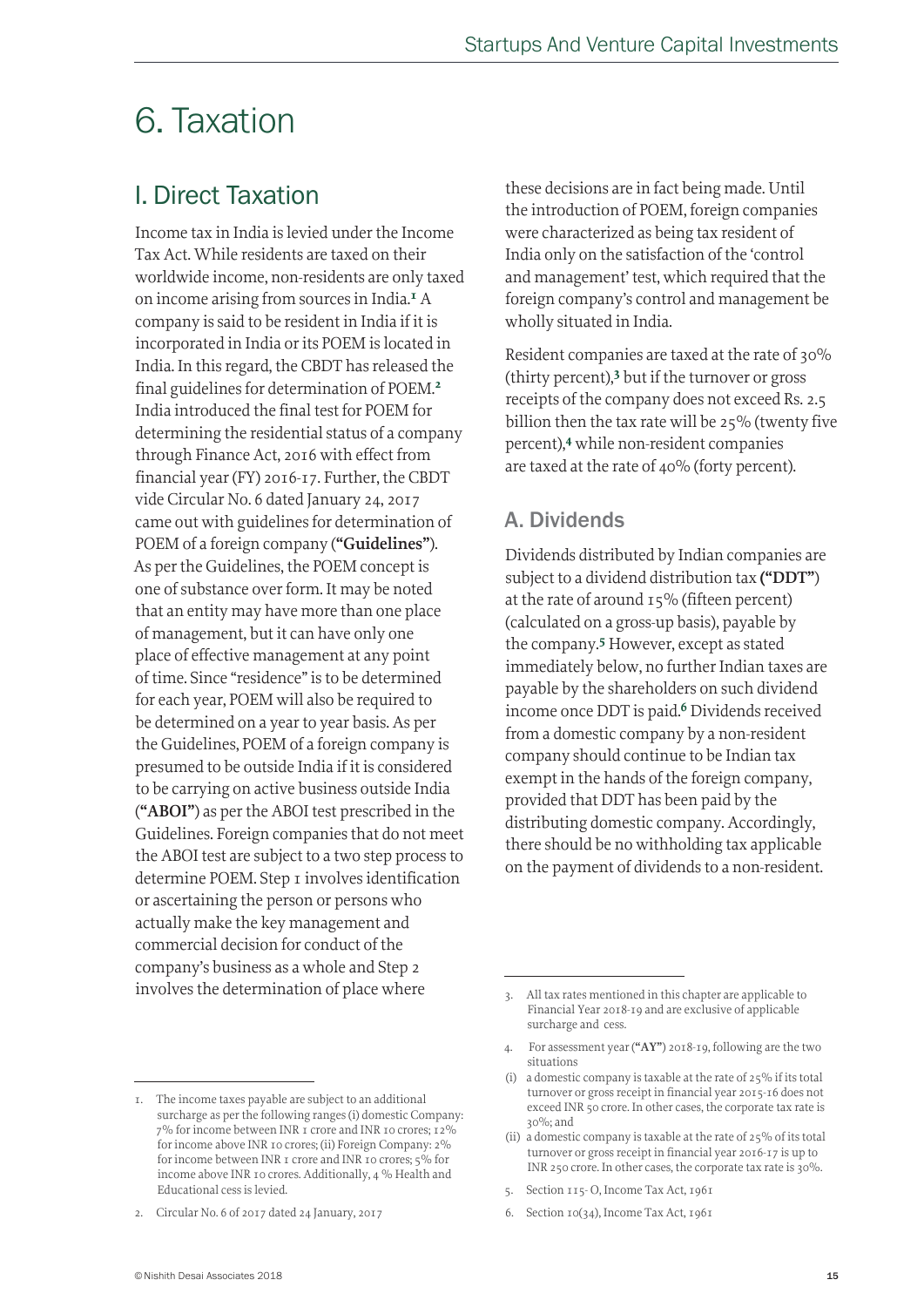# 6. Taxation

## I. Direct Taxation

Income tax in India is levied under the Income Tax Act. While residents are taxed on their worldwide income, non-residents are only taxed on income arising from sources in India.[1] A company is said to be resident in India if it is incorporated in India or its POEM is located in India. In this regard, the CBDT has released the final guidelines for determination of POEM.[2] India introduced the final test for POEM for determining the residential status of a company through Finance Act, 2016 with effect from financial year (FY) 2016-17. Further, the CBDT vide Circular No. 6 dated January 24, 2017 came out with guidelines for determination of POEM of a foreign company (**"Guidelines"**). As per the Guidelines, the POEM concept is one of substance over form. It may be noted that an entity may have more than one place of management, but it can have only one place of effective management at any point of time. Since "residence" is to be determined for each year, POEM will also be required to be determined on a year to year basis. As per the Guidelines, POEM of a foreign company is presumed to be outside India if it is considered to be carrying on active business outside India (**"ABOI"**) as per the ABOI test prescribed in the Guidelines. Foreign companies that do not meet the ABOI test are subject to a two step process to determine POEM. Step 1 involves identification or ascertaining the person or persons who actually make the key management and commercial decision for conduct of the company's business as a whole and Step 2 involves the determination of place where these decisions are in fact being made. Until the introduction of POEM, foreign companies were characterized as being tax resident of India only on the satisfaction of the 'control and management' test, which required that the foreign company's control and management be wholly situated in India.

Resident companies are taxed at the rate of 30% (thirty percent),[3] but if the turnover or gross receipts of the company does not exceed Rs. 2.5 billion then the tax rate will be 25% (twenty five percent),[4] while non-resident companies are taxed at the rate of 40% (forty percent).

### A. Dividends

Dividends distributed by Indian companies are subject to a dividend distribution tax (**"DDT"**) at the rate of around 15% (fifteen percent) (calculated on a gross-up basis), payable by the company.[5] However, except as stated immediately below, no further Indian taxes are payable by the shareholders on such dividend income once DDT is paid.[6] Dividends received from a domestic company by a non-resident company should continue to be Indian tax exempt in the hands of the foreign company, provided that DDT has been paid by the distributing domestic company. Accordingly, there should be no withholding tax applicable on the payment of dividends to a non-resident.

---

1. The income taxes payable are subject to an additional surcharge as per the following ranges (i) domestic Company: 7% for income between INR 1 crore and INR 10 crores; 12% for income above INR 10 crores; (ii) Foreign Company: 2% for income between INR 1 crore and INR 10 crores; 5% for income above INR 10 crores. Additionally, 4 % Health and Educational cess is levied.
2. Circular No. 6 of 2017 dated 24 January, 2017
3. All tax rates mentioned in this chapter are applicable to Financial Year 2018-19 and are exclusive of applicable surcharge and cess.
4. For assessment year (**"AY"**) 2018-19, following are the two situations
   (i) a domestic company is taxable at the rate of 25% if its total turnover or gross receipt in financial year 2015-16 does not exceed INR 50 crore. In other cases, the corporate tax rate is 30%; and
   (ii) a domestic company is taxable at the rate of 25% of its total turnover or gross receipt in financial year 2016-17 is up to INR 250 crore. In other cases, the corporate tax rate is 30%.
5. Section 115- O, Income Tax Act, 1961
6. Section 10(34), Income Tax Act, 1961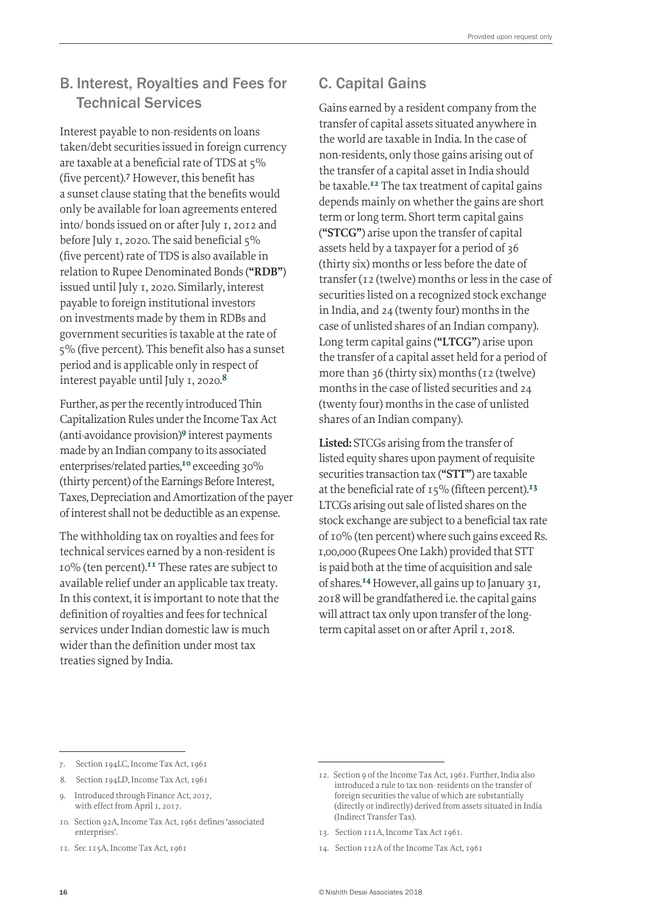## B. Interest, Royalties and Fees for Technical Services

Interest payable to non-residents on loans taken/debt securities issued in foreign currency are taxable at a beneficial rate of TDS at 5% (five percent).[7] However, this benefit has a sunset clause stating that the benefits would only be available for loan agreements entered into/ bonds issued on or after July 1, 2012 and before July 1, 2020. The said beneficial 5% (five percent) rate of TDS is also available in relation to Rupee Denominated Bonds (**"RDB"**) issued until July 1, 2020. Similarly, interest payable to foreign institutional investors on investments made by them in RDBs and government securities is taxable at the rate of 5% (five percent). This benefit also has a sunset period and is applicable only in respect of interest payable until July 1, 2020.[8]

Further, as per the recently introduced Thin Capitalization Rules under the Income Tax Act (anti-avoidance provision)[9] interest payments made by an Indian company to its associated enterprises/related parties,[10] exceeding 30% (thirty percent) of the Earnings Before Interest, Taxes, Depreciation and Amortization of the payer of interest shall not be deductible as an expense.

The withholding tax on royalties and fees for technical services earned by a non-resident is 10% (ten percent).[11] These rates are subject to available relief under an applicable tax treaty. In this context, it is important to note that the definition of royalties and fees for technical services under Indian domestic law is much wider than the definition under most tax treaties signed by India.

## C. Capital Gains

Gains earned by a resident company from the transfer of capital assets situated anywhere in the world are taxable in India. In the case of non-residents, only those gains arising out of the transfer of a capital asset in India should be taxable.[12] The tax treatment of capital gains depends mainly on whether the gains are short term or long term. Short term capital gains (**"STCG"**) arise upon the transfer of capital assets held by a taxpayer for a period of 36 (thirty six) months or less before the date of transfer (12 (twelve) months or less in the case of securities listed on a recognized stock exchange in India, and 24 (twenty four) months in the case of unlisted shares of an Indian company). Long term capital gains (**"LTCG"**) arise upon the transfer of a capital asset held for a period of more than 36 (thirty six) months (12 (twelve) months in the case of listed securities and 24 (twenty four) months in the case of unlisted shares of an Indian company).

**Listed:** STCGs arising from the transfer of listed equity shares upon payment of requisite securities transaction tax (**"STT"**) are taxable at the beneficial rate of 15% (fifteen percent).[13] LTCGs arising out sale of listed shares on the stock exchange are subject to a beneficial tax rate of 10% (ten percent) where such gains exceed Rs. 1,00,000 (Rupees One Lakh) provided that STT is paid both at the time of acquisition and sale of shares.[14] However, all gains up to January 31, 2018 will be grandfathered i.e. the capital gains will attract tax only upon transfer of the long-term capital asset on or after April 1, 2018.

---

7. Section 194LC, Income Tax Act, 1961
8. Section 194LD, Income Tax Act, 1961
9. Introduced through Finance Act, 2017, with effect from April 1, 2017.
10. Section 92A, Income Tax Act, 1961 defines 'associated enterprises'.
11. Sec 115A, Income Tax Act, 1961
12. Section 9 of the Income Tax Act, 1961. Further, India also introduced a rule to tax non- residents on the transfer of foreign securities the value of which are substantially (directly or indirectly) derived from assets situated in India (Indirect Transfer Tax).
13. Section 111A, Income Tax Act 1961.
14. Section 112A of the Income Tax Act, 1961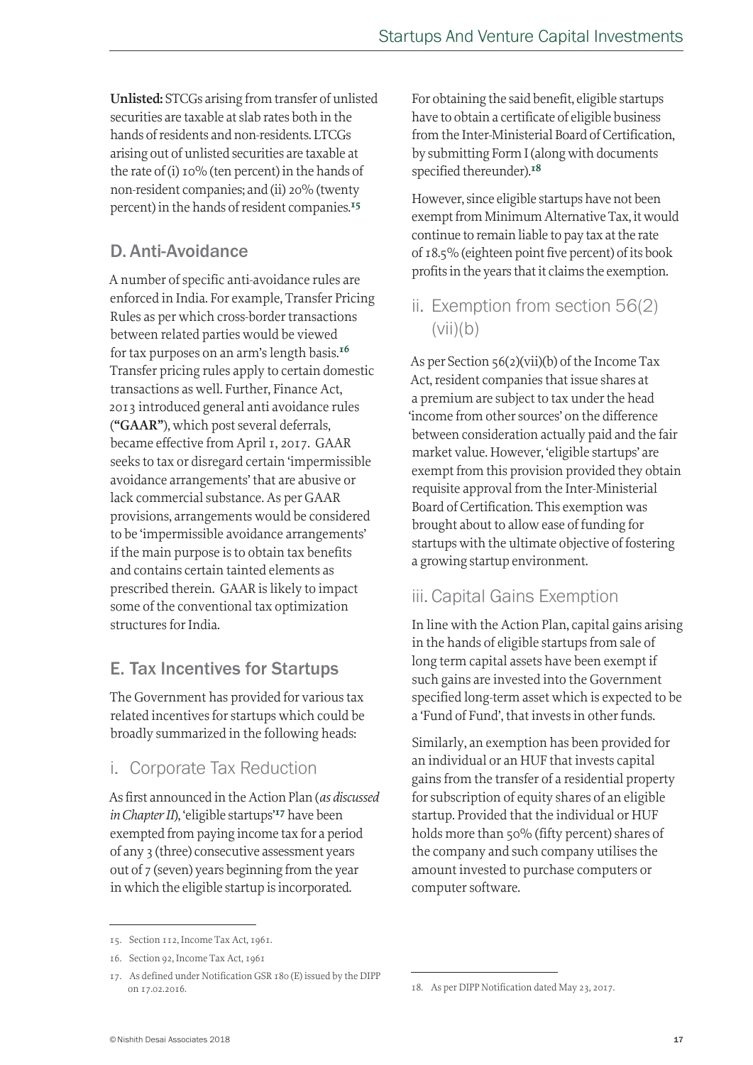**Unlisted:** STCGs arising from transfer of unlisted securities are taxable at slab rates both in the hands of residents and non-residents. LTCGs arising out of unlisted securities are taxable at the rate of (i) 10% (ten percent) in the hands of non-resident companies; and (ii) 20% (twenty percent) in the hands of resident companies.[15]

## D. Anti-Avoidance

A number of specific anti-avoidance rules are enforced in India. For example, Transfer Pricing Rules as per which cross-border transactions between related parties would be viewed for tax purposes on an arm's length basis.[16] Transfer pricing rules apply to certain domestic transactions as well. Further, Finance Act, 2013 introduced general anti avoidance rules (**"GAAR"**), which post several deferrals, became effective from April 1, 2017. GAAR seeks to tax or disregard certain 'impermissible avoidance arrangements' that are abusive or lack commercial substance. As per GAAR provisions, arrangements would be considered to be 'impermissible avoidance arrangements' if the main purpose is to obtain tax benefits and contains certain tainted elements as prescribed therein. GAAR is likely to impact some of the conventional tax optimization structures for India.

## E. Tax Incentives for Startups

The Government has provided for various tax related incentives for startups which could be broadly summarized in the following heads:

### i. Corporate Tax Reduction

As first announced in the Action Plan (*as discussed in Chapter II*), 'eligible startups'[17] have been exempted from paying income tax for a period of any 3 (three) consecutive assessment years out of 7 (seven) years beginning from the year in which the eligible startup is incorporated.

For obtaining the said benefit, eligible startups have to obtain a certificate of eligible business from the Inter-Ministerial Board of Certification, by submitting Form I (along with documents specified thereunder).[18]

However, since eligible startups have not been exempt from Minimum Alternative Tax, it would continue to remain liable to pay tax at the rate of 18.5% (eighteen point five percent) of its book profits in the years that it claims the exemption.

### ii. Exemption from section 56(2)(vii)(b)

As per Section 56(2)(vii)(b) of the Income Tax Act, resident companies that issue shares at a premium are subject to tax under the head 'income from other sources' on the difference between consideration actually paid and the fair market value. However, 'eligible startups' are exempt from this provision provided they obtain requisite approval from the Inter-Ministerial Board of Certification. This exemption was brought about to allow ease of funding for startups with the ultimate objective of fostering a growing startup environment.

### iii. Capital Gains Exemption

In line with the Action Plan, capital gains arising in the hands of eligible startups from sale of long term capital assets have been exempt if such gains are invested into the Government specified long-term asset which is expected to be a 'Fund of Fund', that invests in other funds.

Similarly, an exemption has been provided for an individual or an HUF that invests capital gains from the transfer of a residential property for subscription of equity shares of an eligible startup. Provided that the individual or HUF holds more than 50% (fifty percent) shares of the company and such company utilises the amount invested to purchase computers or computer software.

---

15. Section 112, Income Tax Act, 1961.

16. Section 92, Income Tax Act, 1961

17. As defined under Notification GSR 180 (E) issued by the DIPP on 17.02.2016.

18. As per DIPP Notification dated May 23, 2017.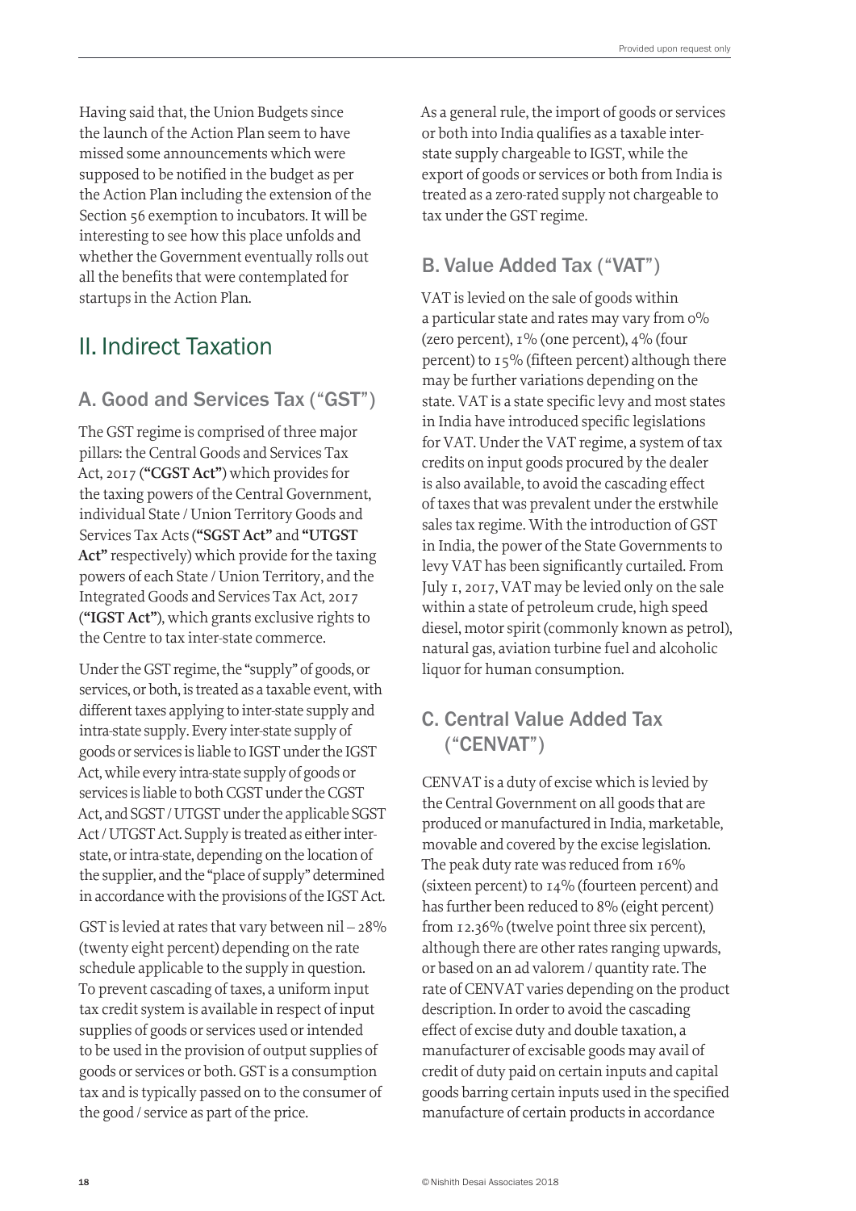Having said that, the Union Budgets since the launch of the Action Plan seem to have missed some announcements which were supposed to be notified in the budget as per the Action Plan including the extension of the Section 56 exemption to incubators. It will be interesting to see how this place unfolds and whether the Government eventually rolls out all the benefits that were contemplated for startups in the Action Plan.

## II. Indirect Taxation

### A. Good and Services Tax ("GST")

The GST regime is comprised of three major pillars: the Central Goods and Services Tax Act, 2017 (**"CGST Act"**) which provides for the taxing powers of the Central Government, individual State / Union Territory Goods and Services Tax Acts (**"SGST Act"** and **"UTGST Act"** respectively) which provide for the taxing powers of each State / Union Territory, and the Integrated Goods and Services Tax Act, 2017 (**"IGST Act"**), which grants exclusive rights to the Centre to tax inter-state commerce.

Under the GST regime, the "supply" of goods, or services, or both, is treated as a taxable event, with different taxes applying to inter-state supply and intra-state supply. Every inter-state supply of goods or services is liable to IGST under the IGST Act, while every intra-state supply of goods or services is liable to both CGST under the CGST Act, and SGST / UTGST under the applicable SGST Act / UTGST Act. Supply is treated as either inter-state, or intra-state, depending on the location of the supplier, and the "place of supply" determined in accordance with the provisions of the IGST Act.

GST is levied at rates that vary between nil – 28% (twenty eight percent) depending on the rate schedule applicable to the supply in question. To prevent cascading of taxes, a uniform input tax credit system is available in respect of input supplies of goods or services used or intended to be used in the provision of output supplies of goods or services or both. GST is a consumption tax and is typically passed on to the consumer of the good / service as part of the price.

As a general rule, the import of goods or services or both into India qualifies as a taxable inter-state supply chargeable to IGST, while the export of goods or services or both from India is treated as a zero-rated supply not chargeable to tax under the GST regime.

### B. Value Added Tax ("VAT")

VAT is levied on the sale of goods within a particular state and rates may vary from 0% (zero percent), 1% (one percent), 4% (four percent) to 15% (fifteen percent) although there may be further variations depending on the state. VAT is a state specific levy and most states in India have introduced specific legislations for VAT. Under the VAT regime, a system of tax credits on input goods procured by the dealer is also available, to avoid the cascading effect of taxes that was prevalent under the erstwhile sales tax regime. With the introduction of GST in India, the power of the State Governments to levy VAT has been significantly curtailed. From July 1, 2017, VAT may be levied only on the sale within a state of petroleum crude, high speed diesel, motor spirit (commonly known as petrol), natural gas, aviation turbine fuel and alcoholic liquor for human consumption.

### C. Central Value Added Tax ("CENVAT")

CENVAT is a duty of excise which is levied by the Central Government on all goods that are produced or manufactured in India, marketable, movable and covered by the excise legislation. The peak duty rate was reduced from 16% (sixteen percent) to 14% (fourteen percent) and has further been reduced to 8% (eight percent) from 12.36% (twelve point three six percent), although there are other rates ranging upwards, or based on an ad valorem / quantity rate. The rate of CENVAT varies depending on the product description. In order to avoid the cascading effect of excise duty and double taxation, a manufacturer of excisable goods may avail of credit of duty paid on certain inputs and capital goods barring certain inputs used in the specified manufacture of certain products in accordance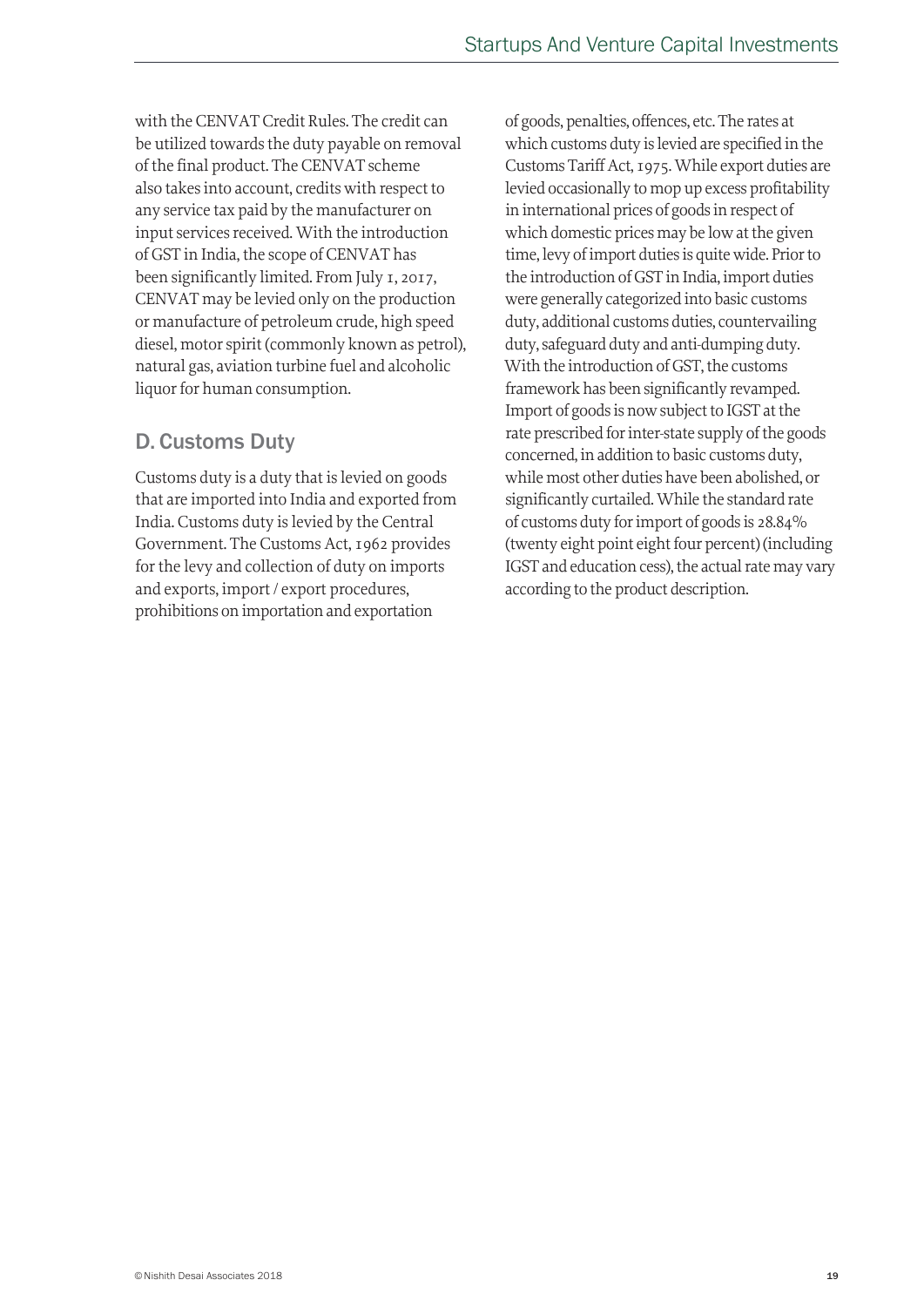with the CENVAT Credit Rules. The credit can be utilized towards the duty payable on removal of the final product. The CENVAT scheme also takes into account, credits with respect to any service tax paid by the manufacturer on input services received. With the introduction of GST in India, the scope of CENVAT has been significantly limited. From July 1, 2017, CENVAT may be levied only on the production or manufacture of petroleum crude, high speed diesel, motor spirit (commonly known as petrol), natural gas, aviation turbine fuel and alcoholic liquor for human consumption.

## D. Customs Duty

Customs duty is a duty that is levied on goods that are imported into India and exported from India. Customs duty is levied by the Central Government. The Customs Act, 1962 provides for the levy and collection of duty on imports and exports, import / export procedures, prohibitions on importation and exportation of goods, penalties, offences, etc. The rates at which customs duty is levied are specified in the Customs Tariff Act, 1975. While export duties are levied occasionally to mop up excess profitability in international prices of goods in respect of which domestic prices may be low at the given time, levy of import duties is quite wide. Prior to the introduction of GST in India, import duties were generally categorized into basic customs duty, additional customs duties, countervailing duty, safeguard duty and anti-dumping duty. With the introduction of GST, the customs framework has been significantly revamped. Import of goods is now subject to IGST at the rate prescribed for inter-state supply of the goods concerned, in addition to basic customs duty, while most other duties have been abolished, or significantly curtailed. While the standard rate of customs duty for import of goods is 28.84% (twenty eight point eight four percent) (including IGST and education cess), the actual rate may vary according to the product description.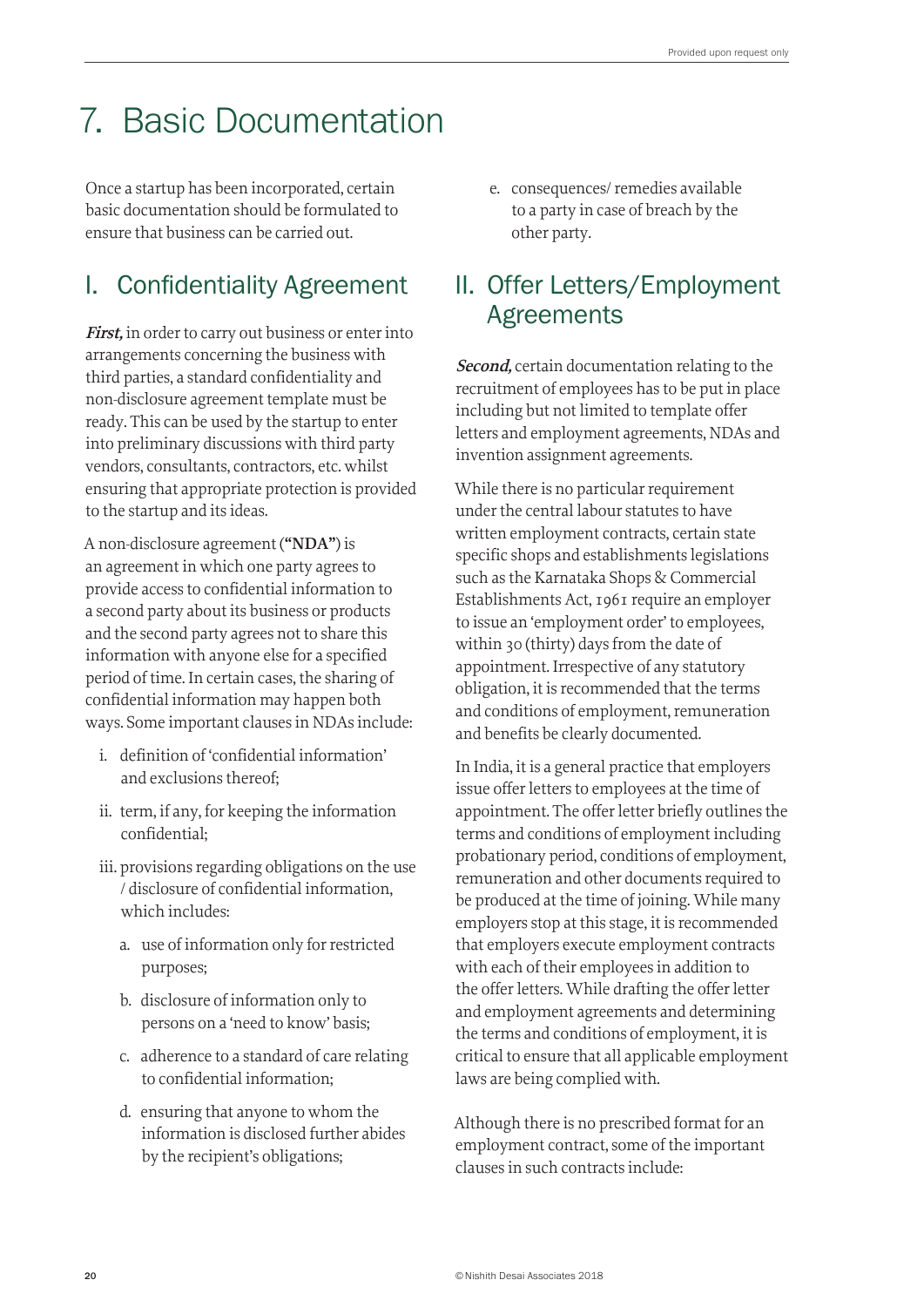# 7. Basic Documentation

Once a startup has been incorporated, certain basic documentation should be formulated to ensure that business can be carried out.

## I. Confidentiality Agreement

***First,*** in order to carry out business or enter into arrangements concerning the business with third parties, a standard confidentiality and non-disclosure agreement template must be ready. This can be used by the startup to enter into preliminary discussions with third party vendors, consultants, contractors, etc. whilst ensuring that appropriate protection is provided to the startup and its ideas.

A non-disclosure agreement (**"NDA"**) is an agreement in which one party agrees to provide access to confidential information to a second party about its business or products and the second party agrees not to share this information with anyone else for a specified period of time. In certain cases, the sharing of confidential information may happen both ways. Some important clauses in NDAs include:

i. definition of 'confidential information' and exclusions thereof;

ii. term, if any, for keeping the information confidential;

iii. provisions regarding obligations on the use / disclosure of confidential information, which includes:

   a. use of information only for restricted purposes;

   b. disclosure of information only to persons on a 'need to know' basis;

   c. adherence to a standard of care relating to confidential information;

   d. ensuring that anyone to whom the information is disclosed further abides by the recipient's obligations;

   e. consequences/ remedies available to a party in case of breach by the other party.

## II. Offer Letters/Employment Agreements

***Second,*** certain documentation relating to the recruitment of employees has to be put in place including but not limited to template offer letters and employment agreements, NDAs and invention assignment agreements.

While there is no particular requirement under the central labour statutes to have written employment contracts, certain state specific shops and establishments legislations such as the Karnataka Shops & Commercial Establishments Act, 1961 require an employer to issue an 'employment order' to employees, within 30 (thirty) days from the date of appointment. Irrespective of any statutory obligation, it is recommended that the terms and conditions of employment, remuneration and benefits be clearly documented.

In India, it is a general practice that employers issue offer letters to employees at the time of appointment. The offer letter briefly outlines the terms and conditions of employment including probationary period, conditions of employment, remuneration and other documents required to be produced at the time of joining. While many employers stop at this stage, it is recommended that employers execute employment contracts with each of their employees in addition to the offer letters. While drafting the offer letter and employment agreements and determining the terms and conditions of employment, it is critical to ensure that all applicable employment laws are being complied with.

Although there is no prescribed format for an employment contract, some of the important clauses in such contracts include: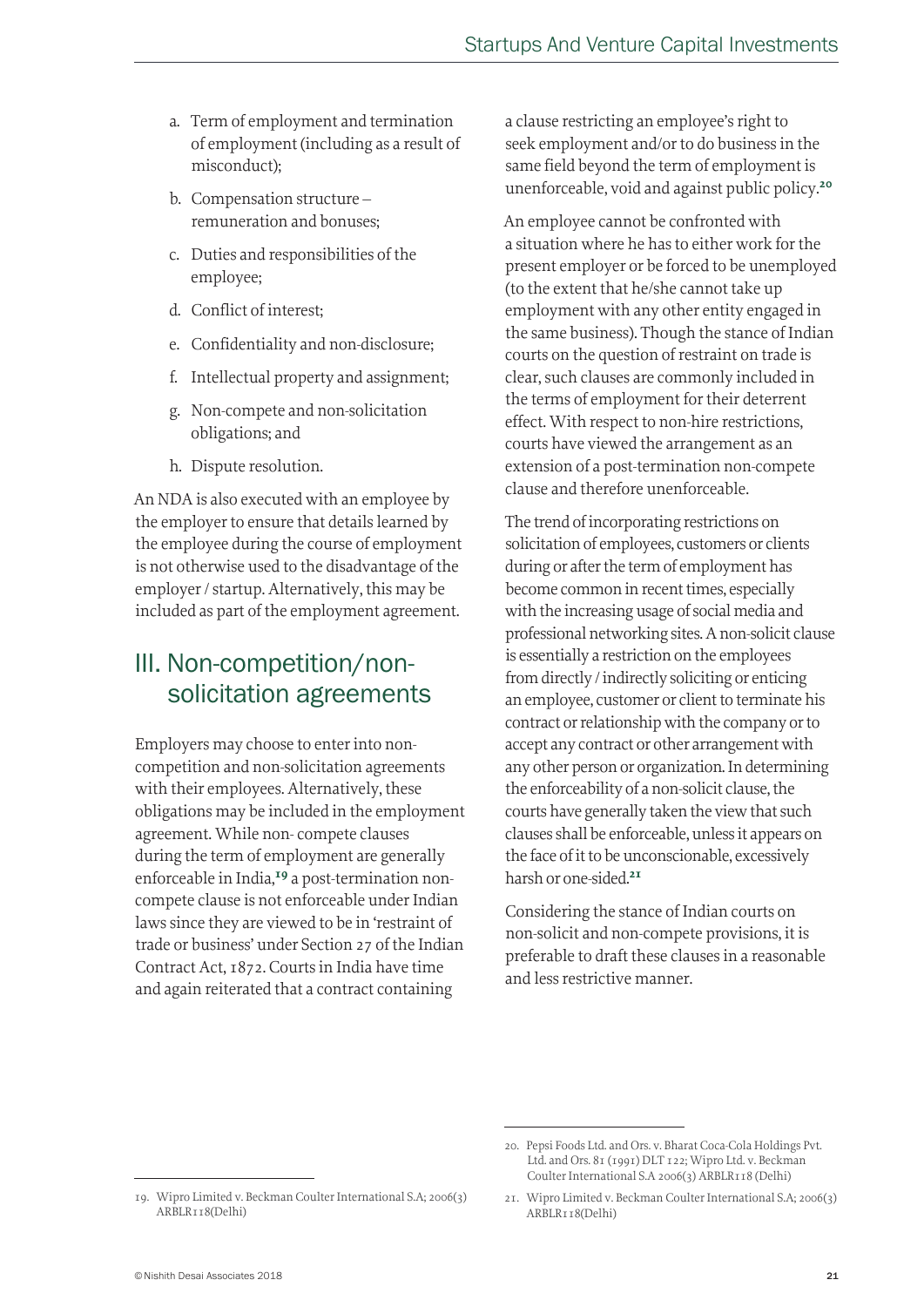a. Term of employment and termination of employment (including as a result of misconduct);

b. Compensation structure – remuneration and bonuses;

c. Duties and responsibilities of the employee;

d. Conflict of interest;

e. Confidentiality and non-disclosure;

f. Intellectual property and assignment;

g. Non-compete and non-solicitation obligations; and

h. Dispute resolution.

An NDA is also executed with an employee by the employer to ensure that details learned by the employee during the course of employment is not otherwise used to the disadvantage of the employer / startup. Alternatively, this may be included as part of the employment agreement.

## III. Non-competition/non-solicitation agreements

Employers may choose to enter into non-competition and non-solicitation agreements with their employees. Alternatively, these obligations may be included in the employment agreement. While non- compete clauses during the term of employment are generally enforceable in India,[19] a post-termination non-compete clause is not enforceable under Indian laws since they are viewed to be in 'restraint of trade or business' under Section 27 of the Indian Contract Act, 1872. Courts in India have time and again reiterated that a contract containing a clause restricting an employee's right to seek employment and/or to do business in the same field beyond the term of employment is unenforceable, void and against public policy.[20]

An employee cannot be confronted with a situation where he has to either work for the present employer or be forced to be unemployed (to the extent that he/she cannot take up employment with any other entity engaged in the same business). Though the stance of Indian courts on the question of restraint on trade is clear, such clauses are commonly included in the terms of employment for their deterrent effect. With respect to non-hire restrictions, courts have viewed the arrangement as an extension of a post-termination non-compete clause and therefore unenforceable.

The trend of incorporating restrictions on solicitation of employees, customers or clients during or after the term of employment has become common in recent times, especially with the increasing usage of social media and professional networking sites. A non-solicit clause is essentially a restriction on the employees from directly / indirectly soliciting or enticing an employee, customer or client to terminate his contract or relationship with the company or to accept any contract or other arrangement with any other person or organization. In determining the enforceability of a non-solicit clause, the courts have generally taken the view that such clauses shall be enforceable, unless it appears on the face of it to be unconscionable, excessively harsh or one-sided.[21]

Considering the stance of Indian courts on non-solicit and non-compete provisions, it is preferable to draft these clauses in a reasonable and less restrictive manner.

---

19. Wipro Limited v. Beckman Coulter International S.A; 2006(3) ARBLR118(Delhi)

20. Pepsi Foods Ltd. and Ors. v. Bharat Coca-Cola Holdings Pvt. Ltd. and Ors. 81 (1991) DLT 122; Wipro Ltd. v. Beckman Coulter International S.A 2006(3) ARBLR118 (Delhi)

21. Wipro Limited v. Beckman Coulter International S.A; 2006(3) ARBLR118(Delhi)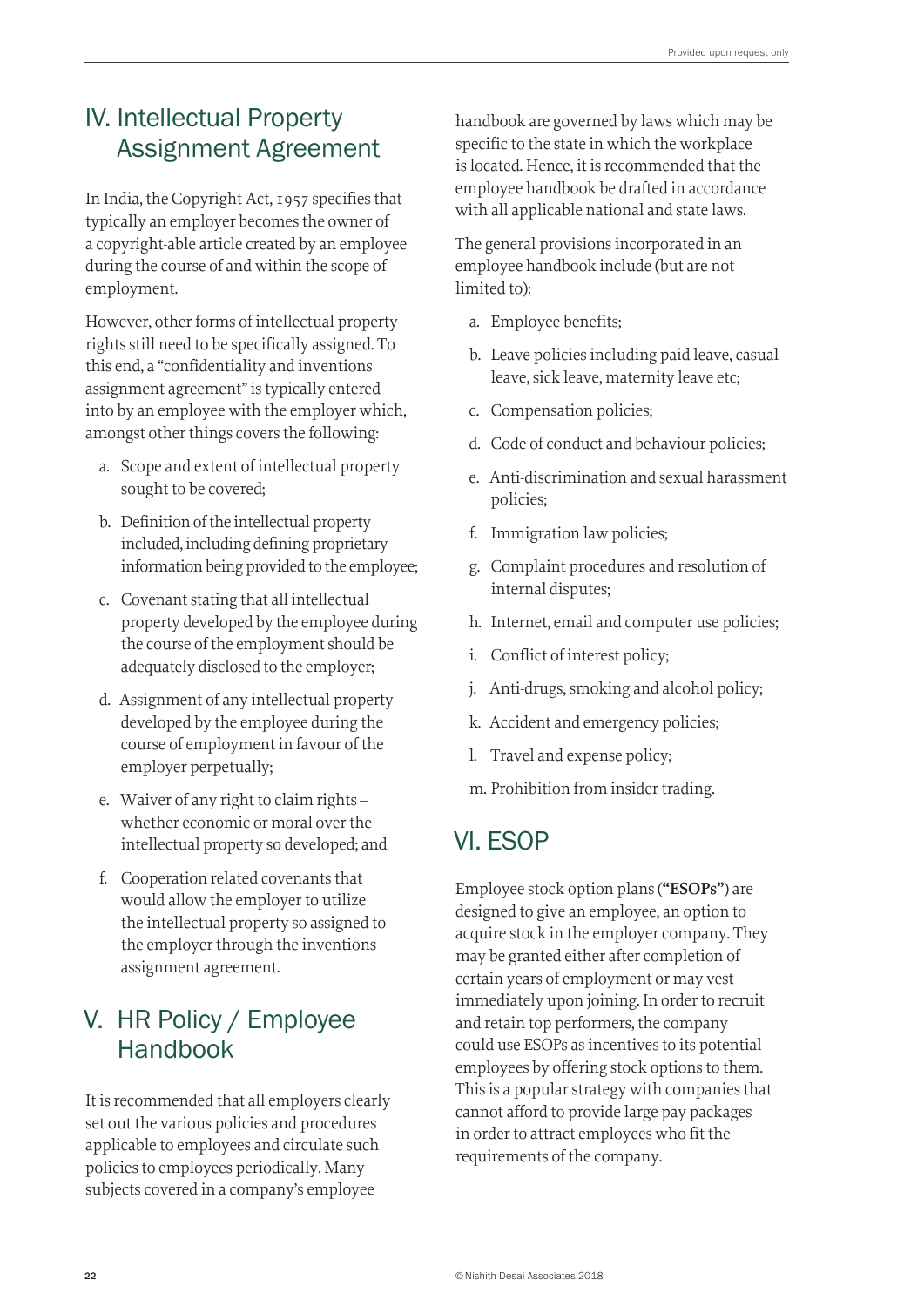## IV. Intellectual Property Assignment Agreement

In India, the Copyright Act, 1957 specifies that typically an employer becomes the owner of a copyright-able article created by an employee during the course of and within the scope of employment.

However, other forms of intellectual property rights still need to be specifically assigned. To this end, a "confidentiality and inventions assignment agreement" is typically entered into by an employee with the employer which, amongst other things covers the following:

a. Scope and extent of intellectual property sought to be covered;

b. Definition of the intellectual property included, including defining proprietary information being provided to the employee;

c. Covenant stating that all intellectual property developed by the employee during the course of the employment should be adequately disclosed to the employer;

d. Assignment of any intellectual property developed by the employee during the course of employment in favour of the employer perpetually;

e. Waiver of any right to claim rights – whether economic or moral over the intellectual property so developed; and

f. Cooperation related covenants that would allow the employer to utilize the intellectual property so assigned to the employer through the inventions assignment agreement.

## V. HR Policy / Employee Handbook

It is recommended that all employers clearly set out the various policies and procedures applicable to employees and circulate such policies to employees periodically. Many subjects covered in a company's employee handbook are governed by laws which may be specific to the state in which the workplace is located. Hence, it is recommended that the employee handbook be drafted in accordance with all applicable national and state laws.

The general provisions incorporated in an employee handbook include (but are not limited to):

a. Employee benefits;

b. Leave policies including paid leave, casual leave, sick leave, maternity leave etc;

c. Compensation policies;

d. Code of conduct and behaviour policies;

e. Anti-discrimination and sexual harassment policies;

f. Immigration law policies;

g. Complaint procedures and resolution of internal disputes;

h. Internet, email and computer use policies;

i. Conflict of interest policy;

j. Anti-drugs, smoking and alcohol policy;

k. Accident and emergency policies;

l. Travel and expense policy;

m. Prohibition from insider trading.

## VI. ESOP

Employee stock option plans (**"ESOPs"**) are designed to give an employee, an option to acquire stock in the employer company. They may be granted either after completion of certain years of employment or may vest immediately upon joining. In order to recruit and retain top performers, the company could use ESOPs as incentives to its potential employees by offering stock options to them. This is a popular strategy with companies that cannot afford to provide large pay packages in order to attract employees who fit the requirements of the company.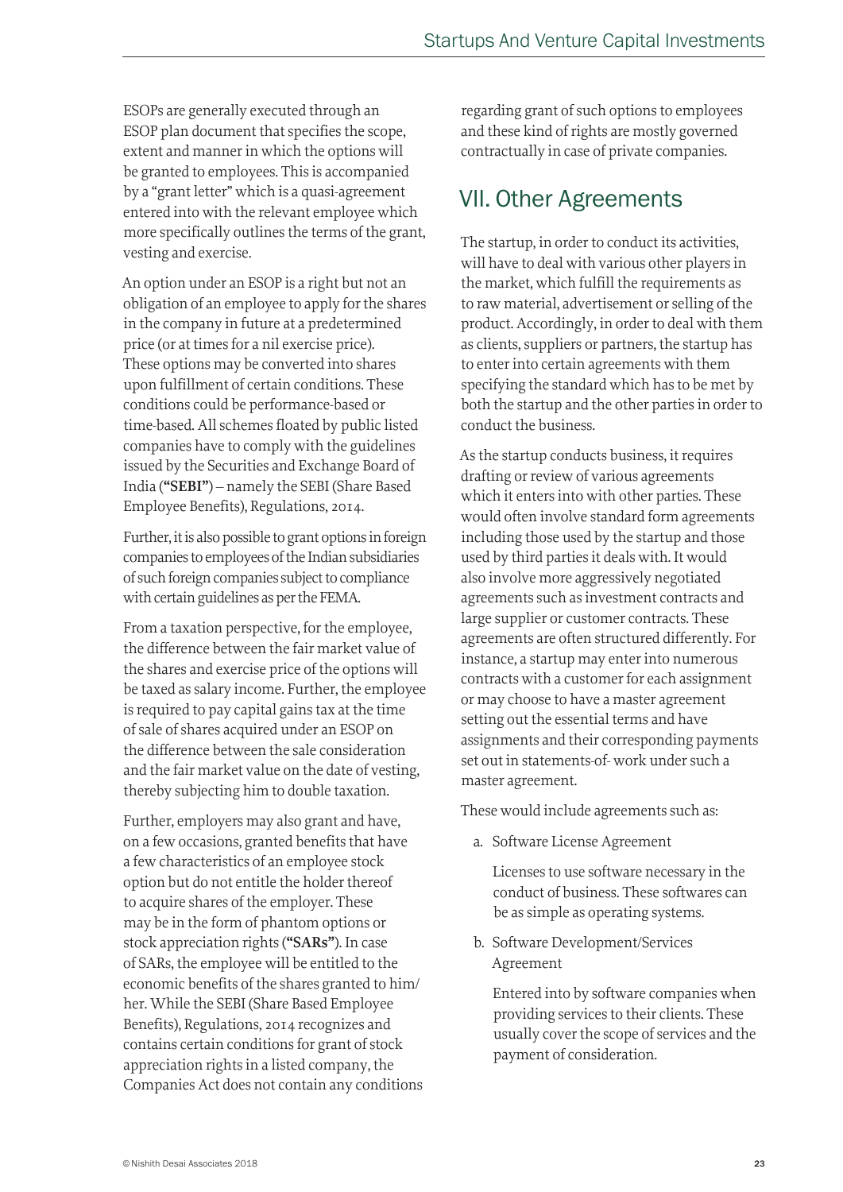ESOPs are generally executed through an ESOP plan document that specifies the scope, extent and manner in which the options will be granted to employees. This is accompanied by a "grant letter" which is a quasi-agreement entered into with the relevant employee which more specifically outlines the terms of the grant, vesting and exercise.

An option under an ESOP is a right but not an obligation of an employee to apply for the shares in the company in future at a predetermined price (or at times for a nil exercise price). These options may be converted into shares upon fulfillment of certain conditions. These conditions could be performance-based or time-based. All schemes floated by public listed companies have to comply with the guidelines issued by the Securities and Exchange Board of India (**"SEBI"**) – namely the SEBI (Share Based Employee Benefits), Regulations, 2014.

Further, it is also possible to grant options in foreign companies to employees of the Indian subsidiaries of such foreign companies subject to compliance with certain guidelines as per the FEMA.

From a taxation perspective, for the employee, the difference between the fair market value of the shares and exercise price of the options will be taxed as salary income. Further, the employee is required to pay capital gains tax at the time of sale of shares acquired under an ESOP on the difference between the sale consideration and the fair market value on the date of vesting, thereby subjecting him to double taxation.

Further, employers may also grant and have, on a few occasions, granted benefits that have a few characteristics of an employee stock option but do not entitle the holder thereof to acquire shares of the employer. These may be in the form of phantom options or stock appreciation rights (**"SARs"**). In case of SARs, the employee will be entitled to the economic benefits of the shares granted to him/her. While the SEBI (Share Based Employee Benefits), Regulations, 2014 recognizes and contains certain conditions for grant of stock appreciation rights in a listed company, the Companies Act does not contain any conditions regarding grant of such options to employees and these kind of rights are mostly governed contractually in case of private companies.

## VII. Other Agreements

The startup, in order to conduct its activities, will have to deal with various other players in the market, which fulfill the requirements as to raw material, advertisement or selling of the product. Accordingly, in order to deal with them as clients, suppliers or partners, the startup has to enter into certain agreements with them specifying the standard which has to be met by both the startup and the other parties in order to conduct the business.

As the startup conducts business, it requires drafting or review of various agreements which it enters into with other parties. These would often involve standard form agreements including those used by the startup and those used by third parties it deals with. It would also involve more aggressively negotiated agreements such as investment contracts and large supplier or customer contracts. These agreements are often structured differently. For instance, a startup may enter into numerous contracts with a customer for each assignment or may choose to have a master agreement setting out the essential terms and have assignments and their corresponding payments set out in statements-of- work under such a master agreement.

These would include agreements such as:

a. Software License Agreement

   Licenses to use software necessary in the conduct of business. These softwares can be as simple as operating systems.

b. Software Development/Services Agreement

   Entered into by software companies when providing services to their clients. These usually cover the scope of services and the payment of consideration.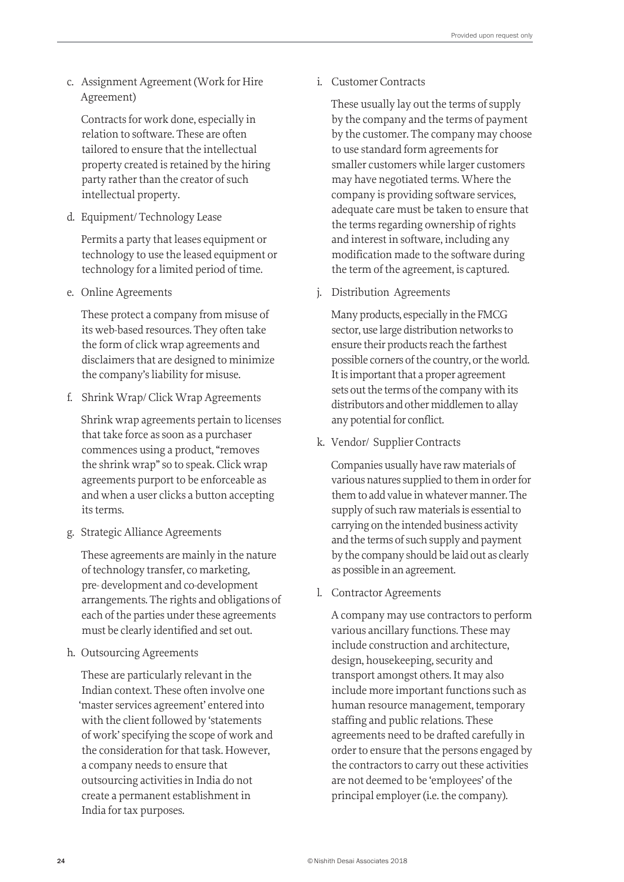c. Assignment Agreement (Work for Hire Agreement)

Contracts for work done, especially in relation to software. These are often tailored to ensure that the intellectual property created is retained by the hiring party rather than the creator of such intellectual property.

d. Equipment/ Technology Lease

Permits a party that leases equipment or technology to use the leased equipment or technology for a limited period of time.

e. Online Agreements

These protect a company from misuse of its web-based resources. They often take the form of click wrap agreements and disclaimers that are designed to minimize the company's liability for misuse.

f. Shrink Wrap/ Click Wrap Agreements

Shrink wrap agreements pertain to licenses that take force as soon as a purchaser commences using a product, "removes the shrink wrap" so to speak. Click wrap agreements purport to be enforceable as and when a user clicks a button accepting its terms.

g. Strategic Alliance Agreements

These agreements are mainly in the nature of technology transfer, co marketing, pre- development and co-development arrangements. The rights and obligations of each of the parties under these agreements must be clearly identified and set out.

h. Outsourcing Agreements

These are particularly relevant in the Indian context. These often involve one 'master services agreement' entered into with the client followed by 'statements of work' specifying the scope of work and the consideration for that task. However, a company needs to ensure that outsourcing activities in India do not create a permanent establishment in India for tax purposes.

i. Customer Contracts

These usually lay out the terms of supply by the company and the terms of payment by the customer. The company may choose to use standard form agreements for smaller customers while larger customers may have negotiated terms. Where the company is providing software services, adequate care must be taken to ensure that the terms regarding ownership of rights and interest in software, including any modification made to the software during the term of the agreement, is captured.

j. Distribution Agreements

Many products, especially in the FMCG sector, use large distribution networks to ensure their products reach the farthest possible corners of the country, or the world. It is important that a proper agreement sets out the terms of the company with its distributors and other middlemen to allay any potential for conflict.

k. Vendor/ Supplier Contracts

Companies usually have raw materials of various natures supplied to them in order for them to add value in whatever manner. The supply of such raw materials is essential to carrying on the intended business activity and the terms of such supply and payment by the company should be laid out as clearly as possible in an agreement.

l. Contractor Agreements

A company may use contractors to perform various ancillary functions. These may include construction and architecture, design, housekeeping, security and transport amongst others. It may also include more important functions such as human resource management, temporary staffing and public relations. These agreements need to be drafted carefully in order to ensure that the persons engaged by the contractors to carry out these activities are not deemed to be 'employees' of the principal employer (i.e. the company).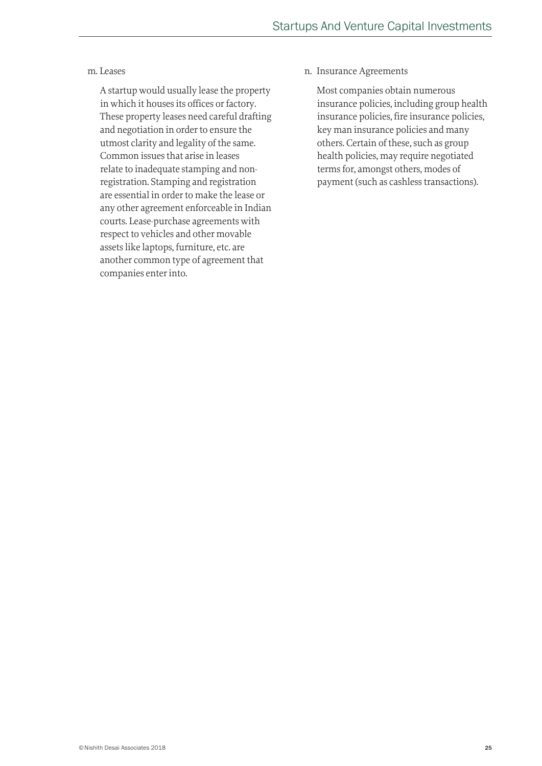m. Leases

A startup would usually lease the property in which it houses its offices or factory. These property leases need careful drafting and negotiation in order to ensure the utmost clarity and legality of the same. Common issues that arise in leases relate to inadequate stamping and non-registration. Stamping and registration are essential in order to make the lease or any other agreement enforceable in Indian courts. Lease-purchase agreements with respect to vehicles and other movable assets like laptops, furniture, etc. are another common type of agreement that companies enter into.

n. Insurance Agreements

Most companies obtain numerous insurance policies, including group health insurance policies, fire insurance policies, key man insurance policies and many others. Certain of these, such as group health policies, may require negotiated terms for, amongst others, modes of payment (such as cashless transactions).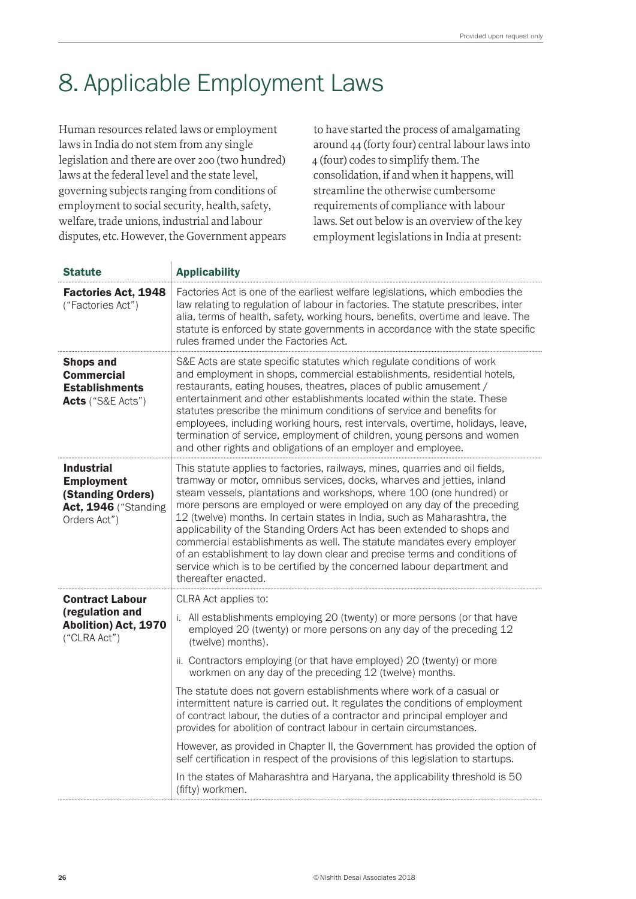# 8. Applicable Employment Laws

Human resources related laws or employment laws in India do not stem from any single legislation and there are over 200 (two hundred) laws at the federal level and the state level, governing subjects ranging from conditions of employment to social security, health, safety, welfare, trade unions, industrial and labour disputes, etc. However, the Government appears to have started the process of amalgamating around 44 (forty four) central labour laws into 4 (four) codes to simplify them. The consolidation, if and when it happens, will streamline the otherwise cumbersome requirements of compliance with labour laws. Set out below is an overview of the key employment legislations in India at present:

| Statute | Applicability |
|---|---|
| **Factories Act, 1948** ("Factories Act") | Factories Act is one of the earliest welfare legislations, which embodies the law relating to regulation of labour in factories. The statute prescribes, inter alia, terms of health, safety, working hours, benefits, overtime and leave. The statute is enforced by state governments in accordance with the state specific rules framed under the Factories Act. |
| **Shops and Commercial Establishments Acts** ("S&E Acts") | S&E Acts are state specific statutes which regulate conditions of work and employment in shops, commercial establishments, residential hotels, restaurants, eating houses, theatres, places of public amusement / entertainment and other establishments located within the state. These statutes prescribe the minimum conditions of service and benefits for employees, including working hours, rest intervals, overtime, holidays, leave, termination of service, employment of children, young persons and women and other rights and obligations of an employer and employee. |
| **Industrial Employment (Standing Orders) Act, 1946** ("Standing Orders Act") | This statute applies to factories, railways, mines, quarries and oil fields, tramway or motor, omnibus services, docks, wharves and jetties, inland steam vessels, plantations and workshops, where 100 (one hundred) or more persons are employed or were employed on any day of the preceding 12 (twelve) months. In certain states in India, such as Maharashtra, the applicability of the Standing Orders Act has been extended to shops and commercial establishments as well. The statute mandates every employer of an establishment to lay down clear and precise terms and conditions of service which is to be certified by the concerned labour department and thereafter enacted. |
| **Contract Labour (regulation and Abolition) Act, 1970** ("CLRA Act") | CLRA Act applies to:<br>i. All establishments employing 20 (twenty) or more persons (or that have employed 20 (twenty) or more persons on any day of the preceding 12 (twelve) months).<br>ii. Contractors employing (or that have employed) 20 (twenty) or more workmen on any day of the preceding 12 (twelve) months.<br>The statute does not govern establishments where work of a casual or intermittent nature is carried out. It regulates the conditions of employment of contract labour, the duties of a contractor and principal employer and provides for abolition of contract labour in certain circumstances.<br>However, as provided in Chapter II, the Government has provided the option of self certification in respect of the provisions of this legislation to startups.<br>In the states of Maharashtra and Haryana, the applicability threshold is 50 (fifty) workmen. |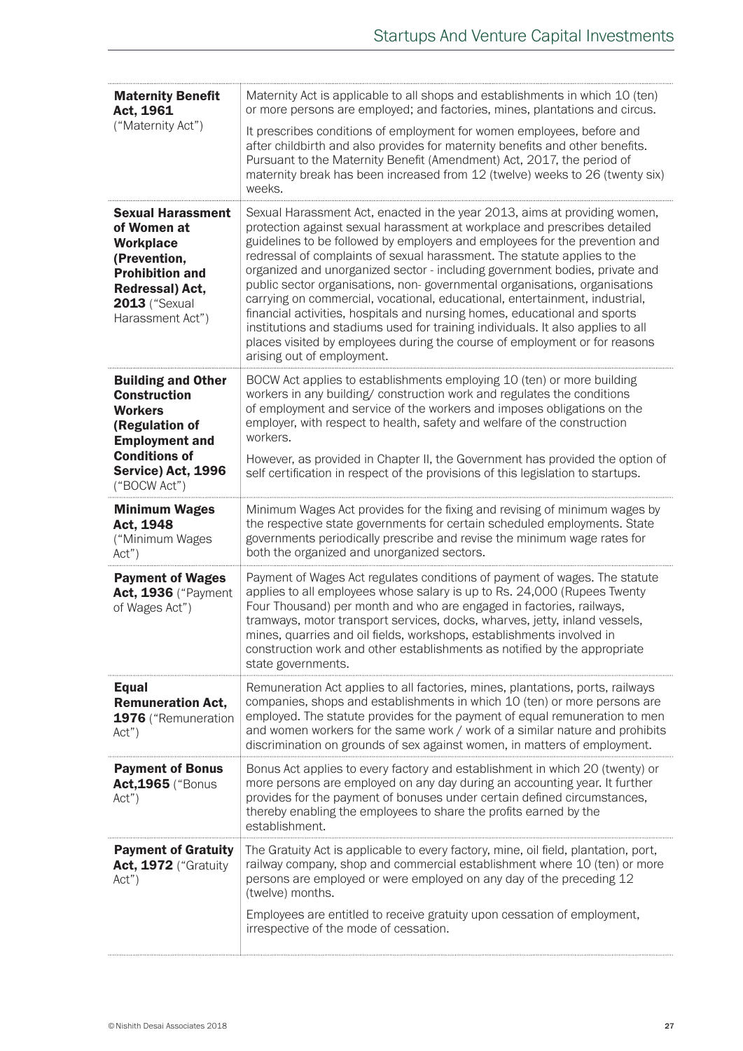| | |
|---|---|
| **Maternity Benefit Act, 1961** ("Maternity Act") | Maternity Act is applicable to all shops and establishments in which 10 (ten) or more persons are employed; and factories, mines, plantations and circus.<br><br>It prescribes conditions of employment for women employees, before and after childbirth and also provides for maternity benefits and other benefits. Pursuant to the Maternity Benefit (Amendment) Act, 2017, the period of maternity break has been increased from 12 (twelve) weeks to 26 (twenty six) weeks. |
| **Sexual Harassment of Women at Workplace (Prevention, Prohibition and Redressal) Act, 2013** ("Sexual Harassment Act") | Sexual Harassment Act, enacted in the year 2013, aims at providing women, protection against sexual harassment at workplace and prescribes detailed guidelines to be followed by employers and employees for the prevention and redressal of complaints of sexual harassment. The statute applies to the organized and unorganized sector - including government bodies, private and public sector organisations, non- governmental organisations, organisations carrying on commercial, vocational, educational, entertainment, industrial, financial activities, hospitals and nursing homes, educational and sports institutions and stadiums used for training individuals. It also applies to all places visited by employees during the course of employment or for reasons arising out of employment. |
| **Building and Other Construction Workers (Regulation of Employment and Conditions of Service) Act, 1996** ("BOCW Act") | BOCW Act applies to establishments employing 10 (ten) or more building workers in any building/ construction work and regulates the conditions of employment and service of the workers and imposes obligations on the employer, with respect to health, safety and welfare of the construction workers.<br><br>However, as provided in Chapter II, the Government has provided the option of self certification in respect of the provisions of this legislation to startups. |
| **Minimum Wages Act, 1948** ("Minimum Wages Act") | Minimum Wages Act provides for the fixing and revising of minimum wages by the respective state governments for certain scheduled employments. State governments periodically prescribe and revise the minimum wage rates for both the organized and unorganized sectors. |
| **Payment of Wages Act, 1936** ("Payment of Wages Act") | Payment of Wages Act regulates conditions of payment of wages. The statute applies to all employees whose salary is up to Rs. 24,000 (Rupees Twenty Four Thousand) per month and who are engaged in factories, railways, tramways, motor transport services, docks, wharves, jetty, inland vessels, mines, quarries and oil fields, workshops, establishments involved in construction work and other establishments as notified by the appropriate state governments. |
| **Equal Remuneration Act, 1976** ("Remuneration Act") | Remuneration Act applies to all factories, mines, plantations, ports, railways companies, shops and establishments in which 10 (ten) or more persons are employed. The statute provides for the payment of equal remuneration to men and women workers for the same work / work of a similar nature and prohibits discrimination on grounds of sex against women, in matters of employment. |
| **Payment of Bonus Act,1965** ("Bonus Act") | Bonus Act applies to every factory and establishment in which 20 (twenty) or more persons are employed on any day during an accounting year. It further provides for the payment of bonuses under certain defined circumstances, thereby enabling the employees to share the profits earned by the establishment. |
| **Payment of Gratuity Act, 1972** ("Gratuity Act") | The Gratuity Act is applicable to every factory, mine, oil field, plantation, port, railway company, shop and commercial establishment where 10 (ten) or more persons are employed or were employed on any day of the preceding 12 (twelve) months.<br><br>Employees are entitled to receive gratuity upon cessation of employment, irrespective of the mode of cessation. |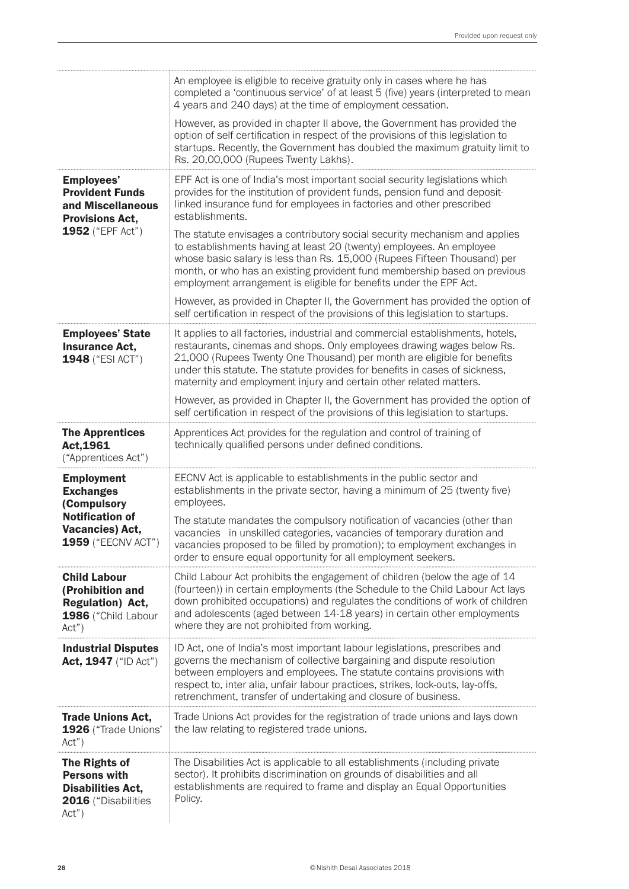| | |
|---|---|
| | An employee is eligible to receive gratuity only in cases where he has completed a 'continuous service' of at least 5 (five) years (interpreted to mean 4 years and 240 days) at the time of employment cessation.<br><br>However, as provided in chapter II above, the Government has provided the option of self certification in respect of the provisions of this legislation to startups. Recently, the Government has doubled the maximum gratuity limit to Rs. 20,00,000 (Rupees Twenty Lakhs). |
| **Employees' Provident Funds and Miscellaneous Provisions Act, 1952** ("EPF Act") | EPF Act is one of India's most important social security legislations which provides for the institution of provident funds, pension fund and deposit-linked insurance fund for employees in factories and other prescribed establishments.<br><br>The statute envisages a contributory social security mechanism and applies to establishments having at least 20 (twenty) employees. An employee whose basic salary is less than Rs. 15,000 (Rupees Fifteen Thousand) per month, or who has an existing provident fund membership based on previous employment arrangement is eligible for benefits under the EPF Act.<br><br>However, as provided in Chapter II, the Government has provided the option of self certification in respect of the provisions of this legislation to startups. |
| **Employees' State Insurance Act, 1948** ("ESI ACT") | It applies to all factories, industrial and commercial establishments, hotels, restaurants, cinemas and shops. Only employees drawing wages below Rs. 21,000 (Rupees Twenty One Thousand) per month are eligible for benefits under this statute. The statute provides for benefits in cases of sickness, maternity and employment injury and certain other related matters.<br><br>However, as provided in Chapter II, the Government has provided the option of self certification in respect of the provisions of this legislation to startups. |
| **The Apprentices Act,1961** ("Apprentices Act") | Apprentices Act provides for the regulation and control of training of technically qualified persons under defined conditions. |
| **Employment Exchanges (Compulsory Notification of Vacancies) Act, 1959** ("EECNV ACT") | EECNV Act is applicable to establishments in the public sector and establishments in the private sector, having a minimum of 25 (twenty five) employees.<br><br>The statute mandates the compulsory notification of vacancies (other than vacancies in unskilled categories, vacancies of temporary duration and vacancies proposed to be filled by promotion); to employment exchanges in order to ensure equal opportunity for all employment seekers. |
| **Child Labour (Prohibition and Regulation) Act, 1986** ("Child Labour Act") | Child Labour Act prohibits the engagement of children (below the age of 14 (fourteen)) in certain employments (the Schedule to the Child Labour Act lays down prohibited occupations) and regulates the conditions of work of children and adolescents (aged between 14-18 years) in certain other employments where they are not prohibited from working. |
| **Industrial Disputes Act, 1947** ("ID Act") | ID Act, one of India's most important labour legislations, prescribes and governs the mechanism of collective bargaining and dispute resolution between employers and employees. The statute contains provisions with respect to, inter alia, unfair labour practices, strikes, lock-outs, lay-offs, retrenchment, transfer of undertaking and closure of business. |
| **Trade Unions Act, 1926** ("Trade Unions' Act") | Trade Unions Act provides for the registration of trade unions and lays down the law relating to registered trade unions. |
| **The Rights of Persons with Disabilities Act, 2016** ("Disabilities Act") | The Disabilities Act is applicable to all establishments (including private sector). It prohibits discrimination on grounds of disabilities and all establishments are required to frame and display an Equal Opportunities Policy. |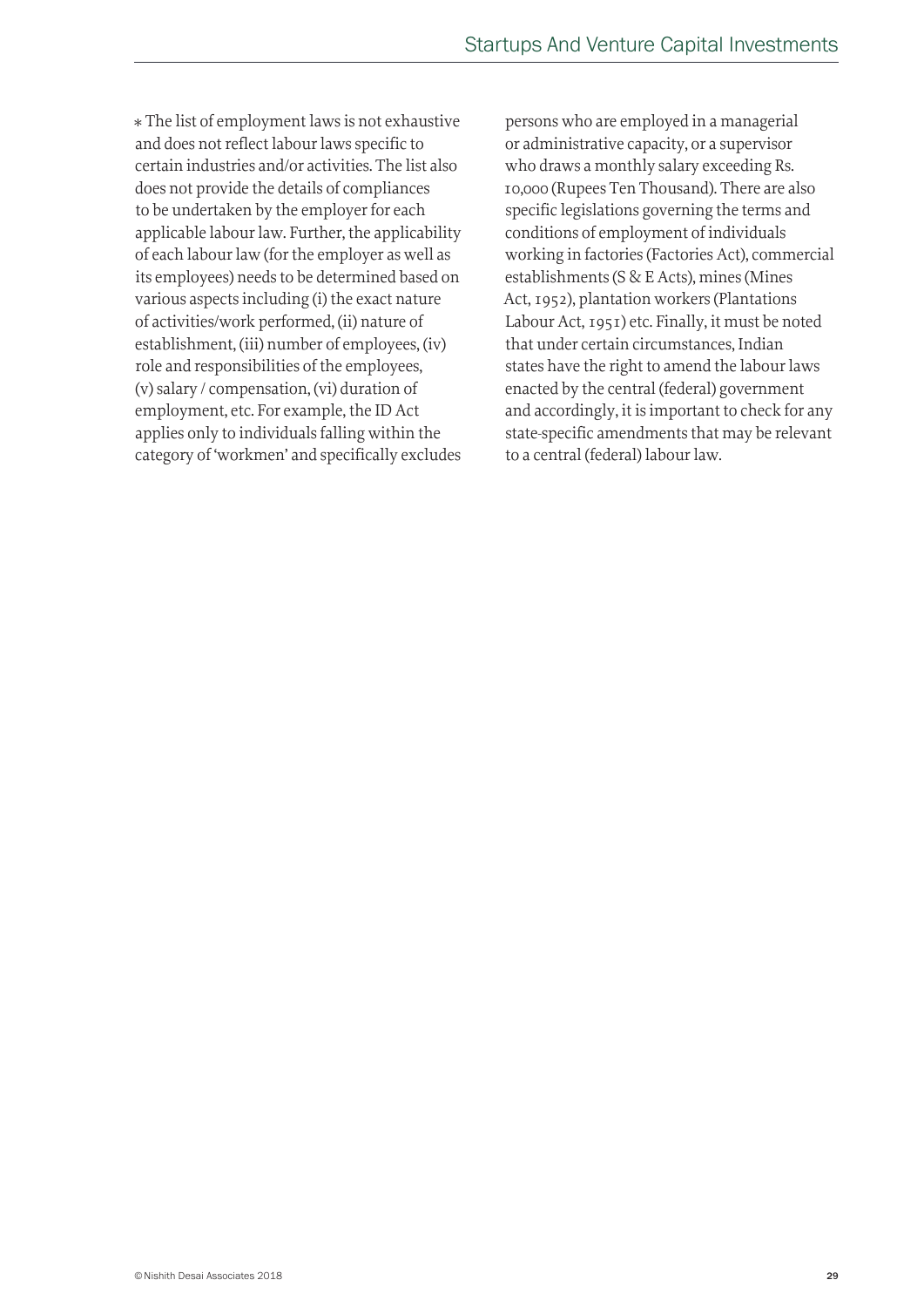* The list of employment laws is not exhaustive and does not reflect labour laws specific to certain industries and/or activities. The list also does not provide the details of compliances to be undertaken by the employer for each applicable labour law. Further, the applicability of each labour law (for the employer as well as its employees) needs to be determined based on various aspects including (i) the exact nature of activities/work performed, (ii) nature of establishment, (iii) number of employees, (iv) role and responsibilities of the employees, (v) salary / compensation, (vi) duration of employment, etc. For example, the ID Act applies only to individuals falling within the category of 'workmen' and specifically excludes persons who are employed in a managerial or administrative capacity, or a supervisor who draws a monthly salary exceeding Rs. 10,000 (Rupees Ten Thousand). There are also specific legislations governing the terms and conditions of employment of individuals working in factories (Factories Act), commercial establishments (S & E Acts), mines (Mines Act, 1952), plantation workers (Plantations Labour Act, 1951) etc. Finally, it must be noted that under certain circumstances, Indian states have the right to amend the labour laws enacted by the central (federal) government and accordingly, it is important to check for any state-specific amendments that may be relevant to a central (federal) labour law.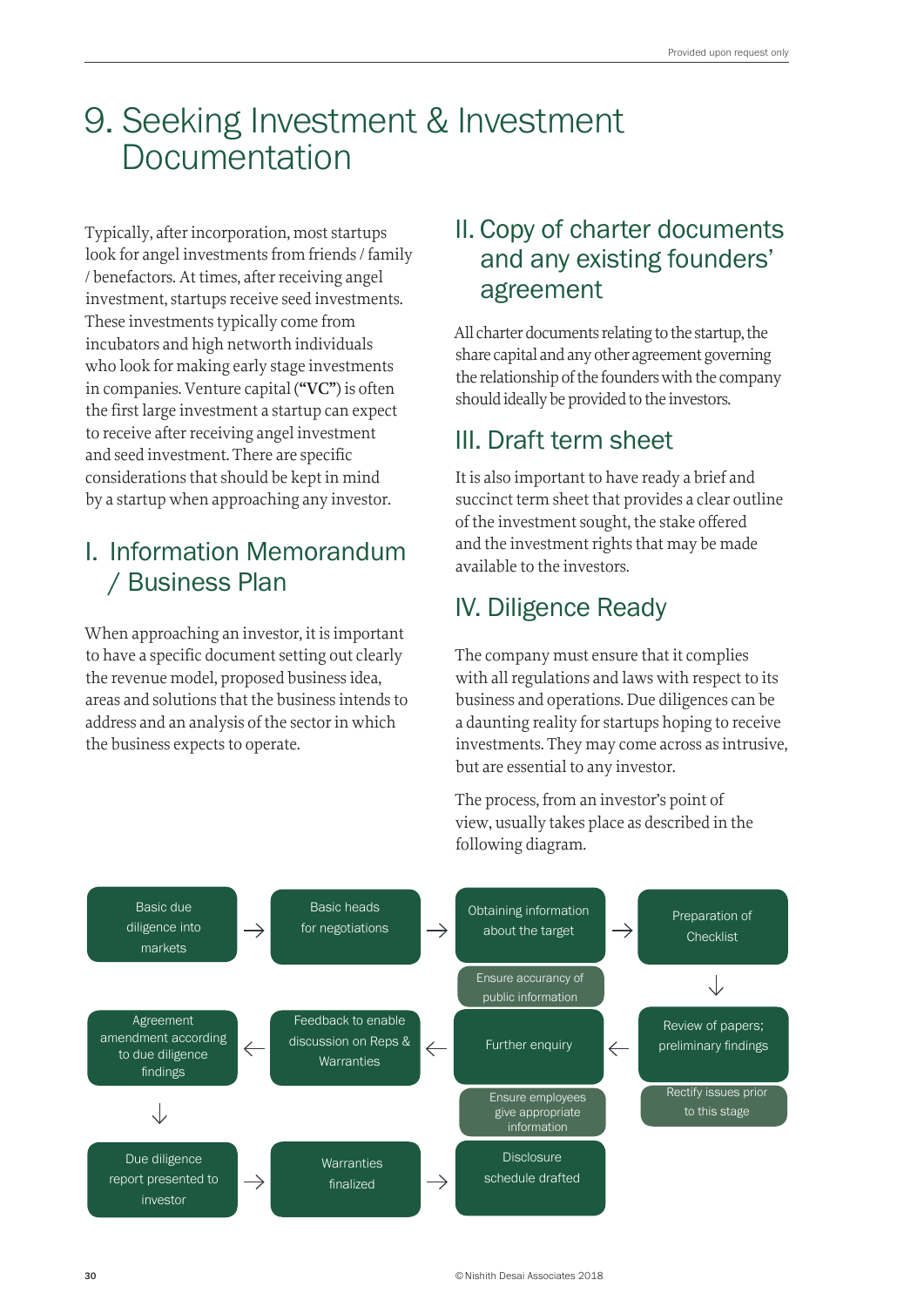# 9. Seeking Investment & Investment Documentation

Typically, after incorporation, most startups look for angel investments from friends / family / benefactors. At times, after receiving angel investment, startups receive seed investments. These investments typically come from incubators and high networth individuals who look for making early stage investments in companies. Venture capital (**"VC"**) is often the first large investment a startup can expect to receive after receiving angel investment and seed investment. There are specific considerations that should be kept in mind by a startup when approaching any investor.

## I. Information Memorandum / Business Plan

When approaching an investor, it is important to have a specific document setting out clearly the revenue model, proposed business idea, areas and solutions that the business intends to address and an analysis of the sector in which the business expects to operate.

## II. Copy of charter documents and any existing founders' agreement

All charter documents relating to the startup, the share capital and any other agreement governing the relationship of the founders with the company should ideally be provided to the investors.

## III. Draft term sheet

It is also important to have ready a brief and succinct term sheet that provides a clear outline of the investment sought, the stake offered and the investment rights that may be made available to the investors.

## IV. Diligence Ready

The company must ensure that it complies with all regulations and laws with respect to its business and operations. Due diligences can be a daunting reality for startups hoping to receive investments. They may come across as intrusive, but are essential to any investor.

The process, from an investor's point of view, usually takes place as described in the following diagram.

Basic due diligence into markets → Basic heads for negotiations → Obtaining information about the target (Ensure accurancy of public information) → Preparation of Checklist

↓

Review of papers; preliminary findings (Rectify issues prior to this stage) → Further enquiry (Ensure employees give appropriate information) → Feedback to enable discussion on Reps & Warranties → Agreement amendment according to due diligence findings

↓

Due diligence report presented to investor → Warranties finalized → Disclosure schedule drafted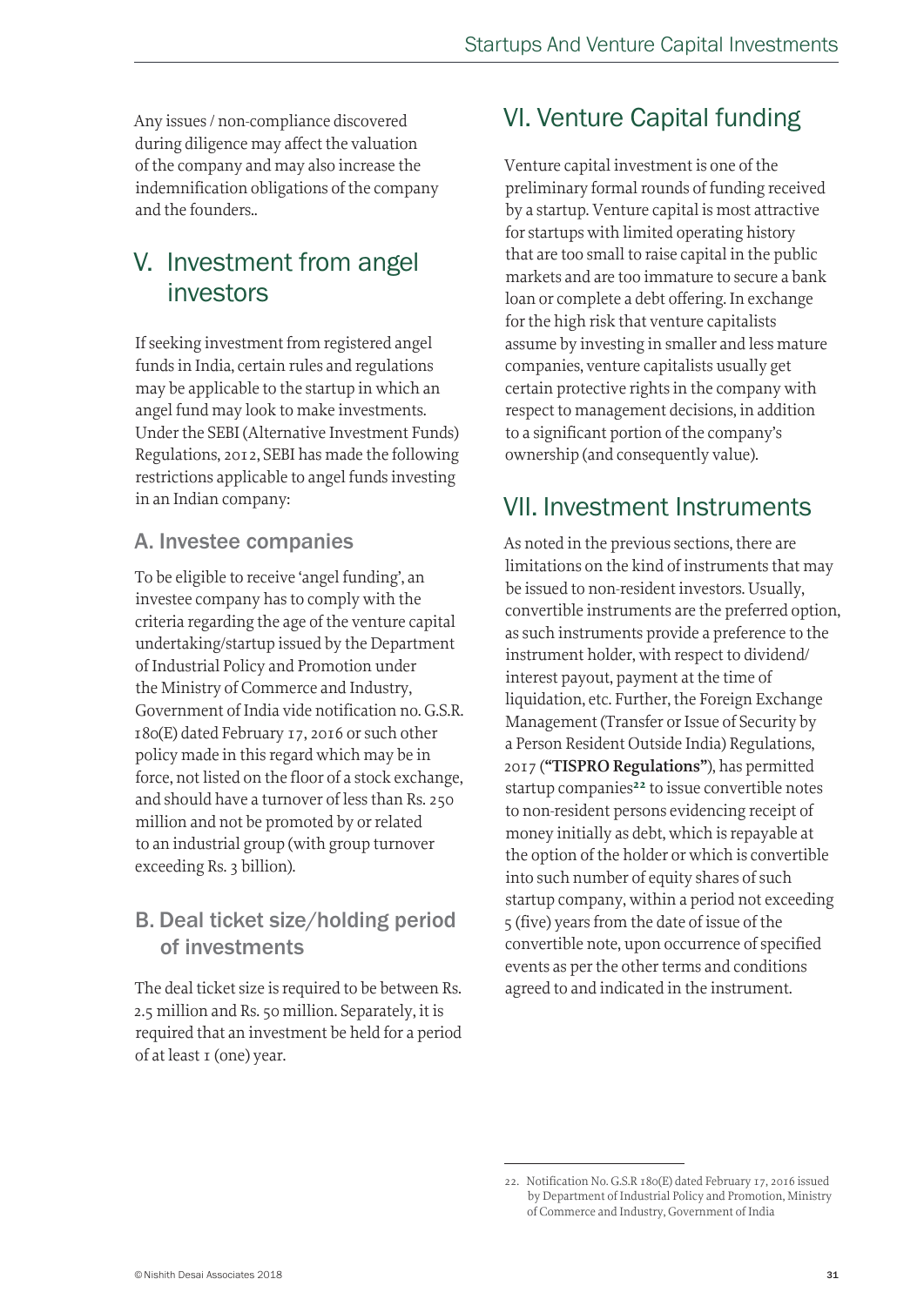Any issues / non-compliance discovered during diligence may affect the valuation of the company and may also increase the indemnification obligations of the company and the founders..

## V. Investment from angel investors

If seeking investment from registered angel funds in India, certain rules and regulations may be applicable to the startup in which an angel fund may look to make investments. Under the SEBI (Alternative Investment Funds) Regulations, 2012, SEBI has made the following restrictions applicable to angel funds investing in an Indian company:

### A. Investee companies

To be eligible to receive 'angel funding', an investee company has to comply with the criteria regarding the age of the venture capital undertaking/startup issued by the Department of Industrial Policy and Promotion under the Ministry of Commerce and Industry, Government of India vide notification no. G.S.R. 180(E) dated February 17, 2016 or such other policy made in this regard which may be in force, not listed on the floor of a stock exchange, and should have a turnover of less than Rs. 250 million and not be promoted by or related to an industrial group (with group turnover exceeding Rs. 3 billion).

### B. Deal ticket size/holding period of investments

The deal ticket size is required to be between Rs. 2.5 million and Rs. 50 million. Separately, it is required that an investment be held for a period of at least 1 (one) year.

## VI. Venture Capital funding

Venture capital investment is one of the preliminary formal rounds of funding received by a startup. Venture capital is most attractive for startups with limited operating history that are too small to raise capital in the public markets and are too immature to secure a bank loan or complete a debt offering. In exchange for the high risk that venture capitalists assume by investing in smaller and less mature companies, venture capitalists usually get certain protective rights in the company with respect to management decisions, in addition to a significant portion of the company's ownership (and consequently value).

## VII. Investment Instruments

As noted in the previous sections, there are limitations on the kind of instruments that may be issued to non-resident investors. Usually, convertible instruments are the preferred option, as such instruments provide a preference to the instrument holder, with respect to dividend/ interest payout, payment at the time of liquidation, etc. Further, the Foreign Exchange Management (Transfer or Issue of Security by a Person Resident Outside India) Regulations, 2017 (**"TISPRO Regulations"**), has permitted startup companies[22] to issue convertible notes to non-resident persons evidencing receipt of money initially as debt, which is repayable at the option of the holder or which is convertible into such number of equity shares of such startup company, within a period not exceeding 5 (five) years from the date of issue of the convertible note, upon occurrence of specified events as per the other terms and conditions agreed to and indicated in the instrument.

---

22. Notification No. G.S.R 180(E) dated February 17, 2016 issued by Department of Industrial Policy and Promotion, Ministry of Commerce and Industry, Government of India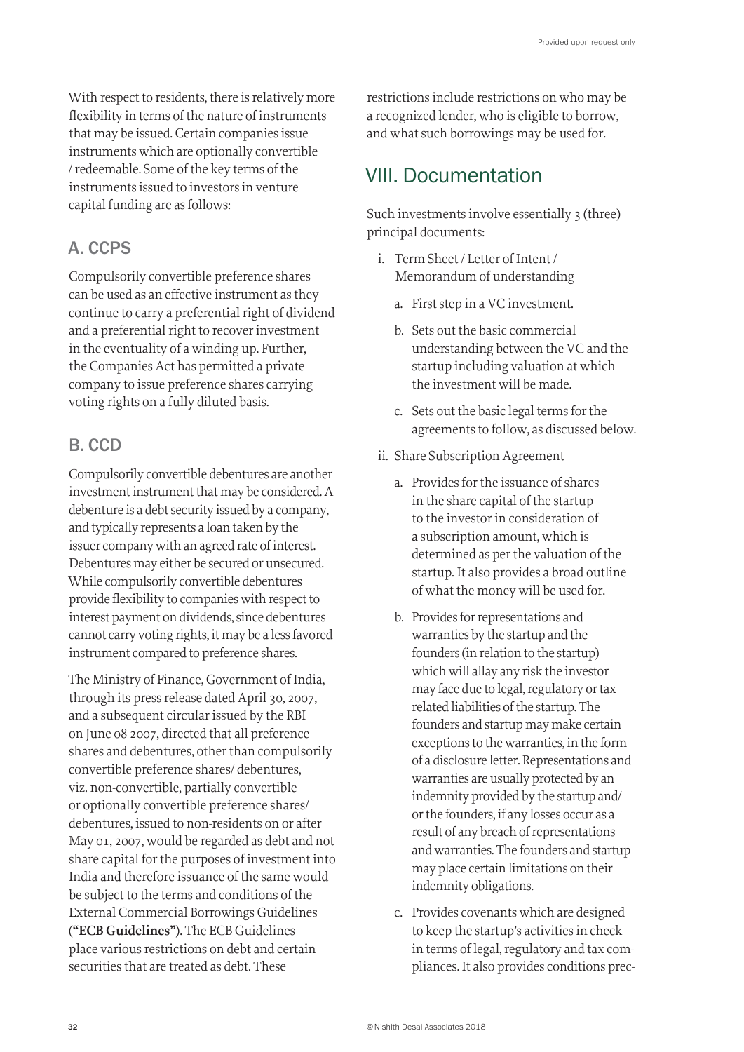With respect to residents, there is relatively more flexibility in terms of the nature of instruments that may be issued. Certain companies issue instruments which are optionally convertible / redeemable. Some of the key terms of the instruments issued to investors in venture capital funding are as follows:

### A. CCPS

Compulsorily convertible preference shares can be used as an effective instrument as they continue to carry a preferential right of dividend and a preferential right to recover investment in the eventuality of a winding up. Further, the Companies Act has permitted a private company to issue preference shares carrying voting rights on a fully diluted basis.

### B. CCD

Compulsorily convertible debentures are another investment instrument that may be considered. A debenture is a debt security issued by a company, and typically represents a loan taken by the issuer company with an agreed rate of interest. Debentures may either be secured or unsecured. While compulsorily convertible debentures provide flexibility to companies with respect to interest payment on dividends, since debentures cannot carry voting rights, it may be a less favored instrument compared to preference shares.

The Ministry of Finance, Government of India, through its press release dated April 30, 2007, and a subsequent circular issued by the RBI on June 08 2007, directed that all preference shares and debentures, other than compulsorily convertible preference shares/ debentures, viz. non-convertible, partially convertible or optionally convertible preference shares/ debentures, issued to non-residents on or after May 01, 2007, would be regarded as debt and not share capital for the purposes of investment into India and therefore issuance of the same would be subject to the terms and conditions of the External Commercial Borrowings Guidelines (**"ECB Guidelines"**). The ECB Guidelines place various restrictions on debt and certain securities that are treated as debt. These restrictions include restrictions on who may be a recognized lender, who is eligible to borrow, and what such borrowings may be used for.

## VIII. Documentation

Such investments involve essentially 3 (three) principal documents:

i. Term Sheet / Letter of Intent / Memorandum of understanding

   a. First step in a VC investment.

   b. Sets out the basic commercial understanding between the VC and the startup including valuation at which the investment will be made.

   c. Sets out the basic legal terms for the agreements to follow, as discussed below.

ii. Share Subscription Agreement

   a. Provides for the issuance of shares in the share capital of the startup to the investor in consideration of a subscription amount, which is determined as per the valuation of the startup. It also provides a broad outline of what the money will be used for.

   b. Provides for representations and warranties by the startup and the founders (in relation to the startup) which will allay any risk the investor may face due to legal, regulatory or tax related liabilities of the startup. The founders and startup may make certain exceptions to the warranties, in the form of a disclosure letter. Representations and warranties are usually protected by an indemnity provided by the startup and/ or the founders, if any losses occur as a result of any breach of representations and warranties. The founders and startup may place certain limitations on their indemnity obligations.

   c. Provides covenants which are designed to keep the startup's activities in check in terms of legal, regulatory and tax compliances. It also provides conditions prec-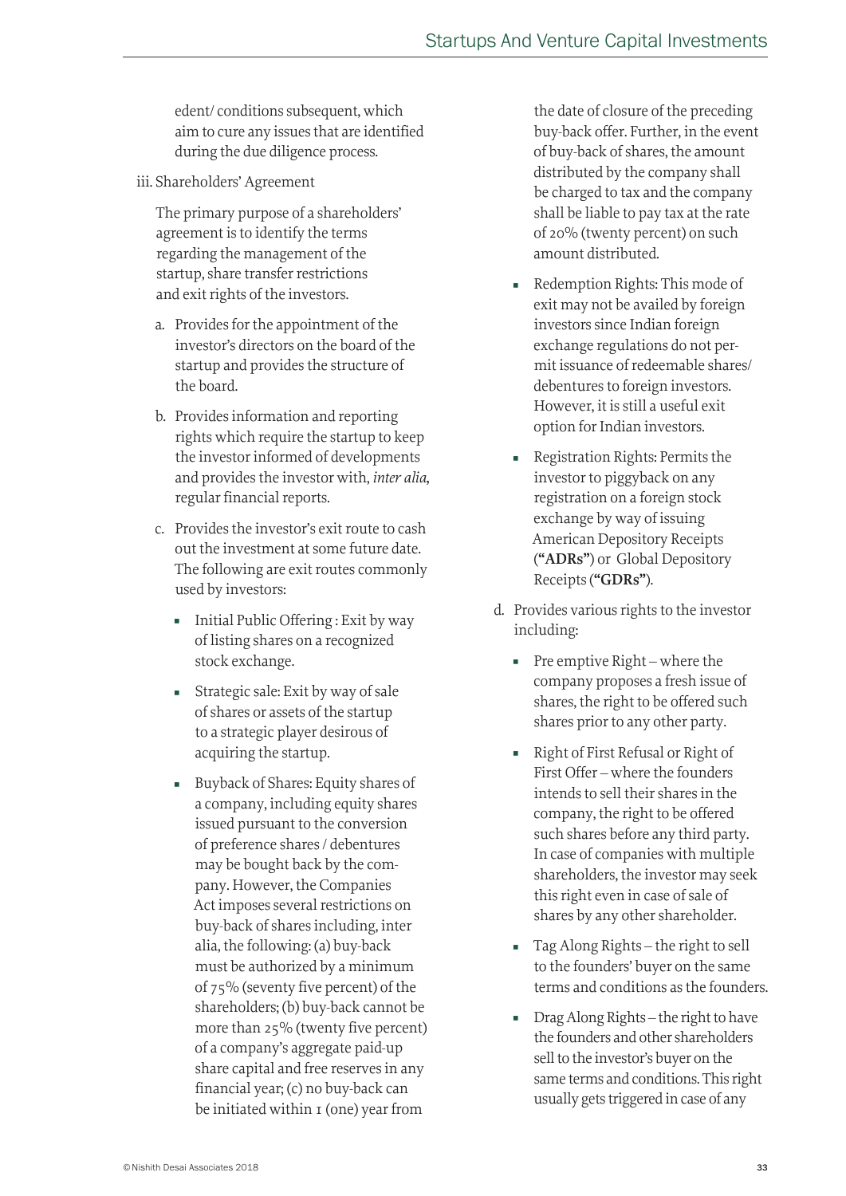edent/ conditions subsequent, which aim to cure any issues that are identified during the due diligence process.

iii. Shareholders' Agreement

The primary purpose of a shareholders' agreement is to identify the terms regarding the management of the startup, share transfer restrictions and exit rights of the investors.

a. Provides for the appointment of the investor's directors on the board of the startup and provides the structure of the board.

b. Provides information and reporting rights which require the startup to keep the investor informed of developments and provides the investor with, *inter alia*, regular financial reports.

c. Provides the investor's exit route to cash out the investment at some future date. The following are exit routes commonly used by investors:

   - Initial Public Offering : Exit by way of listing shares on a recognized stock exchange.
   - Strategic sale: Exit by way of sale of shares or assets of the startup to a strategic player desirous of acquiring the startup.
   - Buyback of Shares: Equity shares of a company, including equity shares issued pursuant to the conversion of preference shares / debentures may be bought back by the company. However, the Companies Act imposes several restrictions on buy-back of shares including, inter alia, the following: (a) buy-back must be authorized by a minimum of 75% (seventy five percent) of the shareholders; (b) buy-back cannot be more than 25% (twenty five percent) of a company's aggregate paid-up share capital and free reserves in any financial year; (c) no buy-back can be initiated within 1 (one) year from the date of closure of the preceding buy-back offer. Further, in the event of buy-back of shares, the amount distributed by the company shall be charged to tax and the company shall be liable to pay tax at the rate of 20% (twenty percent) on such amount distributed.
   - Redemption Rights: This mode of exit may not be availed by foreign investors since Indian foreign exchange regulations do not permit issuance of redeemable shares/ debentures to foreign investors. However, it is still a useful exit option for Indian investors.
   - Registration Rights: Permits the investor to piggyback on any registration on a foreign stock exchange by way of issuing American Depository Receipts (**"ADRs"**) or Global Depository Receipts (**"GDRs"**).

d. Provides various rights to the investor including:

   - Pre emptive Right – where the company proposes a fresh issue of shares, the right to be offered such shares prior to any other party.
   - Right of First Refusal or Right of First Offer – where the founders intends to sell their shares in the company, the right to be offered such shares before any third party. In case of companies with multiple shareholders, the investor may seek this right even in case of sale of shares by any other shareholder.
   - Tag Along Rights – the right to sell to the founders' buyer on the same terms and conditions as the founders.
   - Drag Along Rights – the right to have the founders and other shareholders sell to the investor's buyer on the same terms and conditions. This right usually gets triggered in case of any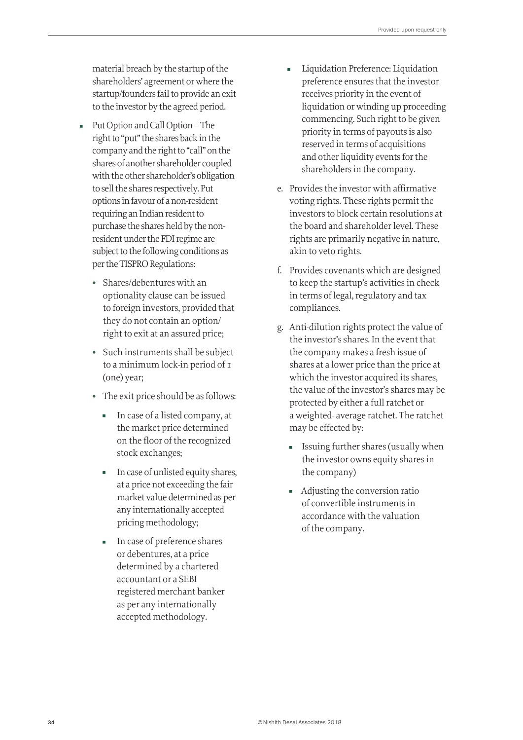material breach by the startup of the shareholders' agreement or where the startup/founders fail to provide an exit to the investor by the agreed period.

- Put Option and Call Option – The right to "put" the shares back in the company and the right to "call" on the shares of another shareholder coupled with the other shareholder's obligation to sell the shares respectively. Put options in favour of a non-resident requiring an Indian resident to purchase the shares held by the non-resident under the FDI regime are subject to the following conditions as per the TISPRO Regulations:
  - Shares/debentures with an optionality clause can be issued to foreign investors, provided that they do not contain an option/ right to exit at an assured price;
  - Such instruments shall be subject to a minimum lock-in period of 1 (one) year;
  - The exit price should be as follows:
    - In case of a listed company, at the market price determined on the floor of the recognized stock exchanges;
    - In case of unlisted equity shares, at a price not exceeding the fair market value determined as per any internationally accepted pricing methodology;
    - In case of preference shares or debentures, at a price determined by a chartered accountant or a SEBI registered merchant banker as per any internationally accepted methodology.
- Liquidation Preference: Liquidation preference ensures that the investor receives priority in the event of liquidation or winding up proceeding commencing. Such right to be given priority in terms of payouts is also reserved in terms of acquisitions and other liquidity events for the shareholders in the company.

e. Provides the investor with affirmative voting rights. These rights permit the investors to block certain resolutions at the board and shareholder level. These rights are primarily negative in nature, akin to veto rights.

f. Provides covenants which are designed to keep the startup's activities in check in terms of legal, regulatory and tax compliances.

g. Anti-dilution rights protect the value of the investor's shares. In the event that the company makes a fresh issue of shares at a lower price than the price at which the investor acquired its shares, the value of the investor's shares may be protected by either a full ratchet or a weighted- average ratchet. The ratchet may be effected by:

- Issuing further shares (usually when the investor owns equity shares in the company)
- Adjusting the conversion ratio of convertible instruments in accordance with the valuation of the company.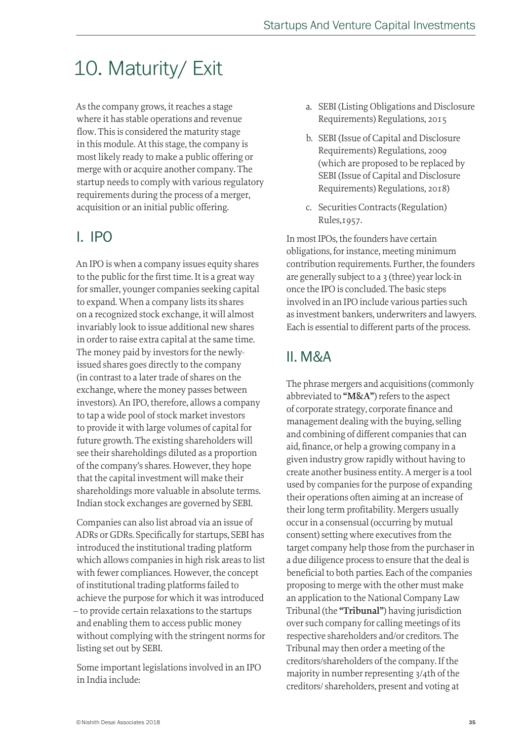# 10. Maturity/ Exit

As the company grows, it reaches a stage where it has stable operations and revenue flow. This is considered the maturity stage in this module. At this stage, the company is most likely ready to make a public offering or merge with or acquire another company. The startup needs to comply with various regulatory requirements during the process of a merger, acquisition or an initial public offering.

## I. IPO

An IPO is when a company issues equity shares to the public for the first time. It is a great way for smaller, younger companies seeking capital to expand. When a company lists its shares on a recognized stock exchange, it will almost invariably look to issue additional new shares in order to raise extra capital at the same time. The money paid by investors for the newly-issued shares goes directly to the company (in contrast to a later trade of shares on the exchange, where the money passes between investors). An IPO, therefore, allows a company to tap a wide pool of stock market investors to provide it with large volumes of capital for future growth. The existing shareholders will see their shareholdings diluted as a proportion of the company's shares. However, they hope that the capital investment will make their shareholdings more valuable in absolute terms. Indian stock exchanges are governed by SEBI.

Companies can also list abroad via an issue of ADRs or GDRs. Specifically for startups, SEBI has introduced the institutional trading platform which allows companies in high risk areas to list with fewer compliances. However, the concept of institutional trading platforms failed to achieve the purpose for which it was introduced – to provide certain relaxations to the startups and enabling them to access public money without complying with the stringent norms for listing set out by SEBI.

Some important legislations involved in an IPO in India include:

a. SEBI (Listing Obligations and Disclosure Requirements) Regulations, 2015

b. SEBI (Issue of Capital and Disclosure Requirements) Regulations, 2009 (which are proposed to be replaced by SEBI (Issue of Capital and Disclosure Requirements) Regulations, 2018)

c. Securities Contracts (Regulation) Rules,1957.

In most IPOs, the founders have certain obligations, for instance, meeting minimum contribution requirements. Further, the founders are generally subject to a 3 (three) year lock-in once the IPO is concluded. The basic steps involved in an IPO include various parties such as investment bankers, underwriters and lawyers. Each is essential to different parts of the process.

## II. M&A

The phrase mergers and acquisitions (commonly abbreviated to **"M&A"**) refers to the aspect of corporate strategy, corporate finance and management dealing with the buying, selling and combining of different companies that can aid, finance, or help a growing company in a given industry grow rapidly without having to create another business entity. A merger is a tool used by companies for the purpose of expanding their operations often aiming at an increase of their long term profitability. Mergers usually occur in a consensual (occurring by mutual consent) setting where executives from the target company help those from the purchaser in a due diligence process to ensure that the deal is beneficial to both parties. Each of the companies proposing to merge with the other must make an application to the National Company Law Tribunal (the **"Tribunal"**) having jurisdiction over such company for calling meetings of its respective shareholders and/or creditors. The Tribunal may then order a meeting of the creditors/shareholders of the company. If the majority in number representing 3/4th of the creditors/ shareholders, present and voting at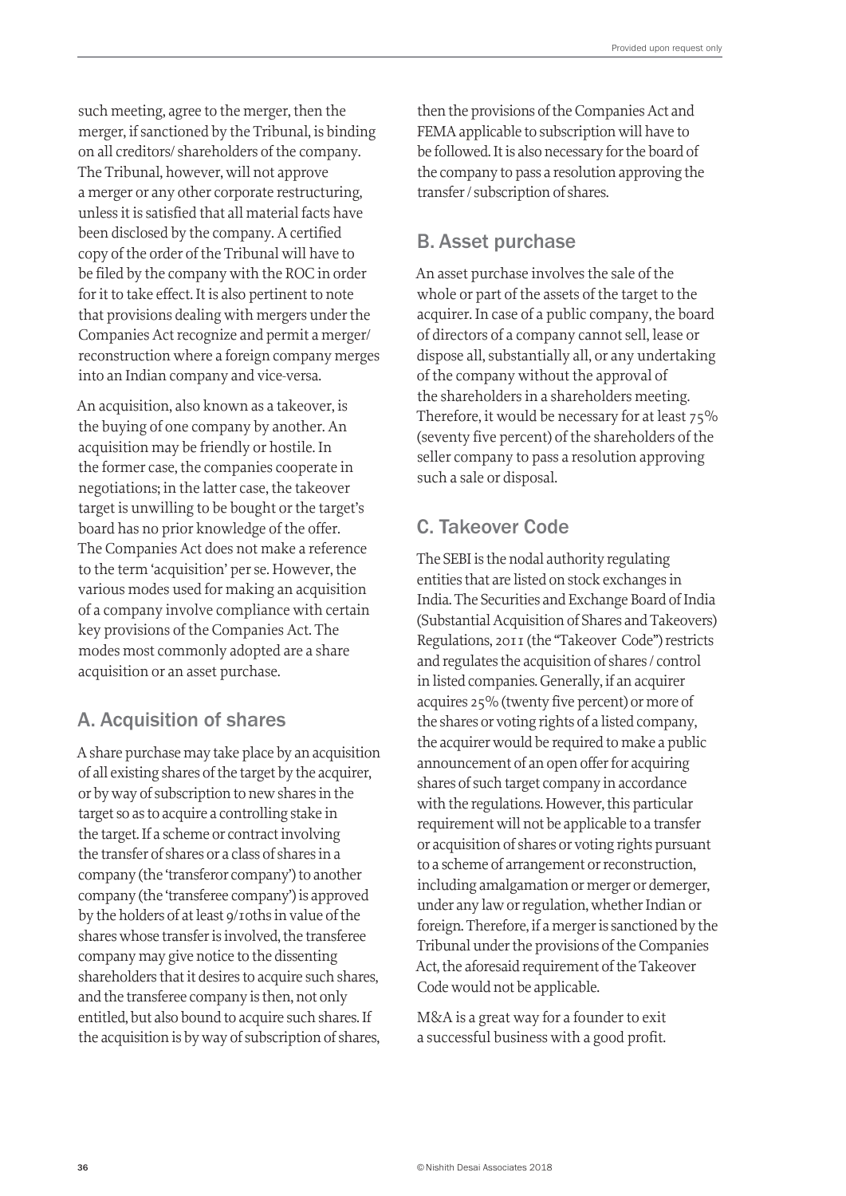such meeting, agree to the merger, then the merger, if sanctioned by the Tribunal, is binding on all creditors/ shareholders of the company. The Tribunal, however, will not approve a merger or any other corporate restructuring, unless it is satisfied that all material facts have been disclosed by the company. A certified copy of the order of the Tribunal will have to be filed by the company with the ROC in order for it to take effect. It is also pertinent to note that provisions dealing with mergers under the Companies Act recognize and permit a merger/ reconstruction where a foreign company merges into an Indian company and vice-versa.

An acquisition, also known as a takeover, is the buying of one company by another. An acquisition may be friendly or hostile. In the former case, the companies cooperate in negotiations; in the latter case, the takeover target is unwilling to be bought or the target's board has no prior knowledge of the offer. The Companies Act does not make a reference to the term 'acquisition' per se. However, the various modes used for making an acquisition of a company involve compliance with certain key provisions of the Companies Act. The modes most commonly adopted are a share acquisition or an asset purchase.

## A. Acquisition of shares

A share purchase may take place by an acquisition of all existing shares of the target by the acquirer, or by way of subscription to new shares in the target so as to acquire a controlling stake in the target. If a scheme or contract involving the transfer of shares or a class of shares in a company (the 'transferor company') to another company (the 'transferee company') is approved by the holders of at least 9/10ths in value of the shares whose transfer is involved, the transferee company may give notice to the dissenting shareholders that it desires to acquire such shares, and the transferee company is then, not only entitled, but also bound to acquire such shares. If the acquisition is by way of subscription of shares, then the provisions of the Companies Act and FEMA applicable to subscription will have to be followed. It is also necessary for the board of the company to pass a resolution approving the transfer / subscription of shares.

## B. Asset purchase

An asset purchase involves the sale of the whole or part of the assets of the target to the acquirer. In case of a public company, the board of directors of a company cannot sell, lease or dispose all, substantially all, or any undertaking of the company without the approval of the shareholders in a shareholders meeting. Therefore, it would be necessary for at least 75% (seventy five percent) of the shareholders of the seller company to pass a resolution approving such a sale or disposal.

## C. Takeover Code

The SEBI is the nodal authority regulating entities that are listed on stock exchanges in India. The Securities and Exchange Board of India (Substantial Acquisition of Shares and Takeovers) Regulations, 2011 (the "Takeover Code") restricts and regulates the acquisition of shares / control in listed companies. Generally, if an acquirer acquires 25% (twenty five percent) or more of the shares or voting rights of a listed company, the acquirer would be required to make a public announcement of an open offer for acquiring shares of such target company in accordance with the regulations. However, this particular requirement will not be applicable to a transfer or acquisition of shares or voting rights pursuant to a scheme of arrangement or reconstruction, including amalgamation or merger or demerger, under any law or regulation, whether Indian or foreign. Therefore, if a merger is sanctioned by the Tribunal under the provisions of the Companies Act, the aforesaid requirement of the Takeover Code would not be applicable.

M&A is a great way for a founder to exit a successful business with a good profit.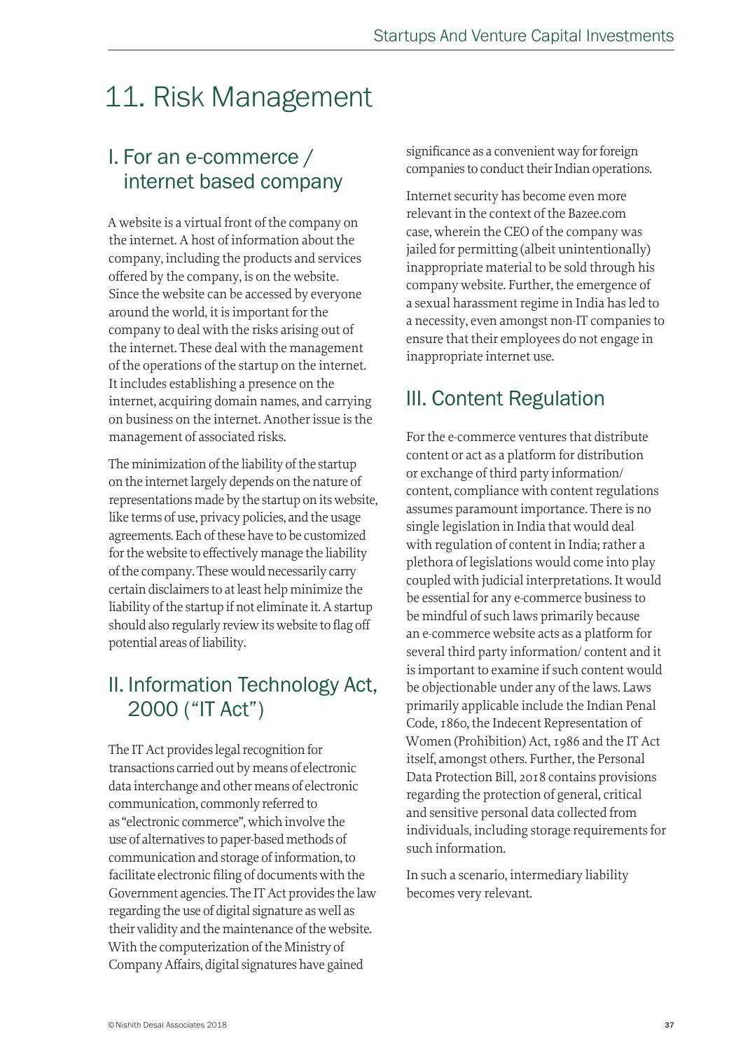# 11. Risk Management

## I. For an e-commerce / internet based company

A website is a virtual front of the company on the internet. A host of information about the company, including the products and services offered by the company, is on the website. Since the website can be accessed by everyone around the world, it is important for the company to deal with the risks arising out of the internet. These deal with the management of the operations of the startup on the internet. It includes establishing a presence on the internet, acquiring domain names, and carrying on business on the internet. Another issue is the management of associated risks.

The minimization of the liability of the startup on the internet largely depends on the nature of representations made by the startup on its website, like terms of use, privacy policies, and the usage agreements. Each of these have to be customized for the website to effectively manage the liability of the company. These would necessarily carry certain disclaimers to at least help minimize the liability of the startup if not eliminate it. A startup should also regularly review its website to flag off potential areas of liability.

## II. Information Technology Act, 2000 ("IT Act")

The IT Act provides legal recognition for transactions carried out by means of electronic data interchange and other means of electronic communication, commonly referred to as "electronic commerce", which involve the use of alternatives to paper-based methods of communication and storage of information, to facilitate electronic filing of documents with the Government agencies. The IT Act provides the law regarding the use of digital signature as well as their validity and the maintenance of the website. With the computerization of the Ministry of Company Affairs, digital signatures have gained significance as a convenient way for foreign companies to conduct their Indian operations.

Internet security has become even more relevant in the context of the Bazee.com case, wherein the CEO of the company was jailed for permitting (albeit unintentionally) inappropriate material to be sold through his company website. Further, the emergence of a sexual harassment regime in India has led to a necessity, even amongst non-IT companies to ensure that their employees do not engage in inappropriate internet use.

## III. Content Regulation

For the e-commerce ventures that distribute content or act as a platform for distribution or exchange of third party information/ content, compliance with content regulations assumes paramount importance. There is no single legislation in India that would deal with regulation of content in India; rather a plethora of legislations would come into play coupled with judicial interpretations. It would be essential for any e-commerce business to be mindful of such laws primarily because an e-commerce website acts as a platform for several third party information/ content and it is important to examine if such content would be objectionable under any of the laws. Laws primarily applicable include the Indian Penal Code, 1860, the Indecent Representation of Women (Prohibition) Act, 1986 and the IT Act itself, amongst others. Further, the Personal Data Protection Bill, 2018 contains provisions regarding the protection of general, critical and sensitive personal data collected from individuals, including storage requirements for such information.

In such a scenario, intermediary liability becomes very relevant.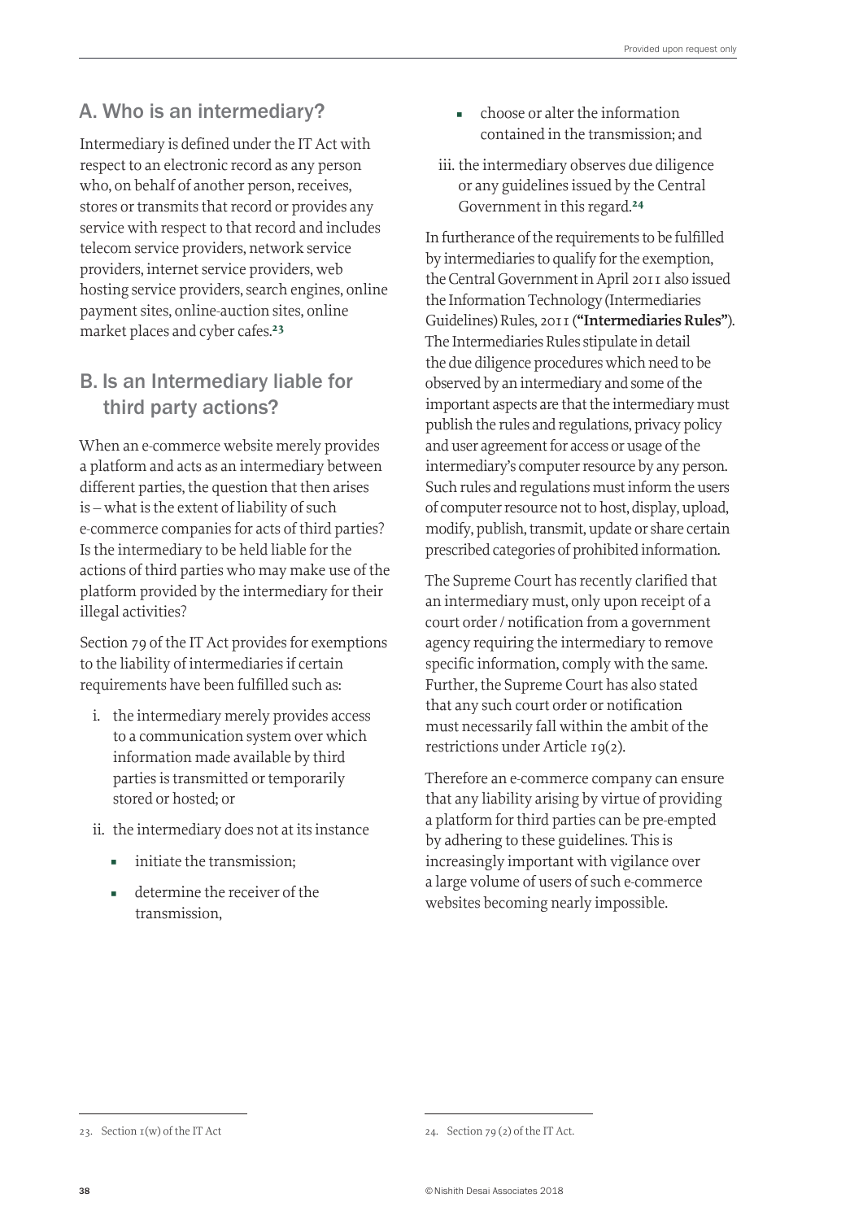## A. Who is an intermediary?

Intermediary is defined under the IT Act with respect to an electronic record as any person who, on behalf of another person, receives, stores or transmits that record or provides any service with respect to that record and includes telecom service providers, network service providers, internet service providers, web hosting service providers, search engines, online payment sites, online-auction sites, online market places and cyber cafes.[23]

## B. Is an Intermediary liable for third party actions?

When an e-commerce website merely provides a platform and acts as an intermediary between different parties, the question that then arises is – what is the extent of liability of such e-commerce companies for acts of third parties? Is the intermediary to be held liable for the actions of third parties who may make use of the platform provided by the intermediary for their illegal activities?

Section 79 of the IT Act provides for exemptions to the liability of intermediaries if certain requirements have been fulfilled such as:

i. the intermediary merely provides access to a communication system over which information made available by third parties is transmitted or temporarily stored or hosted; or

ii. the intermediary does not at its instance
   - initiate the transmission;
   - determine the receiver of the transmission,
   - choose or alter the information contained in the transmission; and

iii. the intermediary observes due diligence or any guidelines issued by the Central Government in this regard.[24]

In furtherance of the requirements to be fulfilled by intermediaries to qualify for the exemption, the Central Government in April 2011 also issued the Information Technology (Intermediaries Guidelines) Rules, 2011 (**"Intermediaries Rules"**). The Intermediaries Rules stipulate in detail the due diligence procedures which need to be observed by an intermediary and some of the important aspects are that the intermediary must publish the rules and regulations, privacy policy and user agreement for access or usage of the intermediary's computer resource by any person. Such rules and regulations must inform the users of computer resource not to host, display, upload, modify, publish, transmit, update or share certain prescribed categories of prohibited information.

The Supreme Court has recently clarified that an intermediary must, only upon receipt of a court order / notification from a government agency requiring the intermediary to remove specific information, comply with the same. Further, the Supreme Court has also stated that any such court order or notification must necessarily fall within the ambit of the restrictions under Article 19(2).

Therefore an e-commerce company can ensure that any liability arising by virtue of providing a platform for third parties can be pre-empted by adhering to these guidelines. This is increasingly important with vigilance over a large volume of users of such e-commerce websites becoming nearly impossible.

---

23. Section 1(w) of the IT Act

24. Section 79 (2) of the IT Act.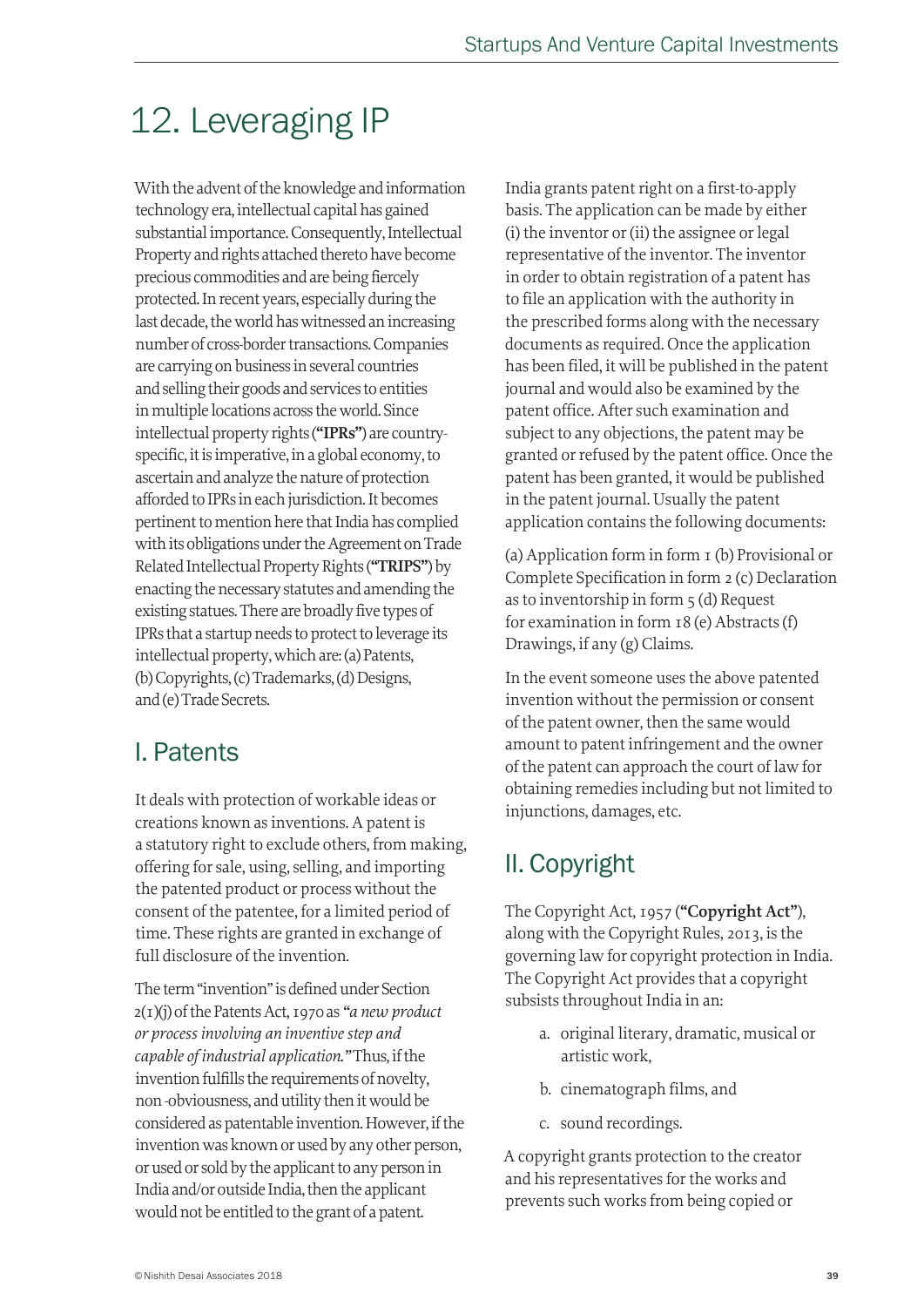# 12. Leveraging IP

With the advent of the knowledge and information technology era, intellectual capital has gained substantial importance. Consequently, Intellectual Property and rights attached thereto have become precious commodities and are being fiercely protected. In recent years, especially during the last decade, the world has witnessed an increasing number of cross-border transactions. Companies are carrying on business in several countries and selling their goods and services to entities in multiple locations across the world. Since intellectual property rights (**"IPRs"**) are country-specific, it is imperative, in a global economy, to ascertain and analyze the nature of protection afforded to IPRs in each jurisdiction. It becomes pertinent to mention here that India has complied with its obligations under the Agreement on Trade Related Intellectual Property Rights (**"TRIPS"**) by enacting the necessary statutes and amending the existing statues. There are broadly five types of IPRs that a startup needs to protect to leverage its intellectual property, which are: (a) Patents, (b) Copyrights, (c) Trademarks, (d) Designs, and (e) Trade Secrets.

## I. Patents

It deals with protection of workable ideas or creations known as inventions. A patent is a statutory right to exclude others, from making, offering for sale, using, selling, and importing the patented product or process without the consent of the patentee, for a limited period of time. These rights are granted in exchange of full disclosure of the invention.

The term "invention" is defined under Section 2(1)(j) of the Patents Act, 1970 as *"a new product or process involving an inventive step and capable of industrial application."* Thus, if the invention fulfills the requirements of novelty, non-obviousness, and utility then it would be considered as patentable invention. However, if the invention was known or used by any other person, or used or sold by the applicant to any person in India and/or outside India, then the applicant would not be entitled to the grant of a patent.

India grants patent right on a first-to-apply basis. The application can be made by either (i) the inventor or (ii) the assignee or legal representative of the inventor. The inventor in order to obtain registration of a patent has to file an application with the authority in the prescribed forms along with the necessary documents as required. Once the application has been filed, it will be published in the patent journal and would also be examined by the patent office. After such examination and subject to any objections, the patent may be granted or refused by the patent office. Once the patent has been granted, it would be published in the patent journal. Usually the patent application contains the following documents:

(a) Application form in form 1 (b) Provisional or Complete Specification in form 2 (c) Declaration as to inventorship in form 5 (d) Request for examination in form 18 (e) Abstracts (f) Drawings, if any (g) Claims.

In the event someone uses the above patented invention without the permission or consent of the patent owner, then the same would amount to patent infringement and the owner of the patent can approach the court of law for obtaining remedies including but not limited to injunctions, damages, etc.

## II. Copyright

The Copyright Act, 1957 (**"Copyright Act"**), along with the Copyright Rules, 2013, is the governing law for copyright protection in India. The Copyright Act provides that a copyright subsists throughout India in an:

a. original literary, dramatic, musical or artistic work,

b. cinematograph films, and

c. sound recordings.

A copyright grants protection to the creator and his representatives for the works and prevents such works from being copied or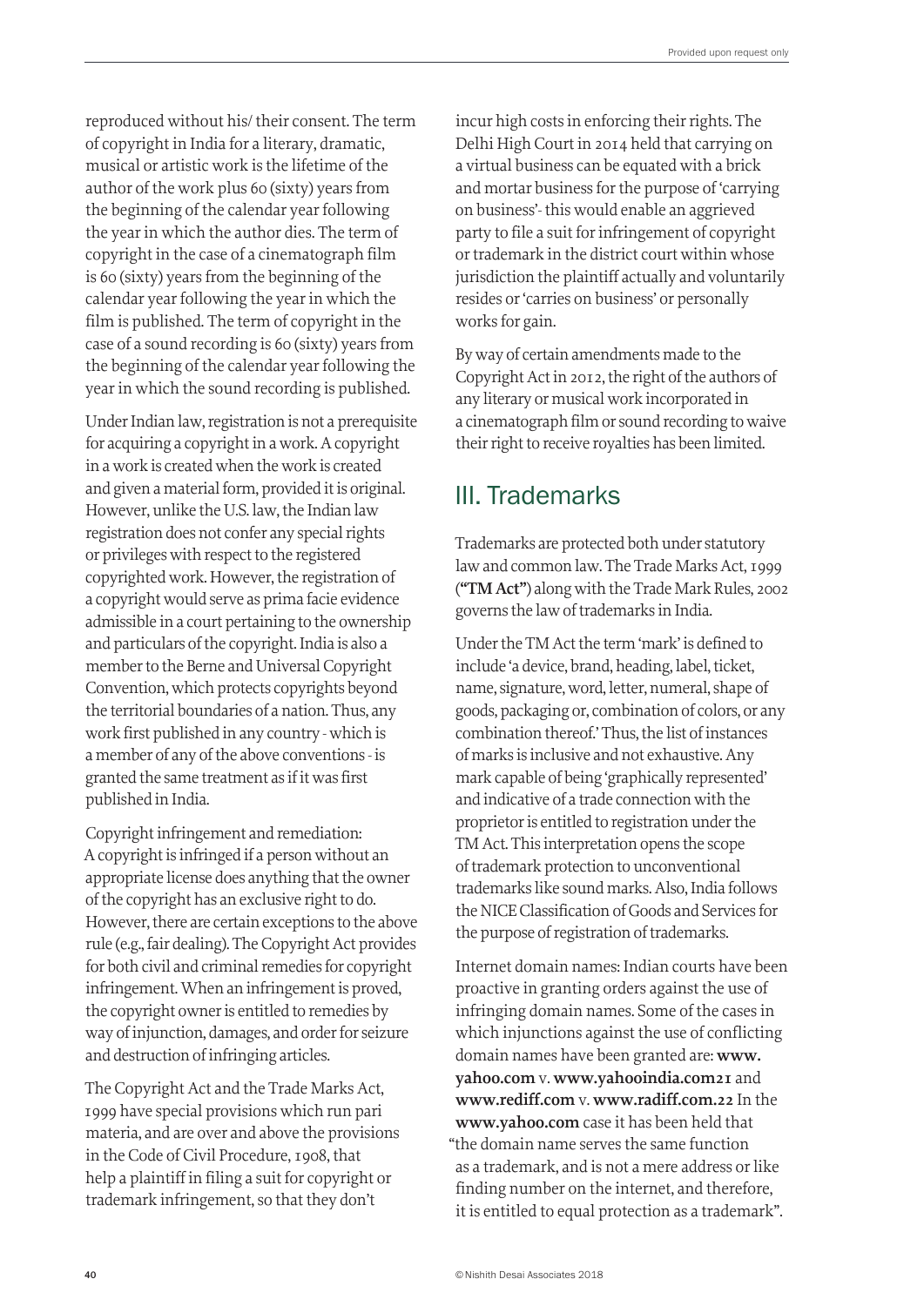reproduced without his/ their consent. The term of copyright in India for a literary, dramatic, musical or artistic work is the lifetime of the author of the work plus 60 (sixty) years from the beginning of the calendar year following the year in which the author dies. The term of copyright in the case of a cinematograph film is 60 (sixty) years from the beginning of the calendar year following the year in which the film is published. The term of copyright in the case of a sound recording is 60 (sixty) years from the beginning of the calendar year following the year in which the sound recording is published.

Under Indian law, registration is not a prerequisite for acquiring a copyright in a work. A copyright in a work is created when the work is created and given a material form, provided it is original. However, unlike the U.S. law, the Indian law registration does not confer any special rights or privileges with respect to the registered copyrighted work. However, the registration of a copyright would serve as prima facie evidence admissible in a court pertaining to the ownership and particulars of the copyright. India is also a member to the Berne and Universal Copyright Convention, which protects copyrights beyond the territorial boundaries of a nation. Thus, any work first published in any country - which is a member of any of the above conventions - is granted the same treatment as if it was first published in India.

Copyright infringement and remediation: A copyright is infringed if a person without an appropriate license does anything that the owner of the copyright has an exclusive right to do. However, there are certain exceptions to the above rule (e.g., fair dealing). The Copyright Act provides for both civil and criminal remedies for copyright infringement. When an infringement is proved, the copyright owner is entitled to remedies by way of injunction, damages, and order for seizure and destruction of infringing articles.

The Copyright Act and the Trade Marks Act, 1999 have special provisions which run pari materia, and are over and above the provisions in the Code of Civil Procedure, 1908, that help a plaintiff in filing a suit for copyright or trademark infringement, so that they don't incur high costs in enforcing their rights. The Delhi High Court in 2014 held that carrying on a virtual business can be equated with a brick and mortar business for the purpose of 'carrying on business'- this would enable an aggrieved party to file a suit for infringement of copyright or trademark in the district court within whose jurisdiction the plaintiff actually and voluntarily resides or 'carries on business' or personally works for gain.

By way of certain amendments made to the Copyright Act in 2012, the right of the authors of any literary or musical work incorporated in a cinematograph film or sound recording to waive their right to receive royalties has been limited.

## III. Trademarks

Trademarks are protected both under statutory law and common law. The Trade Marks Act, 1999 (**"TM Act"**) along with the Trade Mark Rules, 2002 governs the law of trademarks in India.

Under the TM Act the term 'mark' is defined to include 'a device, brand, heading, label, ticket, name, signature, word, letter, numeral, shape of goods, packaging or, combination of colors, or any combination thereof.' Thus, the list of instances of marks is inclusive and not exhaustive. Any mark capable of being 'graphically represented' and indicative of a trade connection with the proprietor is entitled to registration under the TM Act. This interpretation opens the scope of trademark protection to unconventional trademarks like sound marks. Also, India follows the NICE Classification of Goods and Services for the purpose of registration of trademarks.

Internet domain names: Indian courts have been proactive in granting orders against the use of infringing domain names. Some of the cases in which injunctions against the use of conflicting domain names have been granted are: **www.yahoo.com** v. **www.yahooindia.com**[21] and **www.rediff.com** v. **www.radiff.com**.[22] In the **www.yahoo.com** case it has been held that "the domain name serves the same function as a trademark, and is not a mere address or like finding number on the internet, and therefore, it is entitled to equal protection as a trademark".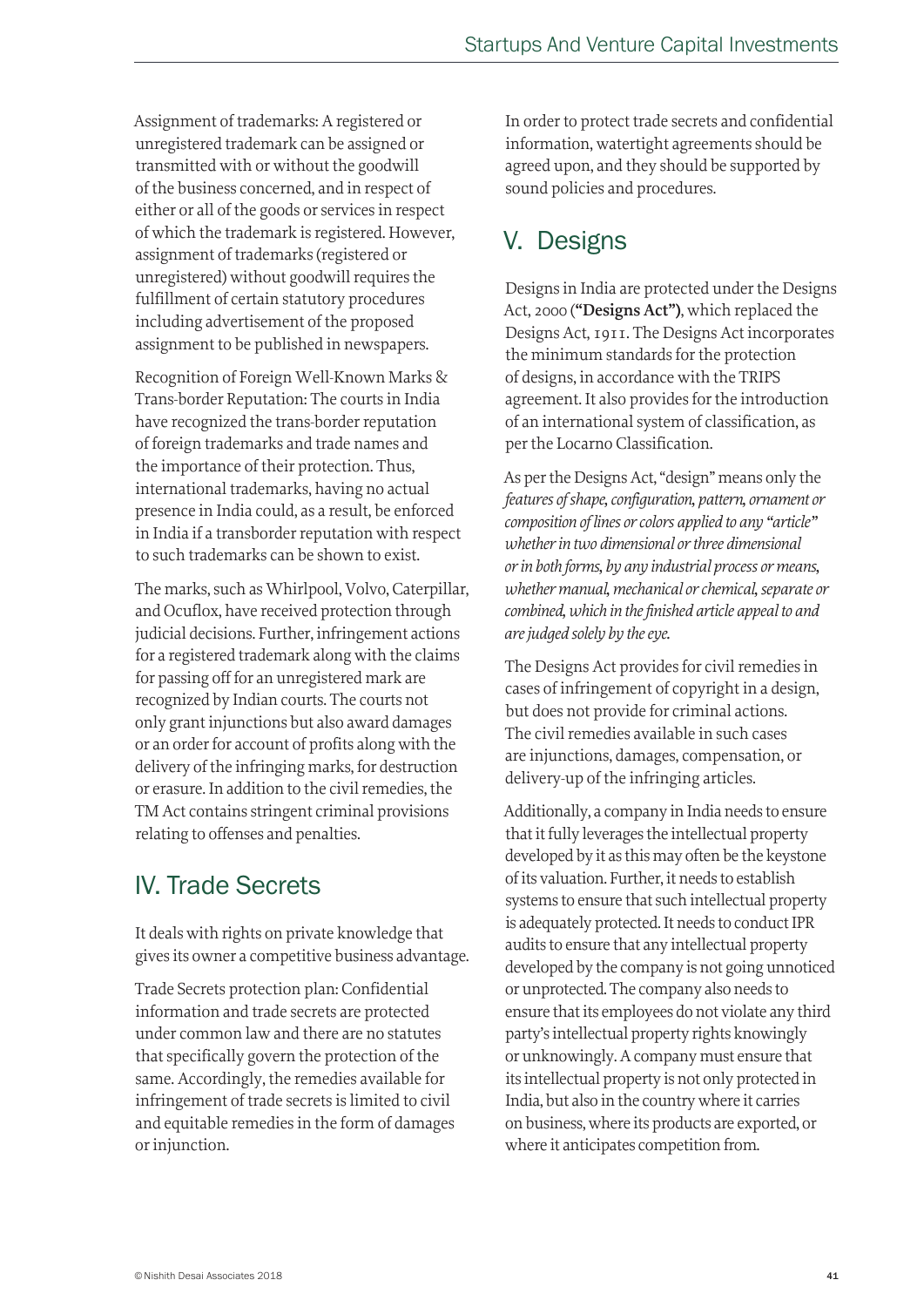Assignment of trademarks: A registered or unregistered trademark can be assigned or transmitted with or without the goodwill of the business concerned, and in respect of either or all of the goods or services in respect of which the trademark is registered. However, assignment of trademarks (registered or unregistered) without goodwill requires the fulfillment of certain statutory procedures including advertisement of the proposed assignment to be published in newspapers.

Recognition of Foreign Well-Known Marks & Trans-border Reputation: The courts in India have recognized the trans-border reputation of foreign trademarks and trade names and the importance of their protection. Thus, international trademarks, having no actual presence in India could, as a result, be enforced in India if a transborder reputation with respect to such trademarks can be shown to exist.

The marks, such as Whirlpool, Volvo, Caterpillar, and Ocuflox, have received protection through judicial decisions. Further, infringement actions for a registered trademark along with the claims for passing off for an unregistered mark are recognized by Indian courts. The courts not only grant injunctions but also award damages or an order for account of profits along with the delivery of the infringing marks, for destruction or erasure. In addition to the civil remedies, the TM Act contains stringent criminal provisions relating to offenses and penalties.

## IV. Trade Secrets

It deals with rights on private knowledge that gives its owner a competitive business advantage.

Trade Secrets protection plan: Confidential information and trade secrets are protected under common law and there are no statutes that specifically govern the protection of the same. Accordingly, the remedies available for infringement of trade secrets is limited to civil and equitable remedies in the form of damages or injunction.

In order to protect trade secrets and confidential information, watertight agreements should be agreed upon, and they should be supported by sound policies and procedures.

## V. Designs

Designs in India are protected under the Designs Act, 2000 (**"Designs Act"**), which replaced the Designs Act, 1911. The Designs Act incorporates the minimum standards for the protection of designs, in accordance with the TRIPS agreement. It also provides for the introduction of an international system of classification, as per the Locarno Classification.

As per the Designs Act, "design" means only the *features of shape, configuration, pattern, ornament or composition of lines or colors applied to any "article" whether in two dimensional or three dimensional or in both forms, by any industrial process or means, whether manual, mechanical or chemical, separate or combined, which in the finished article appeal to and are judged solely by the eye.*

The Designs Act provides for civil remedies in cases of infringement of copyright in a design, but does not provide for criminal actions. The civil remedies available in such cases are injunctions, damages, compensation, or delivery-up of the infringing articles.

Additionally, a company in India needs to ensure that it fully leverages the intellectual property developed by it as this may often be the keystone of its valuation. Further, it needs to establish systems to ensure that such intellectual property is adequately protected. It needs to conduct IPR audits to ensure that any intellectual property developed by the company is not going unnoticed or unprotected. The company also needs to ensure that its employees do not violate any third party's intellectual property rights knowingly or unknowingly. A company must ensure that its intellectual property is not only protected in India, but also in the country where it carries on business, where its products are exported, or where it anticipates competition from.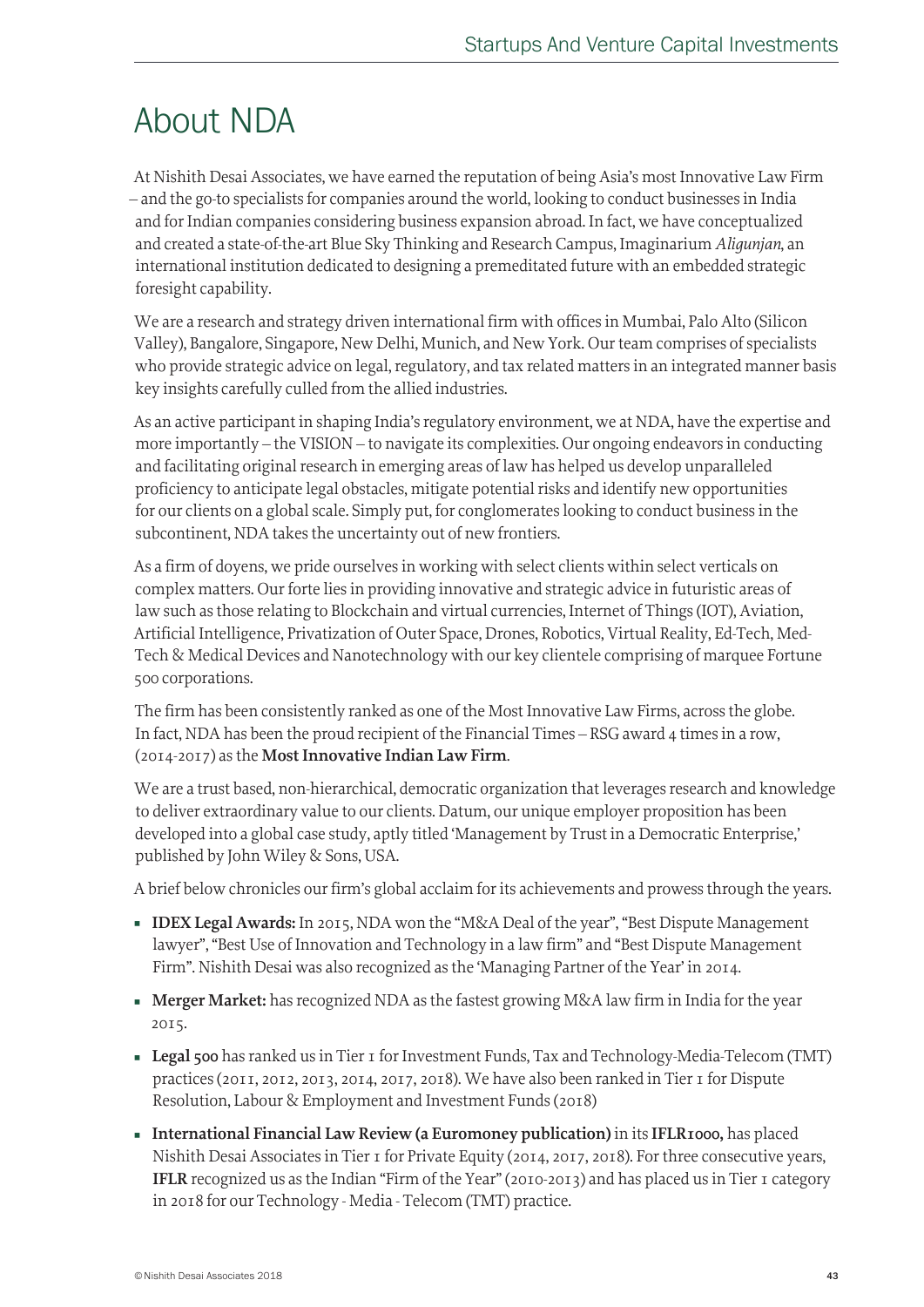# About NDA

At Nishith Desai Associates, we have earned the reputation of being Asia's most Innovative Law Firm – and the go-to specialists for companies around the world, looking to conduct businesses in India and for Indian companies considering business expansion abroad. In fact, we have conceptualized and created a state-of-the-art Blue Sky Thinking and Research Campus, Imaginarium *Aligunjan*, an international institution dedicated to designing a premeditated future with an embedded strategic foresight capability.

We are a research and strategy driven international firm with offices in Mumbai, Palo Alto (Silicon Valley), Bangalore, Singapore, New Delhi, Munich, and New York. Our team comprises of specialists who provide strategic advice on legal, regulatory, and tax related matters in an integrated manner basis key insights carefully culled from the allied industries.

As an active participant in shaping India's regulatory environment, we at NDA, have the expertise and more importantly – the VISION – to navigate its complexities. Our ongoing endeavors in conducting and facilitating original research in emerging areas of law has helped us develop unparalleled proficiency to anticipate legal obstacles, mitigate potential risks and identify new opportunities for our clients on a global scale. Simply put, for conglomerates looking to conduct business in the subcontinent, NDA takes the uncertainty out of new frontiers.

As a firm of doyens, we pride ourselves in working with select clients within select verticals on complex matters. Our forte lies in providing innovative and strategic advice in futuristic areas of law such as those relating to Blockchain and virtual currencies, Internet of Things (IOT), Aviation, Artificial Intelligence, Privatization of Outer Space, Drones, Robotics, Virtual Reality, Ed-Tech, Med-Tech & Medical Devices and Nanotechnology with our key clientele comprising of marquee Fortune 500 corporations.

The firm has been consistently ranked as one of the Most Innovative Law Firms, across the globe. In fact, NDA has been the proud recipient of the Financial Times – RSG award 4 times in a row, (2014-2017) as the **Most Innovative Indian Law Firm**.

We are a trust based, non-hierarchical, democratic organization that leverages research and knowledge to deliver extraordinary value to our clients. Datum, our unique employer proposition has been developed into a global case study, aptly titled 'Management by Trust in a Democratic Enterprise,' published by John Wiley & Sons, USA.

A brief below chronicles our firm's global acclaim for its achievements and prowess through the years.

- **IDEX Legal Awards:** In 2015, NDA won the "M&A Deal of the year", "Best Dispute Management lawyer", "Best Use of Innovation and Technology in a law firm" and "Best Dispute Management Firm". Nishith Desai was also recognized as the 'Managing Partner of the Year' in 2014.
- **Merger Market:** has recognized NDA as the fastest growing M&A law firm in India for the year 2015.
- **Legal 500** has ranked us in Tier 1 for Investment Funds, Tax and Technology-Media-Telecom (TMT) practices (2011, 2012, 2013, 2014, 2017, 2018). We have also been ranked in Tier 1 for Dispute Resolution, Labour & Employment and Investment Funds (2018)
- **International Financial Law Review (a Euromoney publication)** in its **IFLR1000,** has placed Nishith Desai Associates in Tier 1 for Private Equity (2014, 2017, 2018). For three consecutive years, **IFLR** recognized us as the Indian "Firm of the Year" (2010-2013) and has placed us in Tier 1 category in 2018 for our Technology - Media - Telecom (TMT) practice.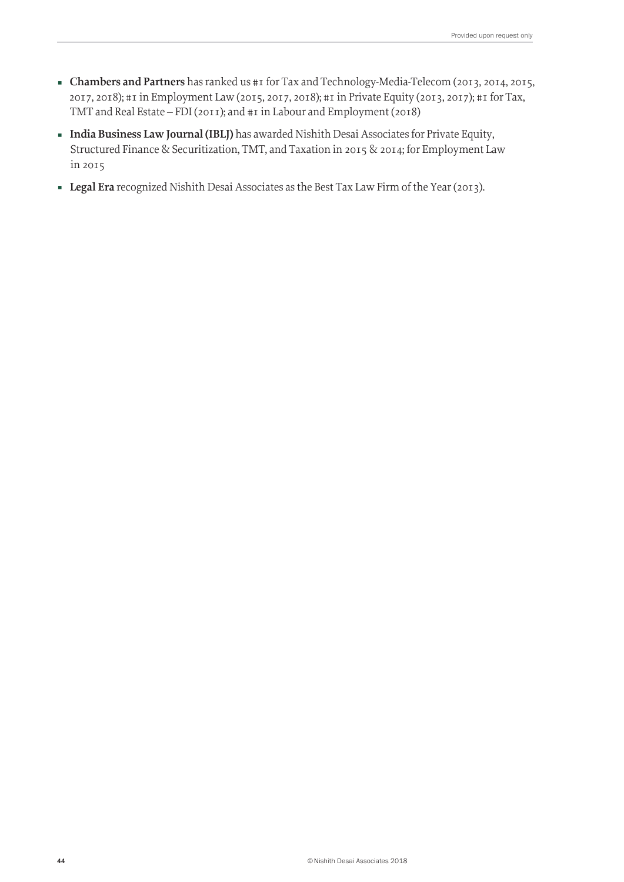- **Chambers and Partners** has ranked us #1 for Tax and Technology-Media-Telecom (2013, 2014, 2015, 2017, 2018); #1 in Employment Law (2015, 2017, 2018); #1 in Private Equity (2013, 2017); #1 for Tax, TMT and Real Estate – FDI (2011); and #1 in Labour and Employment (2018)
- **India Business Law Journal (IBLJ)** has awarded Nishith Desai Associates for Private Equity, Structured Finance & Securitization, TMT, and Taxation in 2015 & 2014; for Employment Law in 2015
- **Legal Era** recognized Nishith Desai Associates as the Best Tax Law Firm of the Year (2013).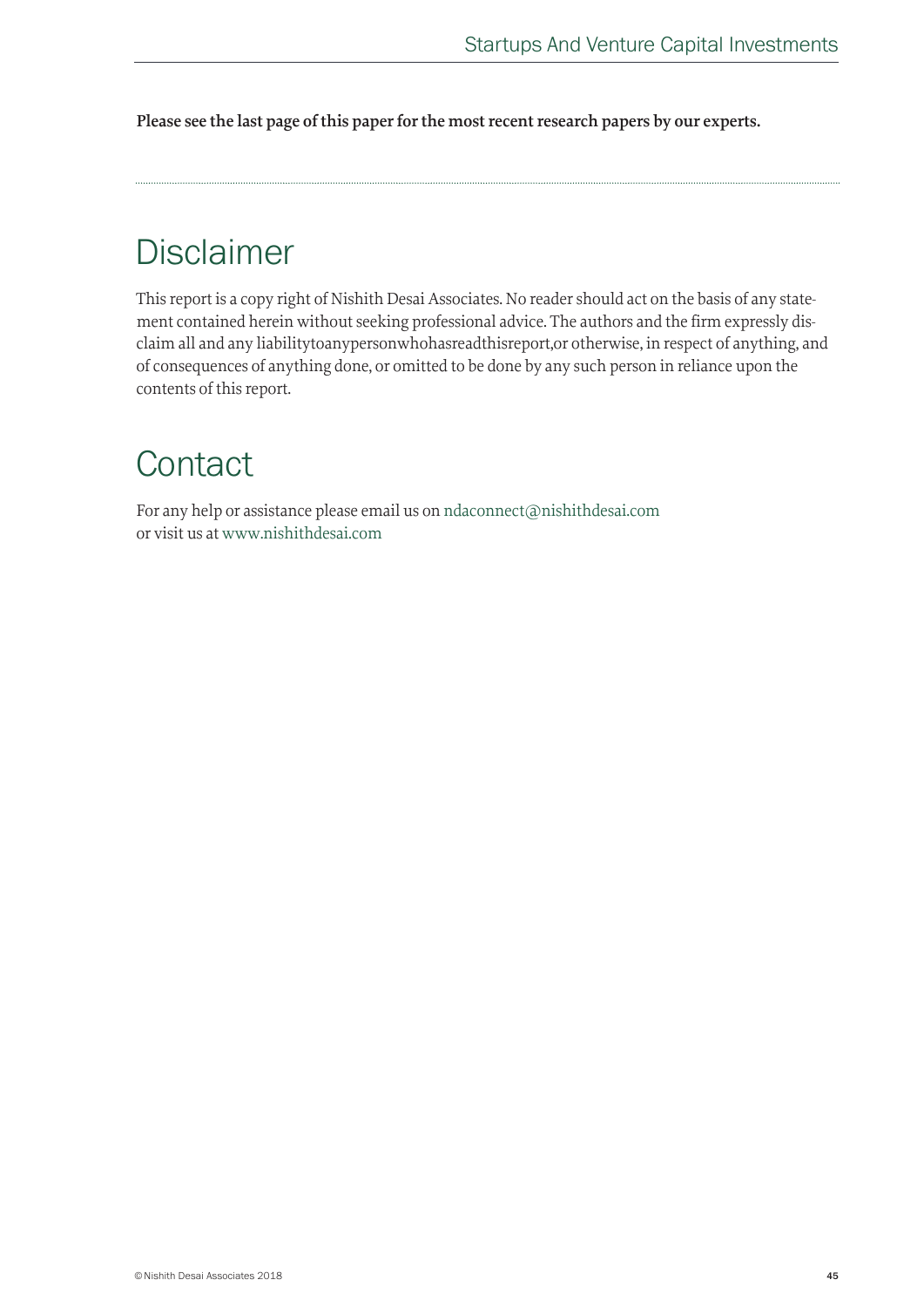**Please see the last page of this paper for the most recent research papers by our experts.**

---

# Disclaimer

This report is a copy right of Nishith Desai Associates. No reader should act on the basis of any statement contained herein without seeking professional advice. The authors and the firm expressly disclaim all and any liabilitytoanypersonwhohasreadthisreport,or otherwise, in respect of anything, and of consequences of anything done, or omitted to be done by any such person in reliance upon the contents of this report.

# Contact

For any help or assistance please email us on ndaconnect@nishithdesai.com
or visit us at www.nishithdesai.com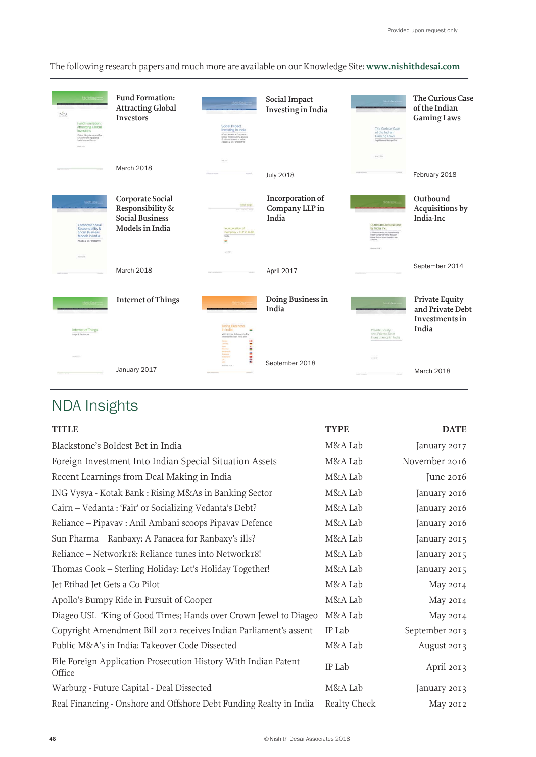The following research papers and much more are available on our Knowledge Site: **www.nishithdesai.com**

**Fund Formation: Attracting Global Investors**
March 2018

**Social Impact Investing in India**
July 2018

**The Curious Case of the Indian Gaming Laws**
February 2018

**Corporate Social Responsibility & Social Business Models in India**
March 2018

**Incorporation of Company LLP in India**
April 2017

**Outbound Acquisitions by India-Inc**
September 2014

**Internet of Things**
January 2017

**Doing Business in India**
September 2018

**Private Equity and Private Debt Investments in India**
March 2018

## NDA Insights

| TITLE | TYPE | DATE |
|---|---|---|
| Blackstone's Boldest Bet in India | M&A Lab | January 2017 |
| Foreign Investment Into Indian Special Situation Assets | M&A Lab | November 2016 |
| Recent Learnings from Deal Making in India | M&A Lab | June 2016 |
| ING Vysya - Kotak Bank : Rising M&As in Banking Sector | M&A Lab | January 2016 |
| Cairn – Vedanta : 'Fair' or Socializing Vedanta's Debt? | M&A Lab | January 2016 |
| Reliance – Pipavav : Anil Ambani scoops Pipavav Defence | M&A Lab | January 2016 |
| Sun Pharma – Ranbaxy: A Panacea for Ranbaxy's ills? | M&A Lab | January 2015 |
| Reliance – Network18: Reliance tunes into Network18! | M&A Lab | January 2015 |
| Thomas Cook – Sterling Holiday: Let's Holiday Together! | M&A Lab | January 2015 |
| Jet Etihad Jet Gets a Co-Pilot | M&A Lab | May 2014 |
| Apollo's Bumpy Ride in Pursuit of Cooper | M&A Lab | May 2014 |
| Diageo-USL- 'King of Good Times; Hands over Crown Jewel to Diageo | M&A Lab | May 2014 |
| Copyright Amendment Bill 2012 receives Indian Parliament's assent | IP Lab | September 2013 |
| Public M&A's in India: Takeover Code Dissected | M&A Lab | August 2013 |
| File Foreign Application Prosecution History With Indian Patent Office | IP Lab | April 2013 |
| Warburg - Future Capital - Deal Dissected | M&A Lab | January 2013 |
| Real Financing - Onshore and Offshore Debt Funding Realty in India | Realty Check | May 2012 |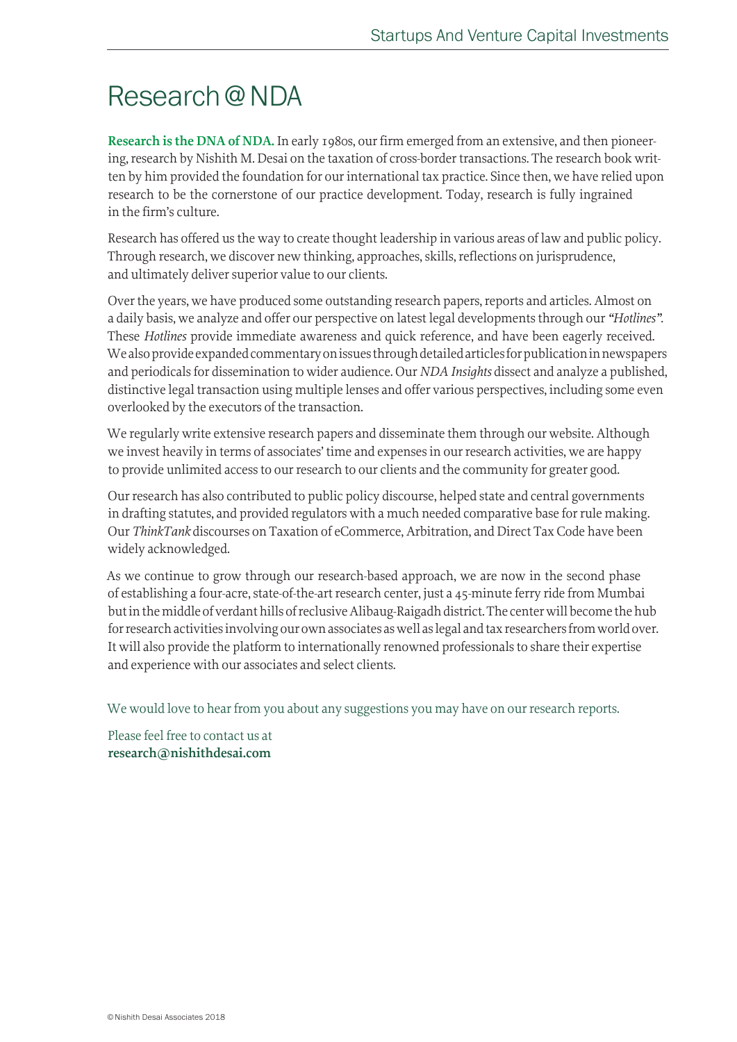# Research@NDA

**Research is the DNA of NDA.** In early 1980s, our firm emerged from an extensive, and then pioneering, research by Nishith M. Desai on the taxation of cross-border transactions. The research book written by him provided the foundation for our international tax practice. Since then, we have relied upon research to be the cornerstone of our practice development. Today, research is fully ingrained in the firm's culture.

Research has offered us the way to create thought leadership in various areas of law and public policy. Through research, we discover new thinking, approaches, skills, reflections on jurisprudence, and ultimately deliver superior value to our clients.

Over the years, we have produced some outstanding research papers, reports and articles. Almost on a daily basis, we analyze and offer our perspective on latest legal developments through our *"Hotlines"*. These *Hotlines* provide immediate awareness and quick reference, and have been eagerly received. We also provide expanded commentary on issues through detailed articles for publication in newspapers and periodicals for dissemination to wider audience. Our *NDA Insights* dissect and analyze a published, distinctive legal transaction using multiple lenses and offer various perspectives, including some even overlooked by the executors of the transaction.

We regularly write extensive research papers and disseminate them through our website. Although we invest heavily in terms of associates' time and expenses in our research activities, we are happy to provide unlimited access to our research to our clients and the community for greater good.

Our research has also contributed to public policy discourse, helped state and central governments in drafting statutes, and provided regulators with a much needed comparative base for rule making. Our *ThinkTank* discourses on Taxation of eCommerce, Arbitration, and Direct Tax Code have been widely acknowledged.

As we continue to grow through our research-based approach, we are now in the second phase of establishing a four-acre, state-of-the-art research center, just a 45-minute ferry ride from Mumbai but in the middle of verdant hills of reclusive Alibaug-Raigadh district. The center will become the hub for research activities involving our own associates as well as legal and tax researchers from world over. It will also provide the platform to internationally renowned professionals to share their expertise and experience with our associates and select clients.

We would love to hear from you about any suggestions you may have on our research reports.

Please feel free to contact us at
**research@nishithdesai.com**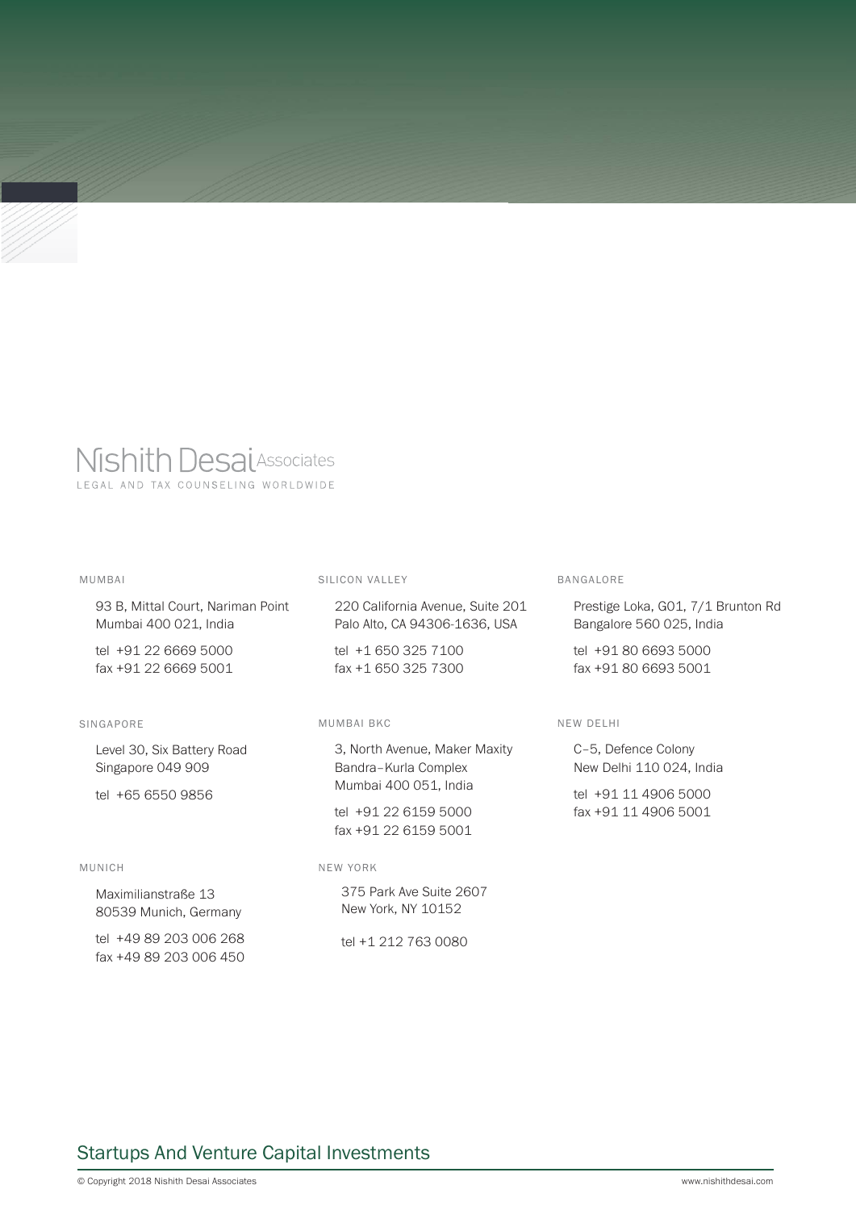Nishith Desai Associates

LEGAL AND TAX COUNSELING WORLDWIDE

MUMBAI

93 B, Mittal Court, Nariman Point
Mumbai 400 021, India

tel +91 22 6669 5000
fax +91 22 6669 5001

SILICON VALLEY

220 California Avenue, Suite 201
Palo Alto, CA 94306-1636, USA

tel +1 650 325 7100
fax +1 650 325 7300

BANGALORE

Prestige Loka, G01, 7/1 Brunton Rd
Bangalore 560 025, India

tel +91 80 6693 5000
fax +91 80 6693 5001

SINGAPORE

Level 30, Six Battery Road
Singapore 049 909

tel +65 6550 9856

MUMBAI BKC

3, North Avenue, Maker Maxity
Bandra–Kurla Complex
Mumbai 400 051, India

tel +91 22 6159 5000
fax +91 22 6159 5001

NEW DELHI

C–5, Defence Colony
New Delhi 110 024, India

tel +91 11 4906 5000
fax +91 11 4906 5001

MUNICH

Maximilianstraße 13
80539 Munich, Germany

tel +49 89 203 006 268
fax +49 89 203 006 450

NEW YORK

375 Park Ave Suite 2607
New York, NY 10152

tel +1 212 763 0080